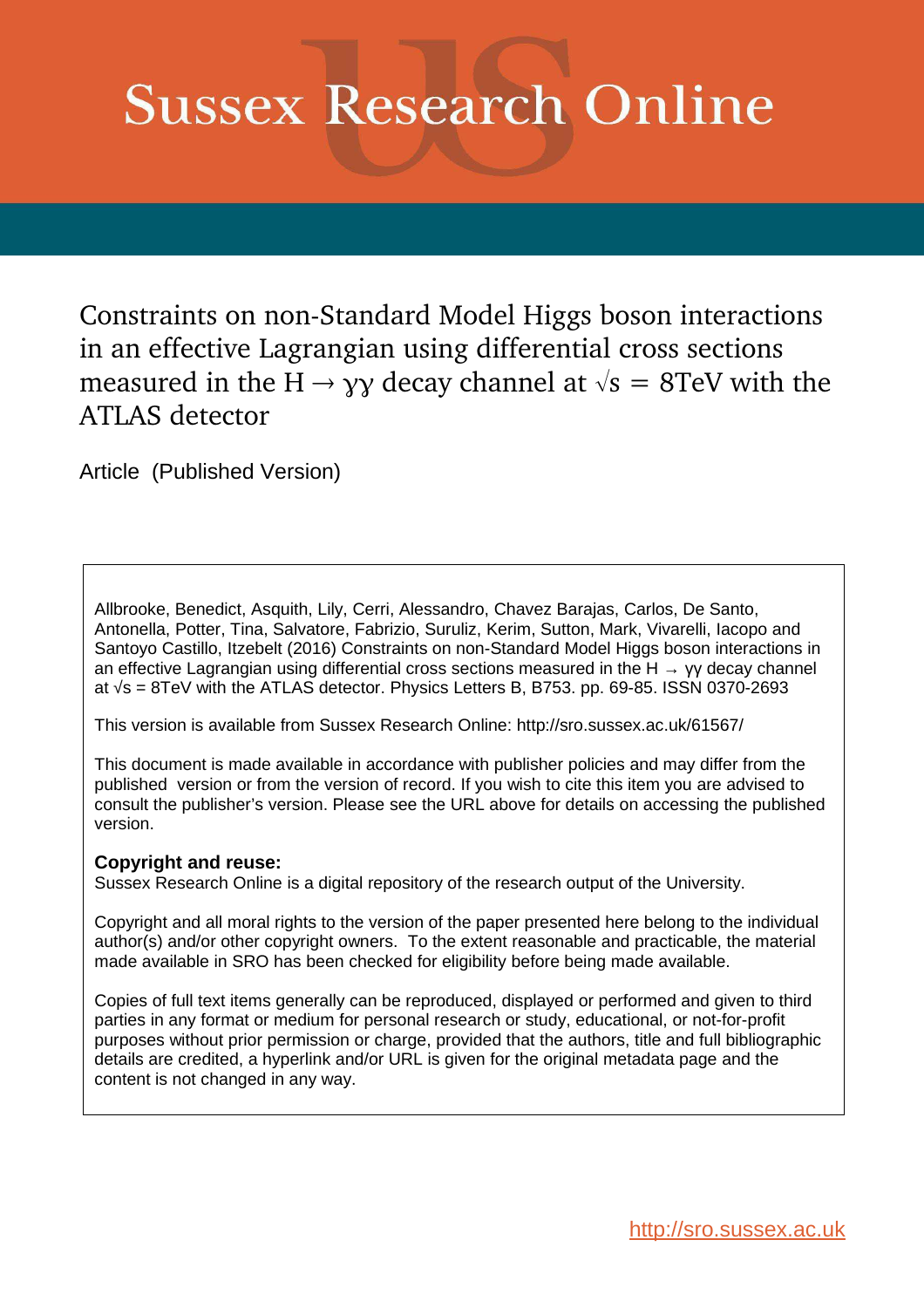# Sussex Research Online

## Constraints on non-Standard Model Higgs boson interactions in an effective Lagrangian using differential cross sections measured in the $H \rightarrow \gamma\gamma$ decay channel at $\sqrt{s} = 8$TeV with the ATLAS detector

Article (Published Version)

Allbrooke, Benedict, Asquith, Lily, Cerri, Alessandro, Chavez Barajas, Carlos, De Santo, Antonella, Potter, Tina, Salvatore, Fabrizio, Suruliz, Kerim, Sutton, Mark, Vivarelli, Iacopo and Santoyo Castillo, Itzebelt (2016) Constraints on non-Standard Model Higgs boson interactions in an effective Lagrangian using differential cross sections measured in the $H \rightarrow \gamma\gamma$ decay channel at $\sqrt{s} = 8$TeV with the ATLAS detector. Physics Letters B, B753. pp. 69-85. ISSN 0370-2693

This version is available from Sussex Research Online: http://sro.sussex.ac.uk/61567/

This document is made available in accordance with publisher policies and may differ from the published version or from the version of record. If you wish to cite this item you are advised to consult the publisher's version. Please see the URL above for details on accessing the published version.

**Copyright and reuse:**
Sussex Research Online is a digital repository of the research output of the University.

Copyright and all moral rights to the version of the paper presented here belong to the individual author(s) and/or other copyright owners. To the extent reasonable and practicable, the material made available in SRO has been checked for eligibility before being made available.

Copies of full text items generally can be reproduced, displayed or performed and given to third parties in any format or medium for personal research or study, educational, or not-for-profit purposes without prior permission or charge, provided that the authors, title and full bibliographic details are credited, a hyperlink and/or URL is given for the original metadata page and the content is not changed in any way.

http://sro.sussex.ac.uk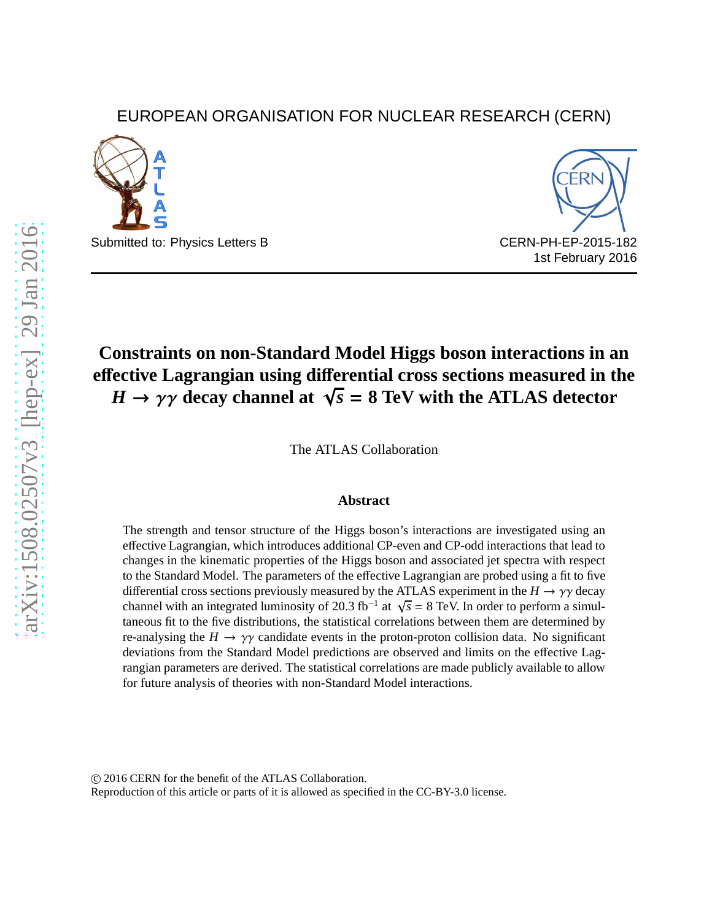EUROPEAN ORGANISATION FOR NUCLEAR RESEARCH (CERN)

Submitted to: Physics Letters B

CERN-PH-EP-2015-182
1st February 2016

# Constraints on non-Standard Model Higgs boson interactions in an effective Lagrangian using differential cross sections measured in the $H \to \gamma\gamma$ decay channel at $\sqrt{s} = 8$ TeV with the ATLAS detector

The ATLAS Collaboration

### Abstract

The strength and tensor structure of the Higgs boson's interactions are investigated using an effective Lagrangian, which introduces additional CP-even and CP-odd interactions that lead to changes in the kinematic properties of the Higgs boson and associated jet spectra with respect to the Standard Model. The parameters of the effective Lagrangian are probed using a fit to five differential cross sections previously measured by the ATLAS experiment in the $H \to \gamma\gamma$ decay channel with an integrated luminosity of 20.3 fb$^{-1}$ at $\sqrt{s} = 8$ TeV. In order to perform a simultaneous fit to the five distributions, the statistical correlations between them are determined by re-analysing the $H \to \gamma\gamma$ candidate events in the proton-proton collision data. No significant deviations from the Standard Model predictions are observed and limits on the effective Lagrangian parameters are derived. The statistical correlations are made publicly available to allow for future analysis of theories with non-Standard Model interactions.

© 2016 CERN for the benefit of the ATLAS Collaboration.
Reproduction of this article or parts of it is allowed as specified in the CC-BY-3.0 license.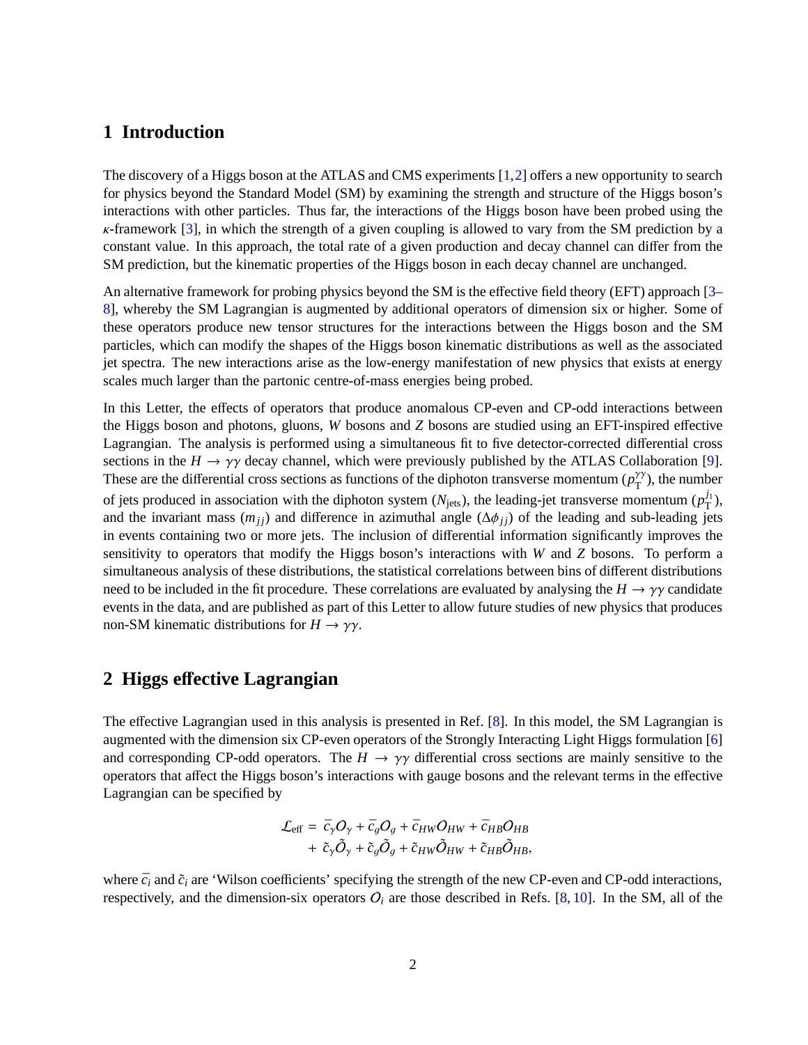## 1 Introduction

The discovery of a Higgs boson at the ATLAS and CMS experiments [1,2] offers a new opportunity to search for physics beyond the Standard Model (SM) by examining the strength and structure of the Higgs boson's interactions with other particles. Thus far, the interactions of the Higgs boson have been probed using the $\kappa$-framework [3], in which the strength of a given coupling is allowed to vary from the SM prediction by a constant value. In this approach, the total rate of a given production and decay channel can differ from the SM prediction, but the kinematic properties of the Higgs boson in each decay channel are unchanged.

An alternative framework for probing physics beyond the SM is the effective field theory (EFT) approach [3–8], whereby the SM Lagrangian is augmented by additional operators of dimension six or higher. Some of these operators produce new tensor structures for the interactions between the Higgs boson and the SM particles, which can modify the shapes of the Higgs boson kinematic distributions as well as the associated jet spectra. The new interactions arise as the low-energy manifestation of new physics that exists at energy scales much larger than the partonic centre-of-mass energies being probed.

In this Letter, the effects of operators that produce anomalous CP-even and CP-odd interactions between the Higgs boson and photons, gluons, $W$ bosons and $Z$ bosons are studied using an EFT-inspired effective Lagrangian. The analysis is performed using a simultaneous fit to five detector-corrected differential cross sections in the $H \to \gamma\gamma$ decay channel, which were previously published by the ATLAS Collaboration [9]. These are the differential cross sections as functions of the diphoton transverse momentum ($p_{\mathrm{T}}^{\gamma\gamma}$), the number of jets produced in association with the diphoton system ($N_{\mathrm{jets}}$), the leading-jet transverse momentum ($p_{\mathrm{T}}^{j_1}$), and the invariant mass ($m_{jj}$) and difference in azimuthal angle ($\Delta\phi_{jj}$) of the leading and sub-leading jets in events containing two or more jets. The inclusion of differential information significantly improves the sensitivity to operators that modify the Higgs boson's interactions with $W$ and $Z$ bosons. To perform a simultaneous analysis of these distributions, the statistical correlations between bins of different distributions need to be included in the fit procedure. These correlations are evaluated by analysing the $H \to \gamma\gamma$ candidate events in the data, and are published as part of this Letter to allow future studies of new physics that produces non-SM kinematic distributions for $H \to \gamma\gamma$.

## 2 Higgs effective Lagrangian

The effective Lagrangian used in this analysis is presented in Ref. [8]. In this model, the SM Lagrangian is augmented with the dimension six CP-even operators of the Strongly Interacting Light Higgs formulation [6] and corresponding CP-odd operators. The $H \to \gamma\gamma$ differential cross sections are mainly sensitive to the operators that affect the Higgs boson's interactions with gauge bosons and the relevant terms in the effective Lagrangian can be specified by

$$
\begin{aligned}
\mathcal{L}_{\mathrm{eff}} = {} & \bar{c}_{\gamma} O_{\gamma} + \bar{c}_{g} O_{g} + \bar{c}_{HW} O_{HW} + \bar{c}_{HB} O_{HB} \\
& + \tilde{c}_{\gamma} \tilde{O}_{\gamma} + \tilde{c}_{g} \tilde{O}_{g} + \tilde{c}_{HW} \tilde{O}_{HW} + \tilde{c}_{HB} \tilde{O}_{HB},
\end{aligned}
$$

where $\bar{c}_i$ and $\tilde{c}_i$ are 'Wilson coefficients' specifying the strength of the new CP-even and CP-odd interactions, respectively, and the dimension-six operators $O_i$ are those described in Refs. [8, 10]. In the SM, all of the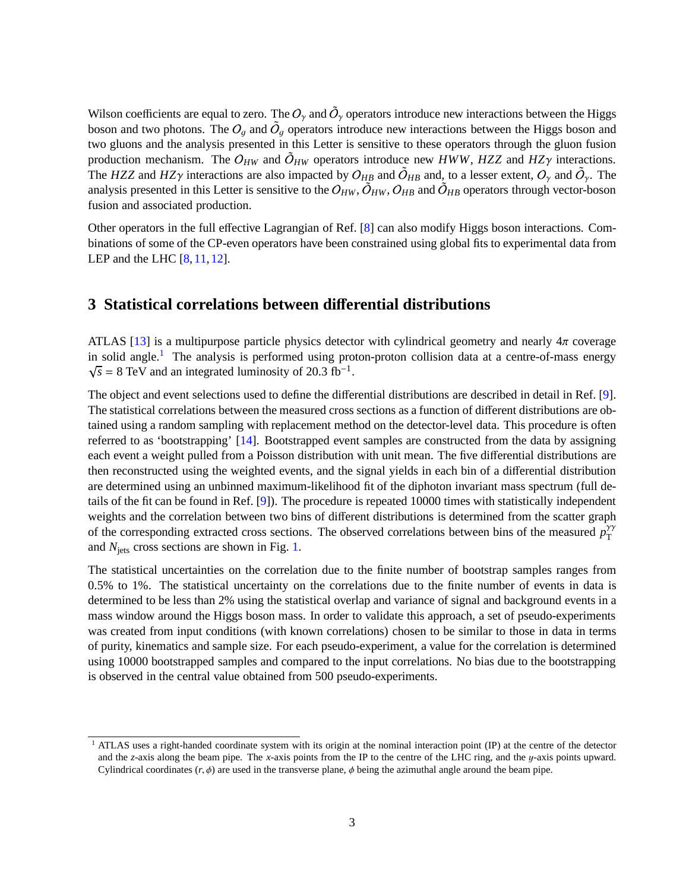Wilson coefficients are equal to zero. The $O_\gamma$ and $\tilde{O}_\gamma$ operators introduce new interactions between the Higgs boson and two photons. The $O_g$ and $\tilde{O}_g$ operators introduce new interactions between the Higgs boson and two gluons and the analysis presented in this Letter is sensitive to these operators through the gluon fusion production mechanism. The $O_{HW}$ and $\tilde{O}_{HW}$ operators introduce new $HWW$, $HZZ$ and $HZ\gamma$ interactions. The $HZZ$ and $HZ\gamma$ interactions are also impacted by $O_{HB}$ and $\tilde{O}_{HB}$ and, to a lesser extent, $O_\gamma$ and $\tilde{O}_\gamma$. The analysis presented in this Letter is sensitive to the $O_{HW}$, $\tilde{O}_{HW}$, $O_{HB}$ and $\tilde{O}_{HB}$ operators through vector-boson fusion and associated production.

Other operators in the full effective Lagrangian of Ref. [8] can also modify Higgs boson interactions. Combinations of some of the CP-even operators have been constrained using global fits to experimental data from LEP and the LHC [8, 11, 12].

## 3 Statistical correlations between differential distributions

ATLAS [13] is a multipurpose particle physics detector with cylindrical geometry and nearly $4\pi$ coverage in solid angle.[1] The analysis is performed using proton-proton collision data at a centre-of-mass energy $\sqrt{s} = 8$ TeV and an integrated luminosity of 20.3 fb$^{-1}$.

The object and event selections used to define the differential distributions are described in detail in Ref. [9]. The statistical correlations between the measured cross sections as a function of different distributions are obtained using a random sampling with replacement method on the detector-level data. This procedure is often referred to as 'bootstrapping' [14]. Bootstrapped event samples are constructed from the data by assigning each event a weight pulled from a Poisson distribution with unit mean. The five differential distributions are then reconstructed using the weighted events, and the signal yields in each bin of a differential distribution are determined using an unbinned maximum-likelihood fit of the diphoton invariant mass spectrum (full details of the fit can be found in Ref. [9]). The procedure is repeated 10000 times with statistically independent weights and the correlation between two bins of different distributions is determined from the scatter graph of the corresponding extracted cross sections. The observed correlations between bins of the measured $p_{\mathrm{T}}^{\gamma\gamma}$ and $N_{\mathrm{jets}}$ cross sections are shown in Fig. 1.

The statistical uncertainties on the correlation due to the finite number of bootstrap samples ranges from 0.5% to 1%. The statistical uncertainty on the correlations due to the finite number of events in data is determined to be less than 2% using the statistical overlap and variance of signal and background events in a mass window around the Higgs boson mass. In order to validate this approach, a set of pseudo-experiments was created from input conditions (with known correlations) chosen to be similar to those in data in terms of purity, kinematics and sample size. For each pseudo-experiment, a value for the correlation is determined using 10000 bootstrapped samples and compared to the input correlations. No bias due to the bootstrapping is observed in the central value obtained from 500 pseudo-experiments.

---

[1] ATLAS uses a right-handed coordinate system with its origin at the nominal interaction point (IP) at the centre of the detector and the $z$-axis along the beam pipe. The $x$-axis points from the IP to the centre of the LHC ring, and the $y$-axis points upward. Cylindrical coordinates $(r, \phi)$ are used in the transverse plane, $\phi$ being the azimuthal angle around the beam pipe.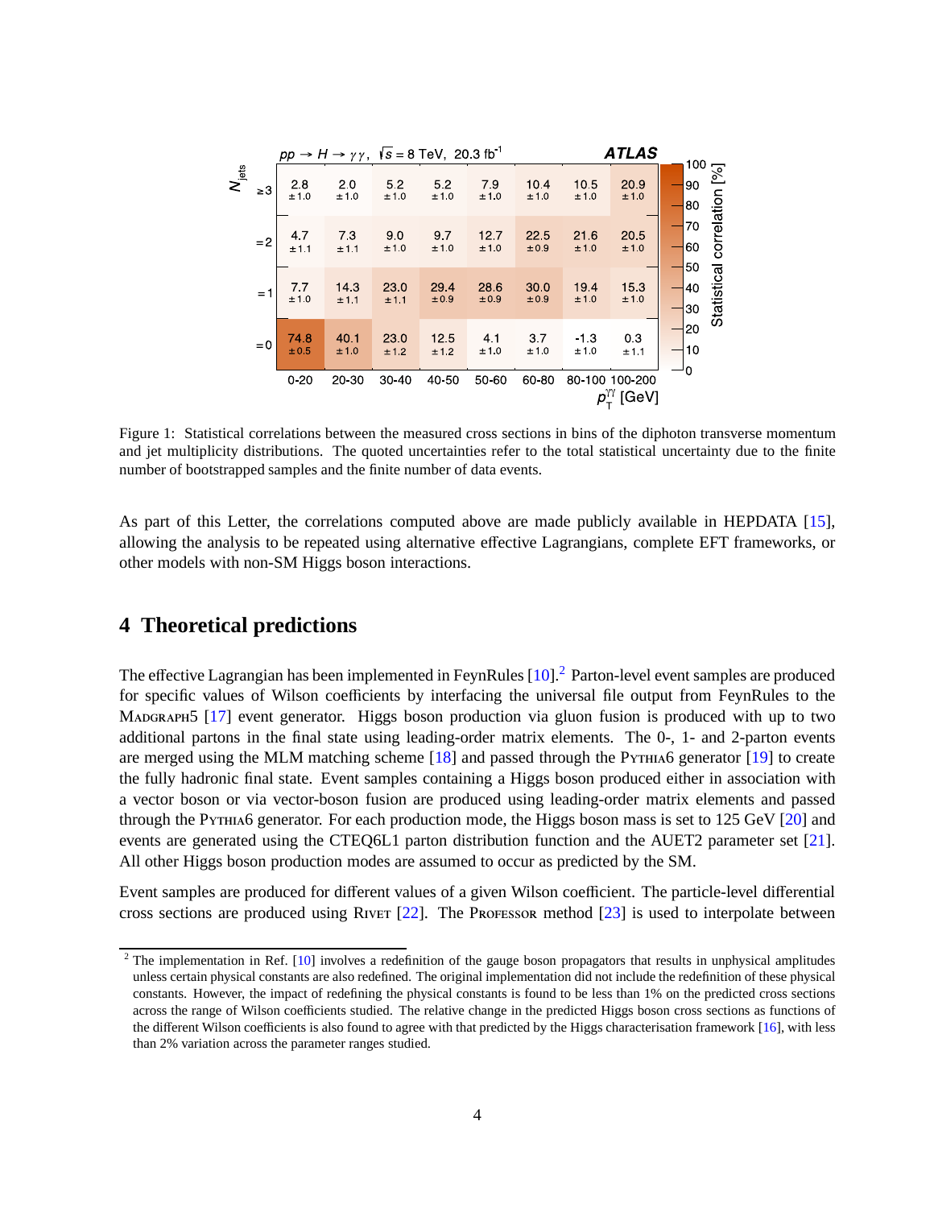| $N_{jets}$ | 0-20 | 20-30 | 30-40 | 40-50 | 50-60 | 60-80 | 80-100 | 100-200 |
|---|---|---|---|---|---|---|---|---|
| ≥3 | 2.8 ± 1.0 | 2.0 ± 1.0 | 5.2 ± 1.0 | 5.2 ± 1.0 | 7.9 ± 1.0 | 10.4 ± 1.0 | 10.5 ± 1.0 | 20.9 ± 1.0 |
| =2 | 4.7 ± 1.1 | 7.3 ± 1.1 | 9.0 ± 1.0 | 9.7 ± 1.0 | 12.7 ± 1.0 | 22.5 ± 0.9 | 21.6 ± 1.0 | 20.5 ± 1.0 |
| =1 | 7.7 ± 1.0 | 14.3 ± 1.1 | 23.0 ± 1.1 | 29.4 ± 0.9 | 28.6 ± 0.9 | 30.0 ± 0.9 | 19.4 ± 1.0 | 15.3 ± 1.0 |
| =0 | 74.8 ± 0.5 | 40.1 ± 1.0 | 23.0 ± 1.2 | 12.5 ± 1.2 | 4.1 ± 1.0 | 3.7 ± 1.0 | -1.3 ± 1.0 | 0.3 ± 1.1 |

$pp \to H \to \gamma\gamma$, $\sqrt{s} = 8$ TeV, 20.3 fb$^{-1}$ — ATLAS. Columns: $p_{\mathrm{T}}^{\gamma\gamma}$ [GeV]. Values: Statistical correlation [%].

Figure 1: Statistical correlations between the measured cross sections in bins of the diphoton transverse momentum and jet multiplicity distributions. The quoted uncertainties refer to the total statistical uncertainty due to the finite number of bootstrapped samples and the finite number of data events.

As part of this Letter, the correlations computed above are made publicly available in HEPDATA [15], allowing the analysis to be repeated using alternative effective Lagrangians, complete EFT frameworks, or other models with non-SM Higgs boson interactions.

## 4 Theoretical predictions

The effective Lagrangian has been implemented in FeynRules [10].[2] Parton-level event samples are produced for specific values of Wilson coefficients by interfacing the universal file output from FeynRules to the MadGraph5 [17] event generator. Higgs boson production via gluon fusion is produced with up to two additional partons in the final state using leading-order matrix elements. The 0-, 1- and 2-parton events are merged using the MLM matching scheme [18] and passed through the Pythia6 generator [19] to create the fully hadronic final state. Event samples containing a Higgs boson produced either in association with a vector boson or via vector-boson fusion are produced using leading-order matrix elements and passed through the Pythia6 generator. For each production mode, the Higgs boson mass is set to 125 GeV [20] and events are generated using the CTEQ6L1 parton distribution function and the AUET2 parameter set [21]. All other Higgs boson production modes are assumed to occur as predicted by the SM.

Event samples are produced for different values of a given Wilson coefficient. The particle-level differential cross sections are produced using Rivet [22]. The Professor method [23] is used to interpolate between

[2] The implementation in Ref. [10] involves a redefinition of the gauge boson propagators that results in unphysical amplitudes unless certain physical constants are also redefined. The original implementation did not include the redefinition of these physical constants. However, the impact of redefining the physical constants is found to be less than 1% on the predicted cross sections across the range of Wilson coefficients studied. The relative change in the predicted Higgs boson cross sections as functions of the different Wilson coefficients is also found to agree with that predicted by the Higgs characterisation framework [16], with less than 2% variation across the parameter ranges studied.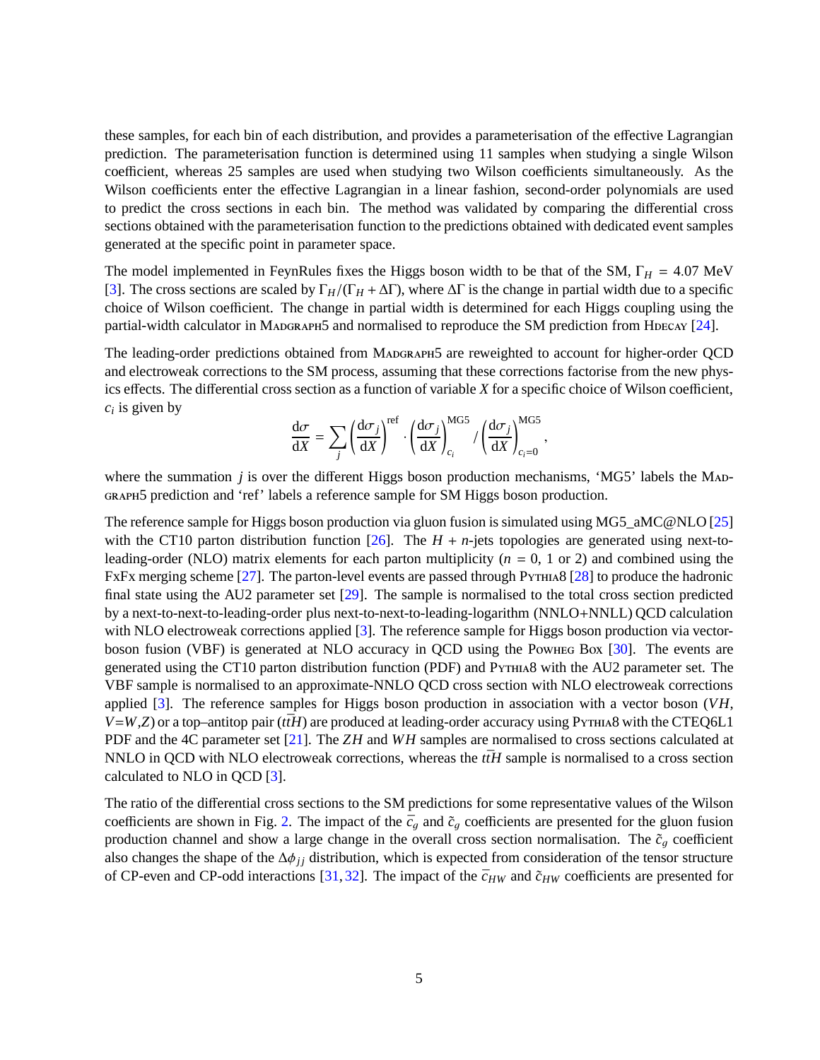these samples, for each bin of each distribution, and provides a parameterisation of the effective Lagrangian prediction. The parameterisation function is determined using 11 samples when studying a single Wilson coefficient, whereas 25 samples are used when studying two Wilson coefficients simultaneously. As the Wilson coefficients enter the effective Lagrangian in a linear fashion, second-order polynomials are used to predict the cross sections in each bin. The method was validated by comparing the differential cross sections obtained with the parameterisation function to the predictions obtained with dedicated event samples generated at the specific point in parameter space.

The model implemented in FeynRules fixes the Higgs boson width to be that of the SM, $\Gamma_H = 4.07$ MeV [3]. The cross sections are scaled by $\Gamma_H/(\Gamma_H + \Delta\Gamma)$, where $\Delta\Gamma$ is the change in partial width due to a specific choice of Wilson coefficient. The change in partial width is determined for each Higgs coupling using the partial-width calculator in MADGRAPH5 and normalised to reproduce the SM prediction from HDECAY [24].

The leading-order predictions obtained from MADGRAPH5 are reweighted to account for higher-order QCD and electroweak corrections to the SM process, assuming that these corrections factorise from the new physics effects. The differential cross section as a function of variable $X$ for a specific choice of Wilson coefficient, $c_i$ is given by

$$\frac{\mathrm{d}\sigma}{\mathrm{d}X} = \sum_j \left(\frac{\mathrm{d}\sigma_j}{\mathrm{d}X}\right)^{\mathrm{ref}} \cdot \left(\frac{\mathrm{d}\sigma_j}{\mathrm{d}X}\right)^{\mathrm{MG5}}_{c_i} / \left(\frac{\mathrm{d}\sigma_j}{\mathrm{d}X}\right)^{\mathrm{MG5}}_{c_i=0},$$

where the summation $j$ is over the different Higgs boson production mechanisms, 'MG5' labels the MADGRAPH5 prediction and 'ref' labels a reference sample for SM Higgs boson production.

The reference sample for Higgs boson production via gluon fusion is simulated using MG5_aMC@NLO [25] with the CT10 parton distribution function [26]. The $H + n$-jets topologies are generated using next-to-leading-order (NLO) matrix elements for each parton multiplicity ($n$ = 0, 1 or 2) and combined using the FxFx merging scheme [27]. The parton-level events are passed through PYTHIA8 [28] to produce the hadronic final state using the AU2 parameter set [29]. The sample is normalised to the total cross section predicted by a next-to-next-to-leading-order plus next-to-next-to-leading-logarithm (NNLO+NNLL) QCD calculation with NLO electroweak corrections applied [3]. The reference sample for Higgs boson production via vector-boson fusion (VBF) is generated at NLO accuracy in QCD using the POWHEG BOX [30]. The events are generated using the CT10 parton distribution function (PDF) and PYTHIA8 with the AU2 parameter set. The VBF sample is normalised to an approximate-NNLO QCD cross section with NLO electroweak corrections applied [3]. The reference samples for Higgs boson production in association with a vector boson ($VH$, $V$=$W$,$Z$) or a top–antitop pair ($t\bar{t}H$) are produced at leading-order accuracy using PYTHIA8 with the CTEQ6L1 PDF and the 4C parameter set [21]. The $ZH$ and $WH$ samples are normalised to cross sections calculated at NNLO in QCD with NLO electroweak corrections, whereas the $t\bar{t}H$ sample is normalised to a cross section calculated to NLO in QCD [3].

The ratio of the differential cross sections to the SM predictions for some representative values of the Wilson coefficients are shown in Fig. 2. The impact of the $\bar{c}_g$ and $\tilde{c}_g$ coefficients are presented for the gluon fusion production channel and show a large change in the overall cross section normalisation. The $\tilde{c}_g$ coefficient also changes the shape of the $\Delta\phi_{jj}$ distribution, which is expected from consideration of the tensor structure of CP-even and CP-odd interactions [31, 32]. The impact of the $\bar{c}_{HW}$ and $\tilde{c}_{HW}$ coefficients are presented for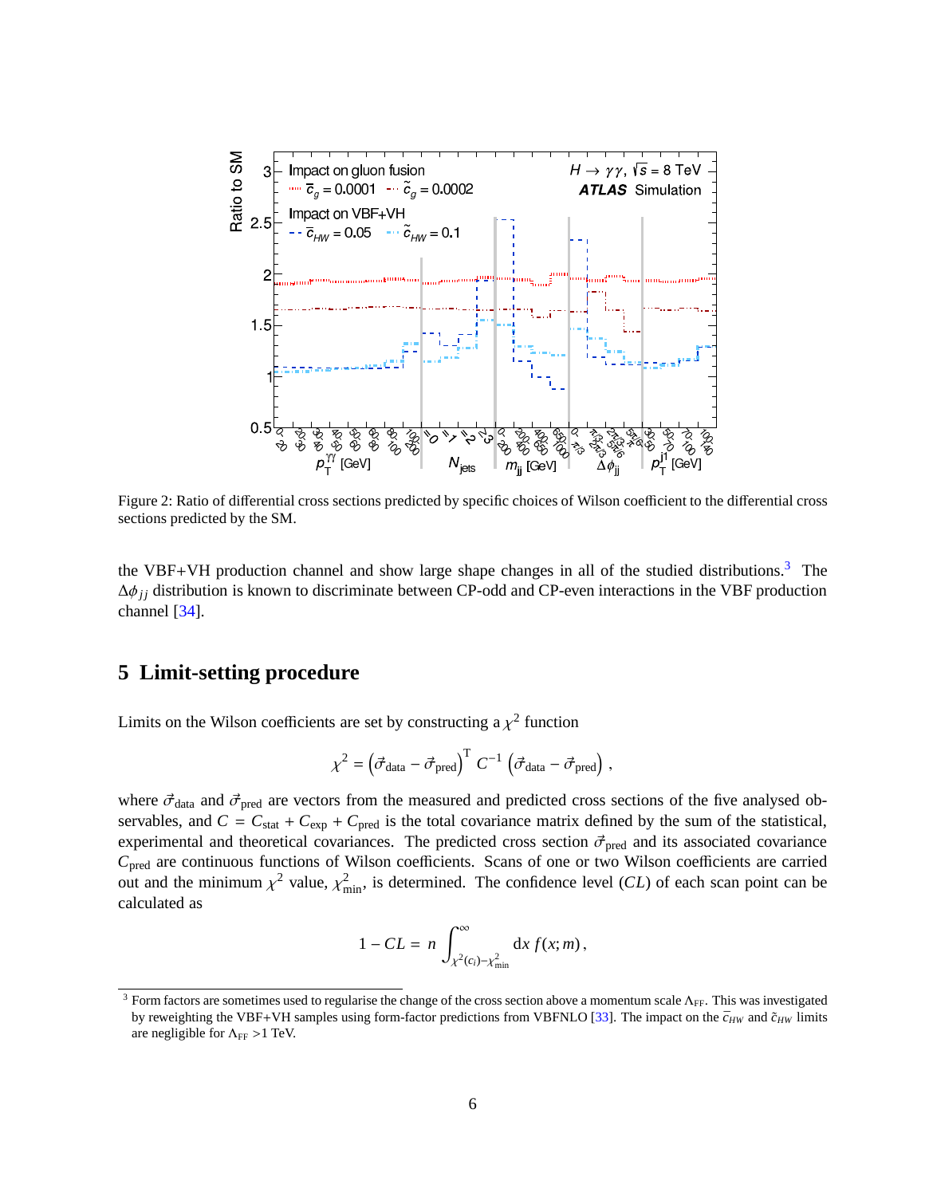Figure 2: Ratio of differential cross sections predicted by specific choices of Wilson coefficient to the differential cross sections predicted by the SM.

the VBF+VH production channel and show large shape changes in all of the studied distributions.[3] The $\Delta\phi_{jj}$ distribution is known to discriminate between CP-odd and CP-even interactions in the VBF production channel [34].

## 5 Limit-setting procedure

Limits on the Wilson coefficients are set by constructing a $\chi^2$ function

$$\chi^2 = \left(\vec{\sigma}_{\text{data}} - \vec{\sigma}_{\text{pred}}\right)^{\text{T}} C^{-1} \left(\vec{\sigma}_{\text{data}} - \vec{\sigma}_{\text{pred}}\right),$$

where $\vec{\sigma}_{\text{data}}$ and $\vec{\sigma}_{\text{pred}}$ are vectors from the measured and predicted cross sections of the five analysed observables, and $C = C_{\text{stat}} + C_{\text{exp}} + C_{\text{pred}}$ is the total covariance matrix defined by the sum of the statistical, experimental and theoretical covariances. The predicted cross section $\vec{\sigma}_{\text{pred}}$ and its associated covariance $C_{\text{pred}}$ are continuous functions of Wilson coefficients. Scans of one or two Wilson coefficients are carried out and the minimum $\chi^2$ value, $\chi^2_{\text{min}}$, is determined. The confidence level ($CL$) of each scan point can be calculated as

$$1 - CL = n \int_{\chi^2(c_i) - \chi^2_{\text{min}}}^{\infty} \text{d}x\, f(x; m),$$

[3] Form factors are sometimes used to regularise the change of the cross section above a momentum scale $\Lambda_{\text{FF}}$. This was investigated by reweighting the VBF+VH samples using form-factor predictions from VBFNLO [33]. The impact on the $\bar{c}_{HW}$ and $\tilde{c}_{HW}$ limits are negligible for $\Lambda_{\text{FF}} > 1$ TeV.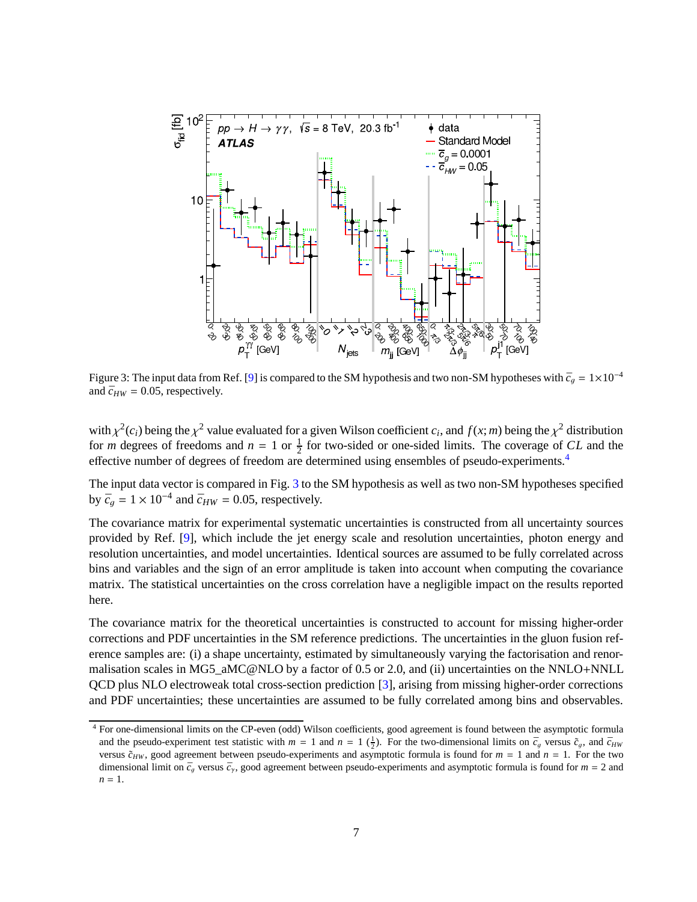Figure 3: The input data from Ref. [9] is compared to the SM hypothesis and two non-SM hypotheses with $\bar{c}_g = 1 \times 10^{-4}$ and $\bar{c}_{HW} = 0.05$, respectively.

with $\chi^2(c_i)$ being the $\chi^2$ value evaluated for a given Wilson coefficient $c_i$, and $f(x; m)$ being the $\chi^2$ distribution for $m$ degrees of freedoms and $n = 1$ or $\frac{1}{2}$ for two-sided or one-sided limits. The coverage of $CL$ and the effective number of degrees of freedom are determined using ensembles of pseudo-experiments.[4]

The input data vector is compared in Fig. 3 to the SM hypothesis as well as two non-SM hypotheses specified by $\bar{c}_g = 1 \times 10^{-4}$ and $\bar{c}_{HW} = 0.05$, respectively.

The covariance matrix for experimental systematic uncertainties is constructed from all uncertainty sources provided by Ref. [9], which include the jet energy scale and resolution uncertainties, photon energy and resolution uncertainties, and model uncertainties. Identical sources are assumed to be fully correlated across bins and variables and the sign of an error amplitude is taken into account when computing the covariance matrix. The statistical uncertainties on the cross correlation have a negligible impact on the results reported here.

The covariance matrix for the theoretical uncertainties is constructed to account for missing higher-order corrections and PDF uncertainties in the SM reference predictions. The uncertainties in the gluon fusion reference samples are: (i) a shape uncertainty, estimated by simultaneously varying the factorisation and renormalisation scales in MG5_aMC@NLO by a factor of 0.5 or 2.0, and (ii) uncertainties on the NNLO+NNLL QCD plus NLO electroweak total cross-section prediction [3], arising from missing higher-order corrections and PDF uncertainties; these uncertainties are assumed to be fully correlated among bins and observables.

[4] For one-dimensional limits on the CP-even (odd) Wilson coefficients, good agreement is found between the asymptotic formula and the pseudo-experiment test statistic with $m = 1$ and $n = 1$ ($\frac{1}{2}$). For the two-dimensional limits on $\bar{c}_g$ versus $\tilde{c}_g$, and $\bar{c}_{HW}$ versus $\tilde{c}_{HW}$, good agreement between pseudo-experiments and asymptotic formula is found for $m = 1$ and $n = 1$. For the two dimensional limit on $\bar{c}_g$ versus $\bar{c}_\gamma$, good agreement between pseudo-experiments and asymptotic formula is found for $m = 2$ and $n = 1$.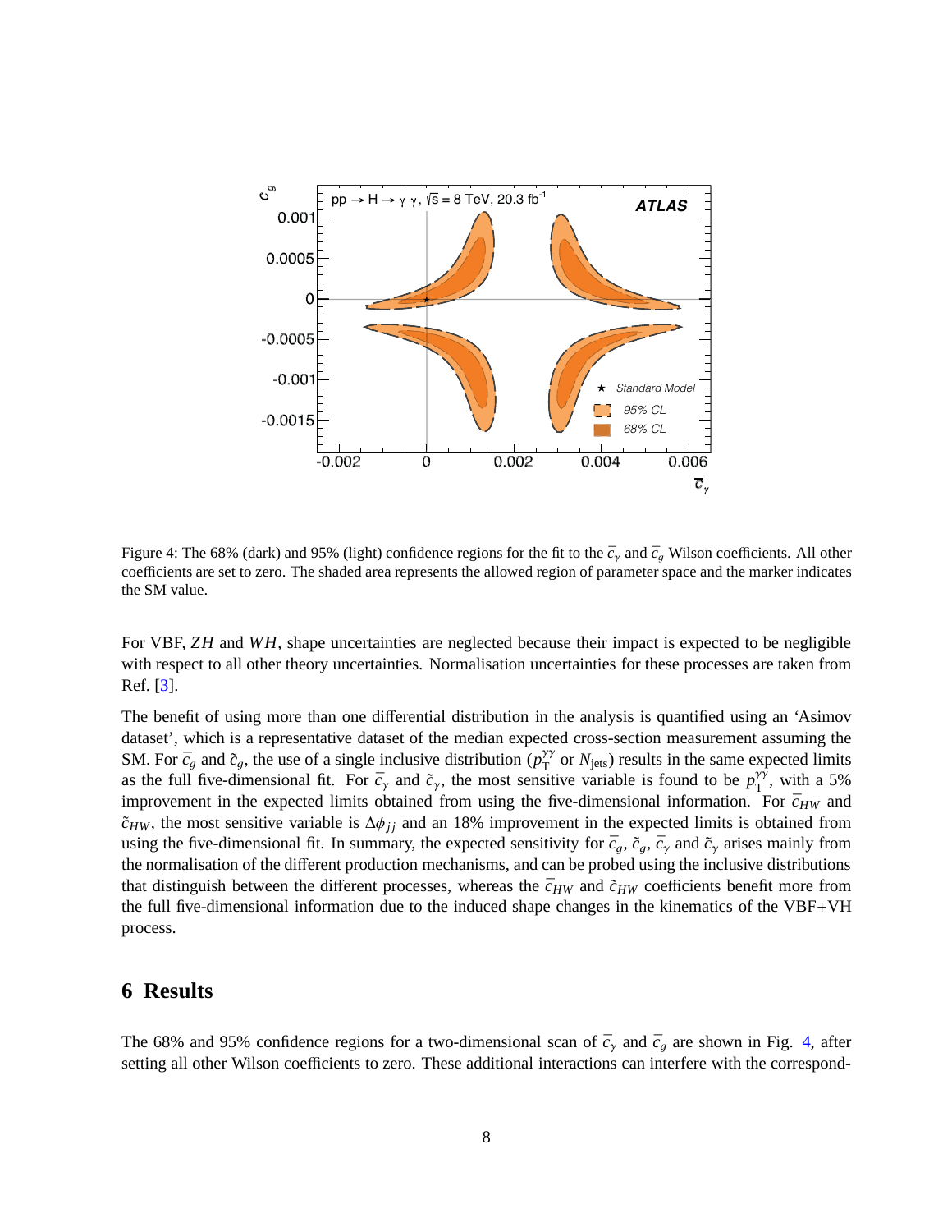Figure 4: The 68% (dark) and 95% (light) confidence regions for the fit to the $\bar{c}_\gamma$ and $\bar{c}_g$ Wilson coefficients. All other coefficients are set to zero. The shaded area represents the allowed region of parameter space and the marker indicates the SM value.

For VBF, $ZH$ and $WH$, shape uncertainties are neglected because their impact is expected to be negligible with respect to all other theory uncertainties. Normalisation uncertainties for these processes are taken from Ref. [3].

The benefit of using more than one differential distribution in the analysis is quantified using an 'Asimov dataset', which is a representative dataset of the median expected cross-section measurement assuming the SM. For $\bar{c}_g$ and $\tilde{c}_g$, the use of a single inclusive distribution ($p_T^{\gamma\gamma}$ or $N_{\text{jets}}$) results in the same expected limits as the full five-dimensional fit. For $\bar{c}_\gamma$ and $\tilde{c}_\gamma$, the most sensitive variable is found to be $p_T^{\gamma\gamma}$, with a 5% improvement in the expected limits obtained from using the five-dimensional information. For $\bar{c}_{HW}$ and $\tilde{c}_{HW}$, the most sensitive variable is $\Delta\phi_{jj}$ and an 18% improvement in the expected limits is obtained from using the five-dimensional fit. In summary, the expected sensitivity for $\bar{c}_g$, $\tilde{c}_g$, $\bar{c}_\gamma$ and $\tilde{c}_\gamma$ arises mainly from the normalisation of the different production mechanisms, and can be probed using the inclusive distributions that distinguish between the different processes, whereas the $\bar{c}_{HW}$ and $\tilde{c}_{HW}$ coefficients benefit more from the full five-dimensional information due to the induced shape changes in the kinematics of the VBF+VH process.

## 6 Results

The 68% and 95% confidence regions for a two-dimensional scan of $\bar{c}_\gamma$ and $\bar{c}_g$ are shown in Fig. 4, after setting all other Wilson coefficients to zero. These additional interactions can interfere with the correspond-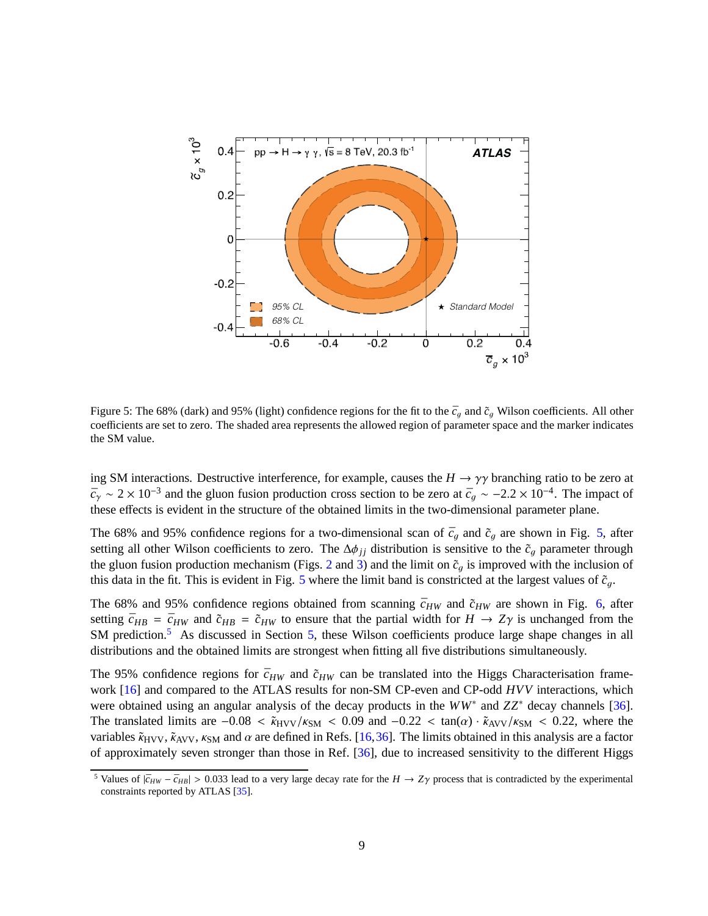Figure 5: The 68% (dark) and 95% (light) confidence regions for the fit to the $\bar{c}_g$ and $\tilde{c}_g$ Wilson coefficients. All other coefficients are set to zero. The shaded area represents the allowed region of parameter space and the marker indicates the SM value.

ing SM interactions. Destructive interference, for example, causes the $H \to \gamma\gamma$ branching ratio to be zero at $\bar{c}_\gamma \sim 2 \times 10^{-3}$ and the gluon fusion production cross section to be zero at $\bar{c}_g \sim -2.2 \times 10^{-4}$. The impact of these effects is evident in the structure of the obtained limits in the two-dimensional parameter plane.

The 68% and 95% confidence regions for a two-dimensional scan of $\bar{c}_g$ and $\tilde{c}_g$ are shown in Fig. 5, after setting all other Wilson coefficients to zero. The $\Delta\phi_{jj}$ distribution is sensitive to the $\tilde{c}_g$ parameter through the gluon fusion production mechanism (Figs. 2 and 3) and the limit on $\tilde{c}_g$ is improved with the inclusion of this data in the fit. This is evident in Fig. 5 where the limit band is constricted at the largest values of $\tilde{c}_g$.

The 68% and 95% confidence regions obtained from scanning $\bar{c}_{HW}$ and $\tilde{c}_{HW}$ are shown in Fig. 6, after setting $\bar{c}_{HB} = \bar{c}_{HW}$ and $\tilde{c}_{HB} = \tilde{c}_{HW}$ to ensure that the partial width for $H \to Z\gamma$ is unchanged from the SM prediction.[5] As discussed in Section 5, these Wilson coefficients produce large shape changes in all distributions and the obtained limits are strongest when fitting all five distributions simultaneously.

The 95% confidence regions for $\bar{c}_{HW}$ and $\tilde{c}_{HW}$ can be translated into the Higgs Characterisation framework [16] and compared to the ATLAS results for non-SM CP-even and CP-odd $HVV$ interactions, which were obtained using an angular analysis of the decay products in the $WW^*$ and $ZZ^*$ decay channels [36]. The translated limits are $-0.08 < \tilde{\kappa}_{\mathrm{HVV}}/\kappa_{\mathrm{SM}} < 0.09$ and $-0.22 < \tan(\alpha) \cdot \tilde{\kappa}_{\mathrm{AVV}}/\kappa_{\mathrm{SM}} < 0.22$, where the variables $\tilde{\kappa}_{\mathrm{HVV}}$, $\tilde{\kappa}_{\mathrm{AVV}}$, $\kappa_{\mathrm{SM}}$ and $\alpha$ are defined in Refs. [16,36]. The limits obtained in this analysis are a factor of approximately seven stronger than those in Ref. [36], due to increased sensitivity to the different Higgs

[5] Values of $|\bar{c}_{HW} - \bar{c}_{HB}| > 0.033$ lead to a very large decay rate for the $H \to Z\gamma$ process that is contradicted by the experimental constraints reported by ATLAS [35].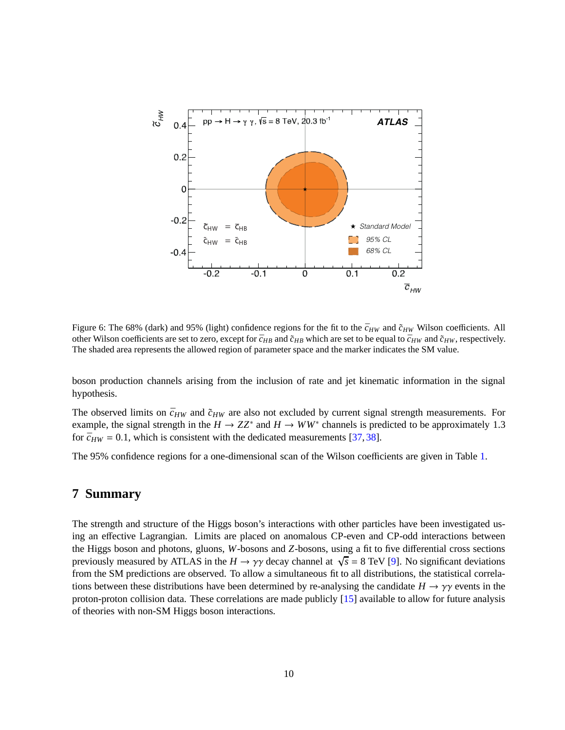Figure 6: The 68% (dark) and 95% (light) confidence regions for the fit to the $\bar{c}_{HW}$ and $\tilde{c}_{HW}$ Wilson coefficients. All other Wilson coefficients are set to zero, except for $\bar{c}_{HB}$ and $\tilde{c}_{HB}$ which are set to be equal to $\bar{c}_{HW}$ and $\tilde{c}_{HW}$, respectively. The shaded area represents the allowed region of parameter space and the marker indicates the SM value.

boson production channels arising from the inclusion of rate and jet kinematic information in the signal hypothesis.

The observed limits on $\bar{c}_{HW}$ and $\tilde{c}_{HW}$ are also not excluded by current signal strength measurements. For example, the signal strength in the $H \to ZZ^*$ and $H \to WW^*$ channels is predicted to be approximately 1.3 for $\bar{c}_{HW} = 0.1$, which is consistent with the dedicated measurements [37, 38].

The 95% confidence regions for a one-dimensional scan of the Wilson coefficients are given in Table 1.

## 7 Summary

The strength and structure of the Higgs boson's interactions with other particles have been investigated using an effective Lagrangian. Limits are placed on anomalous CP-even and CP-odd interactions between the Higgs boson and photons, gluons, $W$-bosons and $Z$-bosons, using a fit to five differential cross sections previously measured by ATLAS in the $H \to \gamma\gamma$ decay channel at $\sqrt{s} = 8$ TeV [9]. No significant deviations from the SM predictions are observed. To allow a simultaneous fit to all distributions, the statistical correlations between these distributions have been determined by re-analysing the candidate $H \to \gamma\gamma$ events in the proton-proton collision data. These correlations are made publicly [15] available to allow for future analysis of theories with non-SM Higgs boson interactions.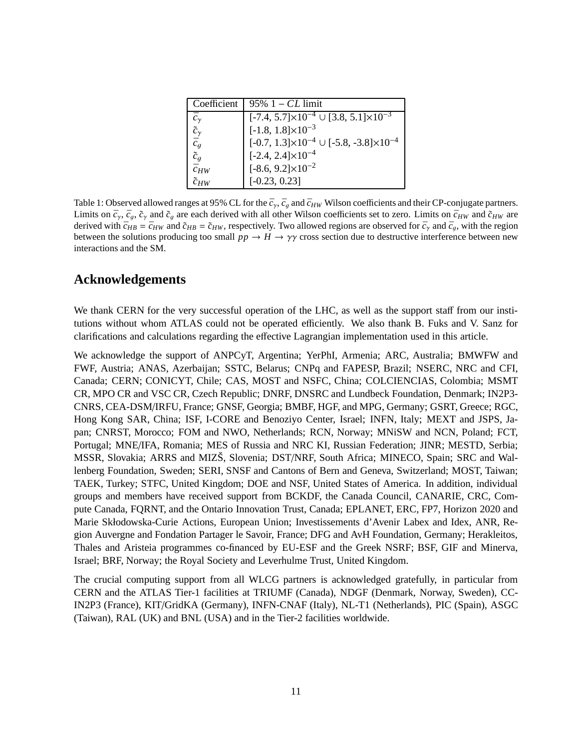| Coefficient | 95% $1 - CL$ limit |
| --- | --- |
| $\bar{c}_\gamma$ | [-7.4, 5.7]$\times 10^{-4}$ $\cup$ [3.8, 5.1]$\times 10^{-3}$ |
| $\tilde{c}_\gamma$ | [-1.8, 1.8]$\times 10^{-3}$ |
| $\bar{c}_g$ | [-0.7, 1.3]$\times 10^{-4}$ $\cup$ [-5.8, -3.8]$\times 10^{-4}$ |
| $\tilde{c}_g$ | [-2.4, 2.4]$\times 10^{-4}$ |
| $\bar{c}_{HW}$ | [-8.6, 9.2]$\times 10^{-2}$ |
| $\tilde{c}_{HW}$ | [-0.23, 0.23] |

Table 1: Observed allowed ranges at 95% CL for the $\bar{c}_\gamma$, $\bar{c}_g$ and $\bar{c}_{HW}$ Wilson coefficients and their CP-conjugate partners. Limits on $\bar{c}_\gamma$, $\bar{c}_g$, $\tilde{c}_\gamma$ and $\tilde{c}_g$ are each derived with all other Wilson coefficients set to zero. Limits on $\bar{c}_{HW}$ and $\tilde{c}_{HW}$ are derived with $\bar{c}_{HB} = \bar{c}_{HW}$ and $\tilde{c}_{HB} = \tilde{c}_{HW}$, respectively. Two allowed regions are observed for $\bar{c}_\gamma$ and $\bar{c}_g$, with the region between the solutions producing too small $pp \to H \to \gamma\gamma$ cross section due to destructive interference between new interactions and the SM.

## Acknowledgements

We thank CERN for the very successful operation of the LHC, as well as the support staff from our institutions without whom ATLAS could not be operated efficiently. We also thank B. Fuks and V. Sanz for clarifications and calculations regarding the effective Lagrangian implementation used in this article.

We acknowledge the support of ANPCyT, Argentina; YerPhI, Armenia; ARC, Australia; BMWFW and FWF, Austria; ANAS, Azerbaijan; SSTC, Belarus; CNPq and FAPESP, Brazil; NSERC, NRC and CFI, Canada; CERN; CONICYT, Chile; CAS, MOST and NSFC, China; COLCIENCIAS, Colombia; MSMT CR, MPO CR and VSC CR, Czech Republic; DNRF, DNSRC and Lundbeck Foundation, Denmark; IN2P3-CNRS, CEA-DSM/IRFU, France; GNSF, Georgia; BMBF, HGF, and MPG, Germany; GSRT, Greece; RGC, Hong Kong SAR, China; ISF, I-CORE and Benoziyo Center, Israel; INFN, Italy; MEXT and JSPS, Japan; CNRST, Morocco; FOM and NWO, Netherlands; RCN, Norway; MNiSW and NCN, Poland; FCT, Portugal; MNE/IFA, Romania; MES of Russia and NRC KI, Russian Federation; JINR; MESTD, Serbia; MSSR, Slovakia; ARRS and MIZŠ, Slovenia; DST/NRF, South Africa; MINECO, Spain; SRC and Wallenberg Foundation, Sweden; SERI, SNSF and Cantons of Bern and Geneva, Switzerland; MOST, Taiwan; TAEK, Turkey; STFC, United Kingdom; DOE and NSF, United States of America. In addition, individual groups and members have received support from BCKDF, the Canada Council, CANARIE, CRC, Compute Canada, FQRNT, and the Ontario Innovation Trust, Canada; EPLANET, ERC, FP7, Horizon 2020 and Marie Skłodowska-Curie Actions, European Union; Investissements d'Avenir Labex and Idex, ANR, Region Auvergne and Fondation Partager le Savoir, France; DFG and AvH Foundation, Germany; Herakleitos, Thales and Aristeia programmes co-financed by EU-ESF and the Greek NSRF; BSF, GIF and Minerva, Israel; BRF, Norway; the Royal Society and Leverhulme Trust, United Kingdom.

The crucial computing support from all WLCG partners is acknowledged gratefully, in particular from CERN and the ATLAS Tier-1 facilities at TRIUMF (Canada), NDGF (Denmark, Norway, Sweden), CC-IN2P3 (France), KIT/GridKA (Germany), INFN-CNAF (Italy), NL-T1 (Netherlands), PIC (Spain), ASGC (Taiwan), RAL (UK) and BNL (USA) and in the Tier-2 facilities worldwide.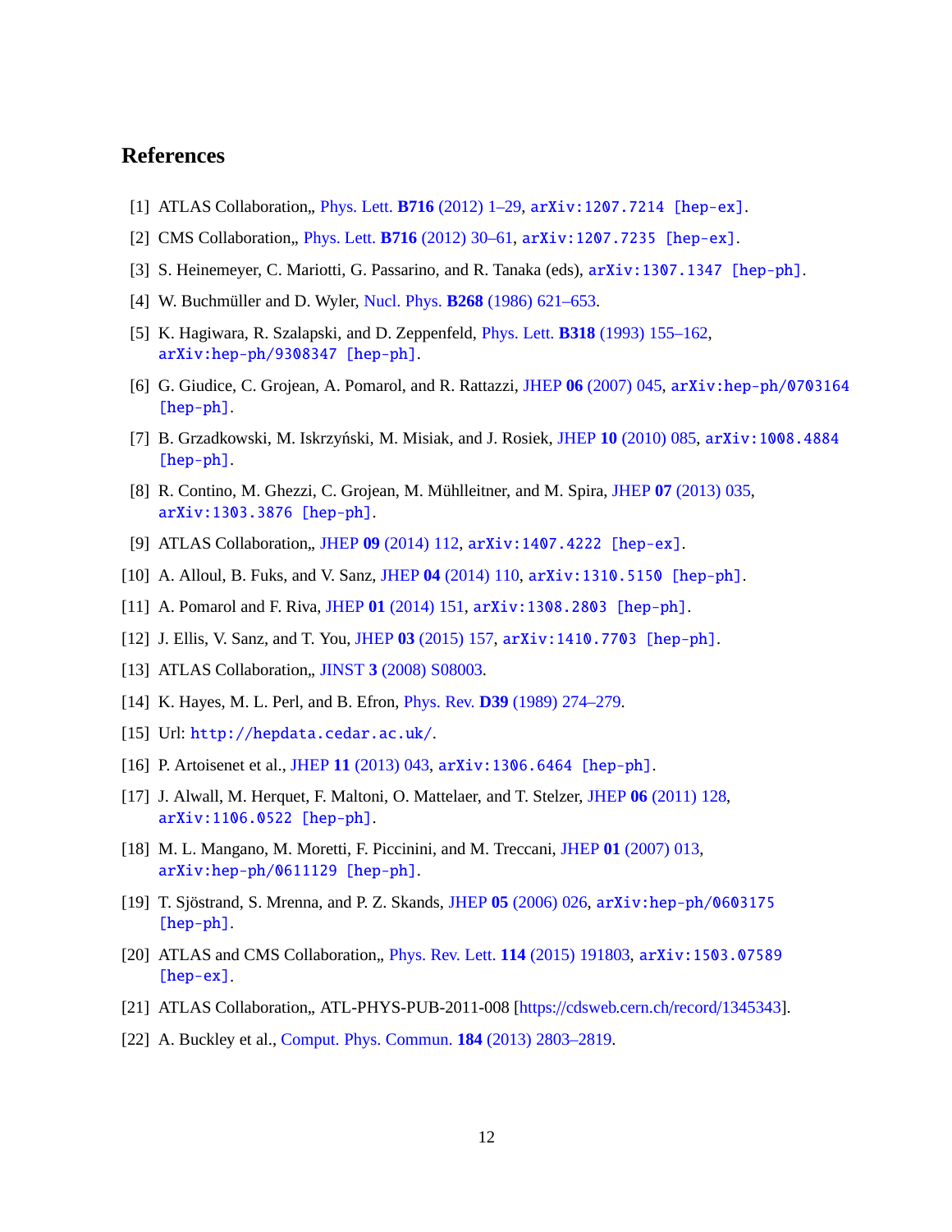## References

[1] ATLAS Collaboration,, Phys. Lett. **B716** (2012) 1–29, arXiv:1207.7214 [hep-ex].

[2] CMS Collaboration,, Phys. Lett. **B716** (2012) 30–61, arXiv:1207.7235 [hep-ex].

[3] S. Heinemeyer, C. Mariotti, G. Passarino, and R. Tanaka (eds), arXiv:1307.1347 [hep-ph].

[4] W. Buchmüller and D. Wyler, Nucl. Phys. **B268** (1986) 621–653.

[5] K. Hagiwara, R. Szalapski, and D. Zeppenfeld, Phys. Lett. **B318** (1993) 155–162, arXiv:hep-ph/9308347 [hep-ph].

[6] G. Giudice, C. Grojean, A. Pomarol, and R. Rattazzi, JHEP **06** (2007) 045, arXiv:hep-ph/0703164 [hep-ph].

[7] B. Grzadkowski, M. Iskrzyński, M. Misiak, and J. Rosiek, JHEP **10** (2010) 085, arXiv:1008.4884 [hep-ph].

[8] R. Contino, M. Ghezzi, C. Grojean, M. Mühlleitner, and M. Spira, JHEP **07** (2013) 035, arXiv:1303.3876 [hep-ph].

[9] ATLAS Collaboration,, JHEP **09** (2014) 112, arXiv:1407.4222 [hep-ex].

[10] A. Alloul, B. Fuks, and V. Sanz, JHEP **04** (2014) 110, arXiv:1310.5150 [hep-ph].

[11] A. Pomarol and F. Riva, JHEP **01** (2014) 151, arXiv:1308.2803 [hep-ph].

[12] J. Ellis, V. Sanz, and T. You, JHEP **03** (2015) 157, arXiv:1410.7703 [hep-ph].

[13] ATLAS Collaboration,, JINST **3** (2008) S08003.

[14] K. Hayes, M. L. Perl, and B. Efron, Phys. Rev. **D39** (1989) 274–279.

[15] Url: http://hepdata.cedar.ac.uk/.

[16] P. Artoisenet et al., JHEP **11** (2013) 043, arXiv:1306.6464 [hep-ph].

[17] J. Alwall, M. Herquet, F. Maltoni, O. Mattelaer, and T. Stelzer, JHEP **06** (2011) 128, arXiv:1106.0522 [hep-ph].

[18] M. L. Mangano, M. Moretti, F. Piccinini, and M. Treccani, JHEP **01** (2007) 013, arXiv:hep-ph/0611129 [hep-ph].

[19] T. Sjöstrand, S. Mrenna, and P. Z. Skands, JHEP **05** (2006) 026, arXiv:hep-ph/0603175 [hep-ph].

[20] ATLAS and CMS Collaboration,, Phys. Rev. Lett. **114** (2015) 191803, arXiv:1503.07589 [hep-ex].

[21] ATLAS Collaboration,, ATL-PHYS-PUB-2011-008 [https://cdsweb.cern.ch/record/1345343].

[22] A. Buckley et al., Comput. Phys. Commun. **184** (2013) 2803–2819.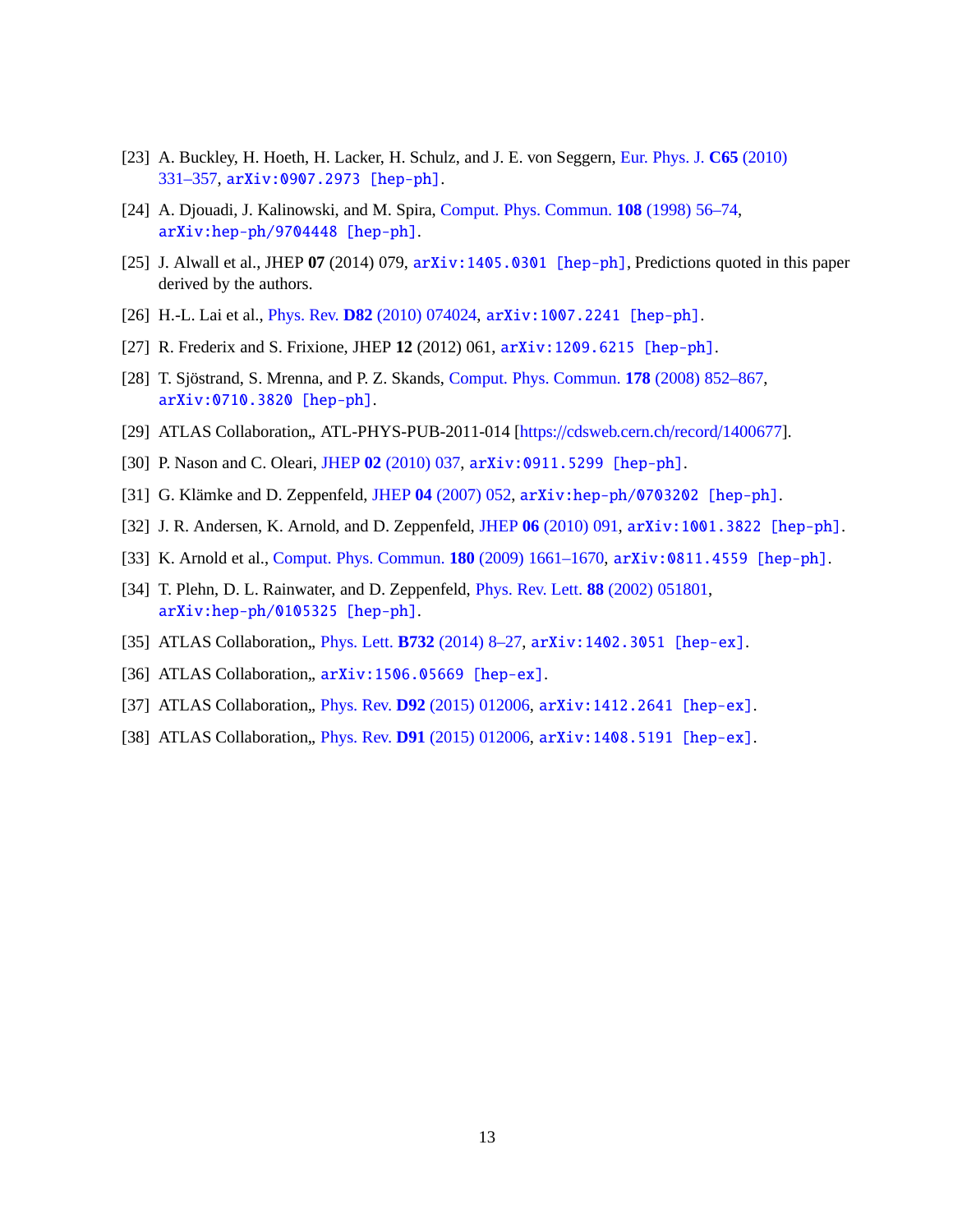[23] A. Buckley, H. Hoeth, H. Lacker, H. Schulz, and J. E. von Seggern, Eur. Phys. J. **C65** (2010) 331–357, arXiv:0907.2973 [hep-ph].

[24] A. Djouadi, J. Kalinowski, and M. Spira, Comput. Phys. Commun. **108** (1998) 56–74, arXiv:hep-ph/9704448 [hep-ph].

[25] J. Alwall et al., JHEP **07** (2014) 079, arXiv:1405.0301 [hep-ph], Predictions quoted in this paper derived by the authors.

[26] H.-L. Lai et al., Phys. Rev. **D82** (2010) 074024, arXiv:1007.2241 [hep-ph].

[27] R. Frederix and S. Frixione, JHEP **12** (2012) 061, arXiv:1209.6215 [hep-ph].

[28] T. Sjöstrand, S. Mrenna, and P. Z. Skands, Comput. Phys. Commun. **178** (2008) 852–867, arXiv:0710.3820 [hep-ph].

[29] ATLAS Collaboration,, ATL-PHYS-PUB-2011-014 [https://cdsweb.cern.ch/record/1400677].

[30] P. Nason and C. Oleari, JHEP **02** (2010) 037, arXiv:0911.5299 [hep-ph].

[31] G. Klämke and D. Zeppenfeld, JHEP **04** (2007) 052, arXiv:hep-ph/0703202 [hep-ph].

[32] J. R. Andersen, K. Arnold, and D. Zeppenfeld, JHEP **06** (2010) 091, arXiv:1001.3822 [hep-ph].

[33] K. Arnold et al., Comput. Phys. Commun. **180** (2009) 1661–1670, arXiv:0811.4559 [hep-ph].

[34] T. Plehn, D. L. Rainwater, and D. Zeppenfeld, Phys. Rev. Lett. **88** (2002) 051801, arXiv:hep-ph/0105325 [hep-ph].

[35] ATLAS Collaboration,, Phys. Lett. **B732** (2014) 8–27, arXiv:1402.3051 [hep-ex].

[36] ATLAS Collaboration,, arXiv:1506.05669 [hep-ex].

[37] ATLAS Collaboration,, Phys. Rev. **D92** (2015) 012006, arXiv:1412.2641 [hep-ex].

[38] ATLAS Collaboration,, Phys. Rev. **D91** (2015) 012006, arXiv:1408.5191 [hep-ex].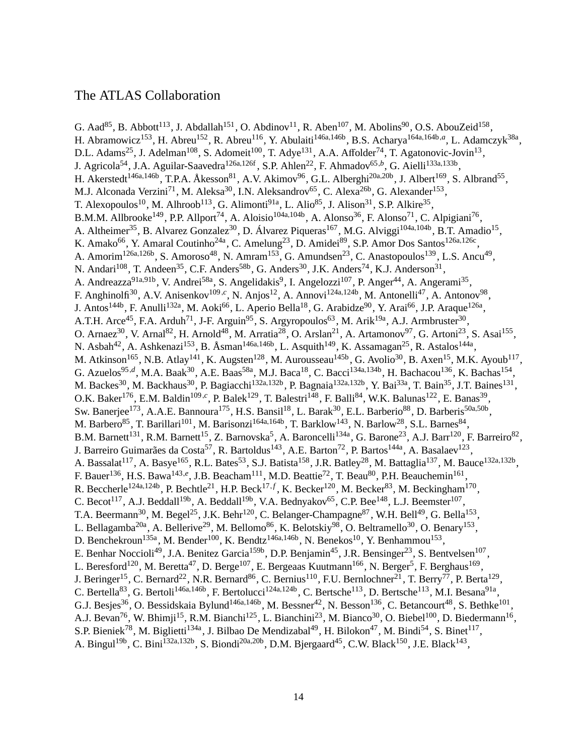# The ATLAS Collaboration

G. Aad[85], B. Abbott[113], J. Abdallah[151], O. Abdinov[11], R. Aben[107], M. Abolins[90], O.S. AbouZeid[158], H. Abramowicz[153], H. Abreu[152], R. Abreu[116], Y. Abulaiti[146a,146b], B.S. Acharya[164a,164b,a], L. Adamczyk[38a], D.L. Adams[25], J. Adelman[108], S. Adomeit[100], T. Adye[131], A.A. Affolder[74], T. Agatonovic-Jovin[13], J. Agricola[54], J.A. Aguilar-Saavedra[126a,126f], S.P. Ahlen[22], F. Ahmadov[65,b], G. Aielli[133a,133b], H. Akerstedt[146a,146b], T.P.A. Åkesson[81], A.V. Akimov[96], G.L. Alberghi[20a,20b], J. Albert[169], S. Albrand[55], M.J. Alconada Verzini[71], M. Aleksa[30], I.N. Aleksandrov[65], C. Alexa[26b], G. Alexander[153], T. Alexopoulos[10], M. Alhroob[113], G. Alimonti[91a], L. Alio[85], J. Alison[31], S.P. Alkire[35], B.M.M. Allbrooke[149], P.P. Allport[74], A. Aloisio[104a,104b], A. Alonso[36], F. Alonso[71], C. Alpigiani[76], A. Altheimer[35], B. Alvarez Gonzalez[30], D. Álvarez Piqueras[167], M.G. Alviggi[104a,104b], B.T. Amadio[15], K. Amako[66], Y. Amaral Coutinho[24a], C. Amelung[23], D. Amidei[89], S.P. Amor Dos Santos[126a,126c], A. Amorim[126a,126b], S. Amoroso[48], N. Amram[153], G. Amundsen[23], C. Anastopoulos[139], L.S. Ancu[49], N. Andari[108], T. Andeen[35], C.F. Anders[58b], G. Anders[30], J.K. Anders[74], K.J. Anderson[31], A. Andreazza[91a,91b], V. Andrei[58a], S. Angelidakis[9], I. Angelozzi[107], P. Anger[44], A. Angerami[35], F. Anghinolfi[30], A.V. Anisenkov[109,c], N. Anjos[12], A. Annovi[124a,124b], M. Antonelli[47], A. Antonov[98], J. Antos[144b], F. Anulli[132a], M. Aoki[66], L. Aperio Bella[18], G. Arabidze[90], Y. Arai[66], J.P. Araque[126a], A.T.H. Arce[45], F.A. Arduh[71], J-F. Arguin[95], S. Argyropoulos[63], M. Arik[19a], A.J. Armbruster[30], O. Arnaez[30], V. Arnal[82], H. Arnold[48], M. Arratia[28], O. Arslan[21], A. Artamonov[97], G. Artoni[23], S. Asai[155], N. Asbah[42], A. Ashkenazi[153], B. Åsman[146a,146b], L. Asquith[149], K. Assamagan[25], R. Astalos[144a], M. Atkinson[165], N.B. Atlay[141], K. Augsten[128], M. Aurousseau[145b], G. Avolio[30], B. Axen[15], M.K. Ayoub[117], G. Azuelos[95,d], M.A. Baak[30], A.E. Baas[58a], M.J. Baca[18], C. Bacci[134a,134b], H. Bachacou[136], K. Bachas[154], M. Backes[30], M. Backhaus[30], P. Bagiacchi[132a,132b], P. Bagnaia[132a,132b], Y. Bai[33a], T. Bain[35], J.T. Baines[131], O.K. Baker[176], E.M. Baldin[109,c], P. Balek[129], T. Balestri[148], F. Balli[84], W.K. Balunas[122], E. Banas[39], Sw. Banerjee[173], A.A.E. Bannoura[175], H.S. Bansil[18], L. Barak[30], E.L. Barberio[88], D. Barberis[50a,50b], M. Barbero[85], T. Barillari[101], M. Barisonzi[164a,164b], T. Barklow[143], N. Barlow[28], S.L. Barnes[84], B.M. Barnett[131], R.M. Barnett[15], Z. Barnovska[5], A. Baroncelli[134a], G. Barone[23], A.J. Barr[120], F. Barreiro[82], J. Barreiro Guimarães da Costa[57], R. Bartoldus[143], A.E. Barton[72], P. Bartos[144a], A. Basalaev[123], A. Bassalat[117], A. Basye[165], R.L. Bates[53], S.J. Batista[158], J.R. Batley[28], M. Battaglia[137], M. Bauce[132a,132b], F. Bauer[136], H.S. Bawa[143,e], J.B. Beacham[111], M.D. Beattie[72], T. Beau[80], P.H. Beauchemin[161], R. Beccherle[124a,124b], P. Bechtle[21], H.P. Beck[17,f], K. Becker[120], M. Becker[83], M. Beckingham[170], C. Becot[117], A.J. Beddall[19b], A. Beddall[19b], V.A. Bednyakov[65], C.P. Bee[148], L.J. Beemster[107], T.A. Beermann[30], M. Begel[25], J.K. Behr[120], C. Belanger-Champagne[87], W.H. Bell[49], G. Bella[153], L. Bellagamba[20a], A. Bellerive[29], M. Bellomo[86], K. Belotskiy[98], O. Beltramello[30], O. Benary[153], D. Benchekroun[135a], M. Bender[100], K. Bendtz[146a,146b], N. Benekos[10], Y. Benhammou[153], E. Benhar Noccioli[49], J.A. Benitez Garcia[159b], D.P. Benjamin[45], J.R. Bensinger[23], S. Bentvelsen[107], L. Beresford[120], M. Beretta[47], D. Berge[107], E. Bergeaas Kuutmann[166], N. Berger[5], F. Berghaus[169], J. Beringer[15], C. Bernard[22], N.R. Bernard[86], C. Bernius[110], F.U. Bernlochner[21], T. Berry[77], P. Berta[129], C. Bertella[83], G. Bertoli[146a,146b], F. Bertolucci[124a,124b], C. Bertsche[113], D. Bertsche[113], M.I. Besana[91a], G.J. Besjes[36], O. Bessidskaia Bylund[146a,146b], M. Bessner[42], N. Besson[136], C. Betancourt[48], S. Bethke[101], A.J. Bevan[76], W. Bhimji[15], R.M. Bianchi[125], L. Bianchini[23], M. Bianco[30], O. Biebel[100], D. Biedermann[16], S.P. Bieniek[78], M. Biglietti[134a], J. Bilbao De Mendizabal[49], H. Bilokon[47], M. Bindi[54], S. Binet[117], A. Bingul[19b], C. Bini[132a,132b], S. Biondi[20a,20b], D.M. Bjergaard[45], C.W. Black[150], J.E. Black[143],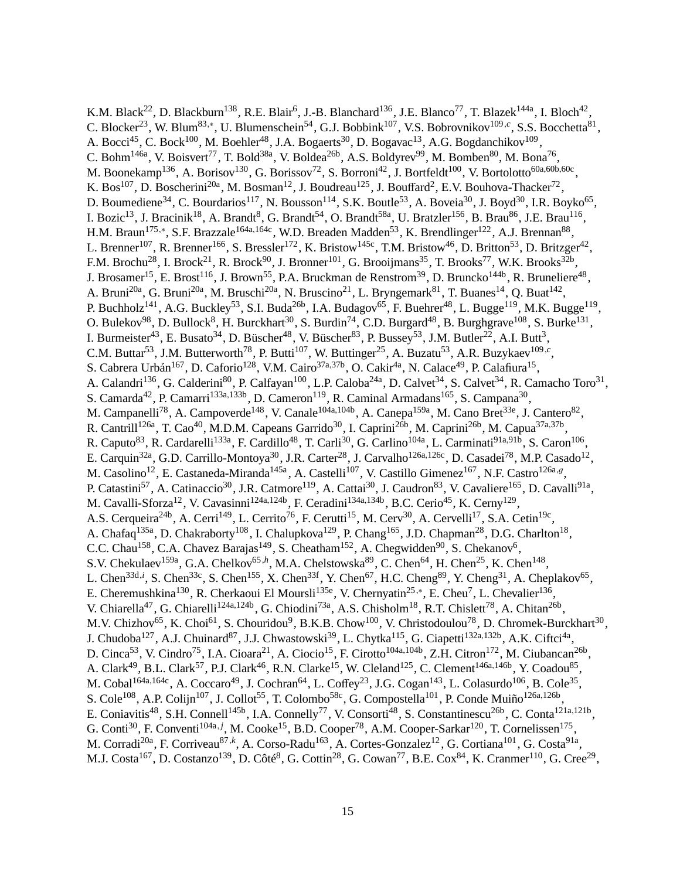K.M. Black[22], D. Blackburn[138], R.E. Blair[6], J.-B. Blanchard[136], J.E. Blanco[77], T. Blazek[144a], I. Bloch[42], C. Blocker[23], W. Blum[83,*], U. Blumenschein[54], G.J. Bobbink[107], V.S. Bobrovnikov[109,c], S.S. Bocchetta[81], A. Bocci[45], C. Bock[100], M. Boehler[48], J.A. Bogaerts[30], D. Bogavac[13], A.G. Bogdanchikov[109], C. Bohm[146a], V. Boisvert[77], T. Bold[38a], V. Boldea[26b], A.S. Boldyrev[99], M. Bomben[80], M. Bona[76], M. Boonekamp[136], A. Borisov[130], G. Borissov[72], S. Borroni[42], J. Bortfeldt[100], V. Bortolotto[60a,60b,60c], K. Bos[107], D. Boscherini[20a], M. Bosman[12], J. Boudreau[125], J. Bouffard[2], E.V. Bouhova-Thacker[72], D. Boumediene[34], C. Bourdarios[117], N. Bousson[114], S.K. Boutle[53], A. Boveia[30], J. Boyd[30], I.R. Boyko[65], I. Bozic[13], J. Bracinik[18], A. Brandt[8], G. Brandt[54], O. Brandt[58a], U. Bratzler[156], B. Brau[86], J.E. Brau[116], H.M. Braun[175,*], S.F. Brazzale[164a,164c], W.D. Breaden Madden[53], K. Brendlinger[122], A.J. Brennan[88], L. Brenner[107], R. Brenner[166], S. Bressler[172], K. Bristow[145c], T.M. Bristow[46], D. Britton[53], D. Britzger[42], F.M. Brochu[28], I. Brock[21], R. Brock[90], J. Bronner[101], G. Brooijmans[35], T. Brooks[77], W.K. Brooks[32b], J. Brosamer[15], E. Brost[116], J. Brown[55], P.A. Bruckman de Renstrom[39], D. Bruncko[144b], R. Bruneliere[48], A. Bruni[20a], G. Bruni[20a], M. Bruschi[20a], N. Bruscino[21], L. Bryngemark[81], T. Buanes[14], Q. Buat[142], P. Buchholz[141], A.G. Buckley[53], S.I. Buda[26b], I.A. Budagov[65], F. Buehrer[48], L. Bugge[119], M.K. Bugge[119], O. Bulekov[98], D. Bullock[8], H. Burckhart[30], S. Burdin[74], C.D. Burgard[48], B. Burghgrave[108], S. Burke[131], I. Burmeister[43], E. Busato[34], D. Büscher[48], V. Büscher[83], P. Bussey[53], J.M. Butler[22], A.I. Butt[3], C.M. Buttar[53], J.M. Butterworth[78], P. Butti[107], W. Buttinger[25], A. Buzatu[53], A.R. Buzykaev[109,c], S. Cabrera Urbán[167], D. Caforio[128], V.M. Cairo[37a,37b], O. Cakir[4a], N. Calace[49], P. Calafiura[15], A. Calandri[136], G. Calderini[80], P. Calfayan[100], L.P. Caloba[24a], D. Calvet[34], S. Calvet[34], R. Camacho Toro[31], S. Camarda[42], P. Camarri[133a,133b], D. Cameron[119], R. Caminal Armadans[165], S. Campana[30], M. Campanelli[78], A. Campoverde[148], V. Canale[104a,104b], A. Canepa[159a], M. Cano Bret[33e], J. Cantero[82], R. Cantrill[126a], T. Cao[40], M.D.M. Capeans Garrido[30], I. Caprini[26b], M. Caprini[26b], M. Capua[37a,37b], R. Caputo[83], R. Cardarelli[133a], F. Cardillo[48], T. Carli[30], G. Carlino[104a], L. Carminati[91a,91b], S. Caron[106], E. Carquin[32a], G.D. Carrillo-Montoya[30], J.R. Carter[28], J. Carvalho[126a,126c], D. Casadei[78], M.P. Casado[12], M. Casolino[12], E. Castaneda-Miranda[145a], A. Castelli[107], V. Castillo Gimenez[167], N.F. Castro[126a,g], P. Catastini[57], A. Catinaccio[30], J.R. Catmore[119], A. Cattai[30], J. Caudron[83], V. Cavaliere[165], D. Cavalli[91a], M. Cavalli-Sforza[12], V. Cavasinni[124a,124b], F. Ceradini[134a,134b], B.C. Cerio[45], K. Cerny[129], A.S. Cerqueira[24b], A. Cerri[149], L. Cerrito[76], F. Cerutti[15], M. Cerv[30], A. Cervelli[17], S.A. Cetin[19c], A. Chafaq[135a], D. Chakraborty[108], I. Chalupkova[129], P. Chang[165], J.D. Chapman[28], D.G. Charlton[18], C.C. Chau[158], C.A. Chavez Barajas[149], S. Cheatham[152], A. Chegwidden[90], S. Chekanov[6], S.V. Chekulaev[159a], G.A. Chelkov[65,h], M.A. Chelstowska[89], C. Chen[64], H. Chen[25], K. Chen[148], L. Chen[33d,i], S. Chen[33c], S. Chen[155], X. Chen[33f], Y. Chen[67], H.C. Cheng[89], Y. Cheng[31], A. Cheplakov[65], E. Cheremushkina[130], R. Cherkaoui El Moursli[135e], V. Chernyatin[25,*], E. Cheu[7], L. Chevalier[136], V. Chiarella[47], G. Chiarelli[124a,124b], G. Chiodini[73a], A.S. Chisholm[18], R.T. Chislett[78], A. Chitan[26b], M.V. Chizhov[65], K. Choi[61], S. Chouridou[9], B.K.B. Chow[100], V. Christodoulou[78], D. Chromek-Burckhart[30], J. Chudoba[127], A.J. Chuinard[87], J.J. Chwastowski[39], L. Chytka[115], G. Ciapetti[132a,132b], A.K. Ciftci[4a], D. Cinca[53], V. Cindro[75], I.A. Cioara[21], A. Ciocio[15], F. Cirotto[104a,104b], Z.H. Citron[172], M. Ciubancan[26b], A. Clark[49], B.L. Clark[57], P.J. Clark[46], R.N. Clarke[15], W. Cleland[125], C. Clement[146a,146b], Y. Coadou[85], M. Cobal[164a,164c], A. Coccaro[49], J. Cochran[64], L. Coffey[23], J.G. Cogan[143], L. Colasurdo[106], B. Cole[35], S. Cole[108], A.P. Colijn[107], J. Collot[55], T. Colombo[58c], G. Compostella[101], P. Conde Muiño[126a,126b], E. Coniavitis[48], S.H. Connell[145b], I.A. Connelly[77], V. Consorti[48], S. Constantinescu[26b], C. Conta[121a,121b], G. Conti[30], F. Conventi[104a,j], M. Cooke[15], B.D. Cooper[78], A.M. Cooper-Sarkar[120], T. Cornelissen[175], M. Corradi[20a], F. Corriveau[87,k], A. Corso-Radu[163], A. Cortes-Gonzalez[12], G. Cortiana[101], G. Costa[91a], M.J. Costa[167], D. Costanzo[139], D. Côté[8], G. Cottin[28], G. Cowan[77], B.E. Cox[84], K. Cranmer[110], G. Cree[29],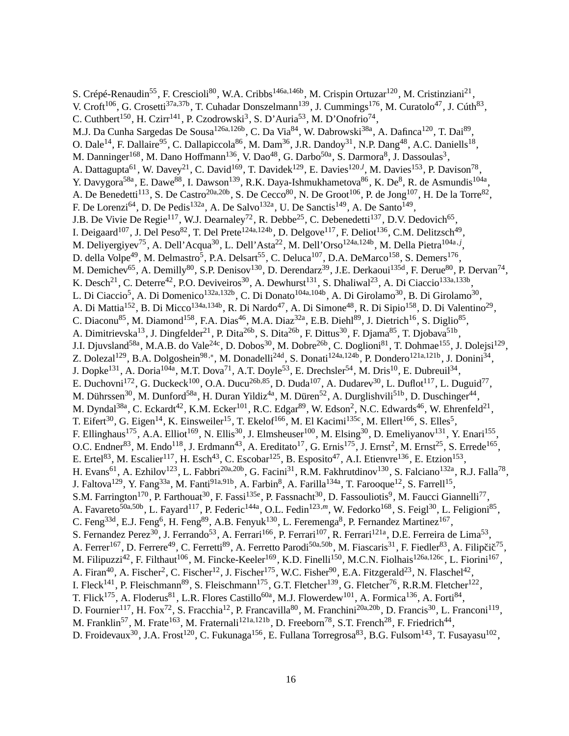S. Crépé-Renaudin[55], F. Crescioli[80], W.A. Cribbs[146a,146b], M. Crispin Ortuzar[120], M. Cristinziani[21], V. Croft[106], G. Crosetti[37a,37b], T. Cuhadar Donszelmann[139], J. Cummings[176], M. Curatolo[47], J. Cúth[83], C. Cuthbert[150], H. Czirr[141], P. Czodrowski[3], S. D'Auria[53], M. D'Onofrio[74], M.J. Da Cunha Sargedas De Sousa[126a,126b], C. Da Via[84], W. Dabrowski[38a], A. Dafinca[120], T. Dai[89], O. Dale[14], F. Dallaire[95], C. Dallapiccola[86], M. Dam[36], J.R. Dandoy[31], N.P. Dang[48], A.C. Daniells[18], M. Danninger[168], M. Dano Hoffmann[136], V. Dao[48], G. Darbo[50a], S. Darmora[8], J. Dassoulas[3], A. Dattagupta[61], W. Davey[21], C. David[169], T. Davidek[129], E. Davies[120,l], M. Davies[153], P. Davison[78], Y. Davygora[58a], E. Dawe[88], I. Dawson[139], R.K. Daya-Ishmukhametova[86], K. De[8], R. de Asmundis[104a], A. De Benedetti[113], S. De Castro[20a,20b], S. De Cecco[80], N. De Groot[106], P. de Jong[107], H. De la Torre[82], F. De Lorenzi[64], D. De Pedis[132a], A. De Salvo[132a], U. De Sanctis[149], A. De Santo[149], J.B. De Vivie De Regie[117], W.J. Dearnaley[72], R. Debbe[25], C. Debenedetti[137], D.V. Dedovich[65], I. Deigaard[107], J. Del Peso[82], T. Del Prete[124a,124b], D. Delgove[117], F. Deliot[136], C.M. Delitzsch[49], M. Deliyergiyev[75], A. Dell'Acqua[30], L. Dell'Asta[22], M. Dell'Orso[124a,124b], M. Della Pietra[104a,j], D. della Volpe[49], M. Delmastro[5], P.A. Delsart[55], C. Deluca[107], D.A. DeMarco[158], S. Demers[176], M. Demichev[65], A. Demilly[80], S.P. Denisov[130], D. Derendarz[39], J.E. Derkaoui[135d], F. Derue[80], P. Dervan[74], K. Desch[21], C. Deterre[42], P.O. Deviveiros[30], A. Dewhurst[131], S. Dhaliwal[23], A. Di Ciaccio[133a,133b], L. Di Ciaccio[5], A. Di Domenico[132a,132b], C. Di Donato[104a,104b], A. Di Girolamo[30], B. Di Girolamo[30], A. Di Mattia[152], B. Di Micco[134a,134b], R. Di Nardo[47], A. Di Simone[48], R. Di Sipio[158], D. Di Valentino[29], C. Diaconu[85], M. Diamond[158], F.A. Dias[46], M.A. Diaz[32a], E.B. Diehl[89], J. Dietrich[16], S. Diglio[85], A. Dimitrievska[13], J. Dingfelder[21], P. Dita[26b], S. Dita[26b], F. Dittus[30], F. Djama[85], T. Djobava[51b], J.I. Djuvsland[58a], M.A.B. do Vale[24c], D. Dobos[30], M. Dobre[26b], C. Doglioni[81], T. Dohmae[155], J. Dolejsi[129], Z. Dolezal[129], B.A. Dolgoshein[98,*], M. Donadelli[24d], S. Donati[124a,124b], P. Dondero[121a,121b], J. Donini[34], J. Dopke[131], A. Doria[104a], M.T. Dova[71], A.T. Doyle[53], E. Drechsler[54], M. Dris[10], E. Dubreuil[34], E. Duchovni[172], G. Duckeck[100], O.A. Ducu[26b,85], D. Duda[107], A. Dudarev[30], L. Duflot[117], L. Duguid[77], M. Dührssen[30], M. Dunford[58a], H. Duran Yildiz[4a], M. Düren[52], A. Durglishvili[51b], D. Duschinger[44], M. Dyndal[38a], C. Eckardt[42], K.M. Ecker[101], R.C. Edgar[89], W. Edson[2], N.C. Edwards[46], W. Ehrenfeld[21], T. Eifert[30], G. Eigen[14], K. Einsweiler[15], T. Ekelof[166], M. El Kacimi[135c], M. Ellert[166], S. Elles[5], F. Ellinghaus[175], A.A. Elliot[169], N. Ellis[30], J. Elmsheuser[100], M. Elsing[30], D. Emeliyanov[131], Y. Enari[155], O.C. Endner[83], M. Endo[118], J. Erdmann[43], A. Ereditato[17], G. Ernis[175], J. Ernst[2], M. Ernst[25], S. Errede[165], E. Ertel[83], M. Escalier[117], H. Esch[43], C. Escobar[125], B. Esposito[47], A.I. Etienvre[136], E. Etzion[153], H. Evans[61], A. Ezhilov[123], L. Fabbri[20a,20b], G. Facini[31], R.M. Fakhrutdinov[130], S. Falciano[132a], R.J. Falla[78], J. Faltova[129], Y. Fang[33a], M. Fanti[91a,91b], A. Farbin[8], A. Farilla[134a], T. Farooque[12], S. Farrell[15], S.M. Farrington[170], P. Farthouat[30], F. Fassi[135e], P. Fassnacht[30], D. Fassouliotis[9], M. Faucci Giannelli[77], A. Favareto[50a,50b], L. Fayard[117], P. Federic[144a], O.L. Fedin[123,m], W. Fedorko[168], S. Feigl[30], L. Feligioni[85], C. Feng[33d], E.J. Feng[6], H. Feng[89], A.B. Fenyuk[130], L. Feremenga[8], P. Fernandez Martinez[167], S. Fernandez Perez[30], J. Ferrando[53], A. Ferrari[166], P. Ferrari[107], R. Ferrari[121a], D.E. Ferreira de Lima[53], A. Ferrer[167], D. Ferrere[49], C. Ferretti[89], A. Ferretto Parodi[50a,50b], M. Fiascaris[31], F. Fiedler[83], A. Filipčič[75], M. Filipuzzi[42], F. Filthaut[106], M. Fincke-Keeler[169], K.D. Finelli[150], M.C.N. Fiolhais[126a,126c], L. Fiorini[167], A. Firan[40], A. Fischer[2], C. Fischer[12], J. Fischer[175], W.C. Fisher[90], E.A. Fitzgerald[23], N. Flaschel[42], I. Fleck[141], P. Fleischmann[89], S. Fleischmann[175], G.T. Fletcher[139], G. Fletcher[76], R.R.M. Fletcher[122], T. Flick[175], A. Floderus[81], L.R. Flores Castillo[60a], M.J. Flowerdew[101], A. Formica[136], A. Forti[84], D. Fournier[117], H. Fox[72], S. Fracchia[12], P. Francavilla[80], M. Franchini[20a,20b], D. Francis[30], L. Franconi[119], M. Franklin[57], M. Frate[163], M. Fraternali[121a,121b], D. Freeborn[78], S.T. French[28], F. Friedrich[44], D. Froidevaux[30], J.A. Frost[120], C. Fukunaga[156], E. Fullana Torregrosa[83], B.G. Fulsom[143], T. Fusayasu[102],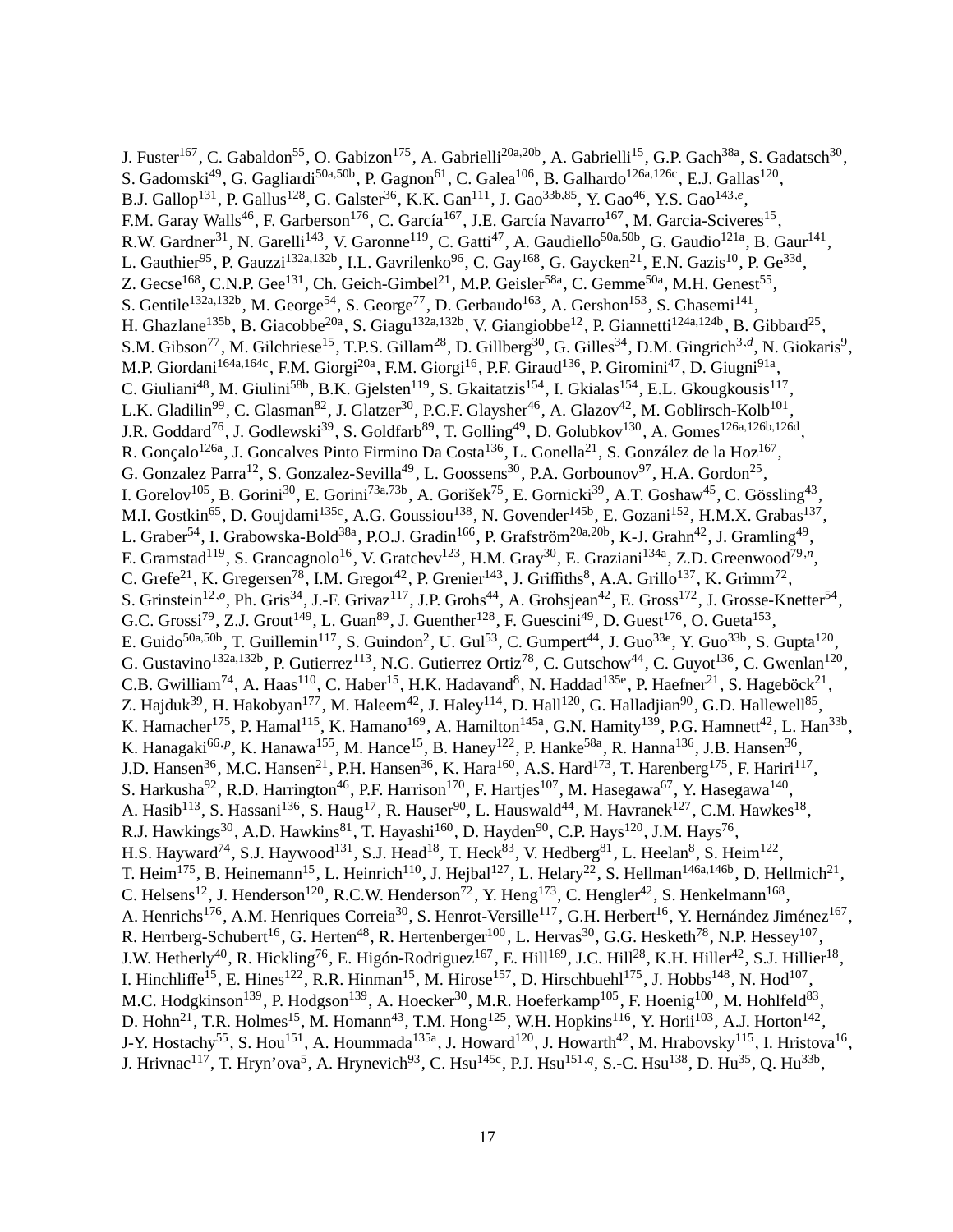J. Fuster[167], C. Gabaldon[55], O. Gabizon[175], A. Gabrielli[20a,20b], A. Gabrielli[15], G.P. Gach[38a], S. Gadatsch[30], S. Gadomski[49], G. Gagliardi[50a,50b], P. Gagnon[61], C. Galea[106], B. Galhardo[126a,126c], E.J. Gallas[120], B.J. Gallop[131], P. Gallus[128], G. Galster[36], K.K. Gan[111], J. Gao[33b,85], Y. Gao[46], Y.S. Gao[143,e], F.M. Garay Walls[46], F. Garberson[176], C. García[167], J.E. García Navarro[167], M. Garcia-Sciveres[15], R.W. Gardner[31], N. Garelli[143], V. Garonne[119], C. Gatti[47], A. Gaudiello[50a,50b], G. Gaudio[121a], B. Gaur[141], L. Gauthier[95], P. Gauzzi[132a,132b], I.L. Gavrilenko[96], C. Gay[168], G. Gaycken[21], E.N. Gazis[10], P. Ge[33d], Z. Gecse[168], C.N.P. Gee[131], Ch. Geich-Gimbel[21], M.P. Geisler[58a], C. Gemme[50a], M.H. Genest[55], S. Gentile[132a,132b], M. George[54], S. George[77], D. Gerbaudo[163], A. Gershon[153], S. Ghasemi[141], H. Ghazlane[135b], B. Giacobbe[20a], S. Giagu[132a,132b], V. Giangiobbe[12], P. Giannetti[124a,124b], B. Gibbard[25], S.M. Gibson[77], M. Gilchriese[15], T.P.S. Gillam[28], D. Gillberg[30], G. Gilles[34], D.M. Gingrich[3,d], N. Giokaris[9], M.P. Giordani[164a,164c], F.M. Giorgi[20a], F.M. Giorgi[16], P.F. Giraud[136], P. Giromini[47], D. Giugni[91a], C. Giuliani[48], M. Giulini[58b], B.K. Gjelsten[119], S. Gkaitatzis[154], I. Gkialas[154], E.L. Gkougkousis[117], L.K. Gladilin[99], C. Glasman[82], J. Glatzer[30], P.C.F. Glaysher[46], A. Glazov[42], M. Goblirsch-Kolb[101], J.R. Goddard[76], J. Godlewski[39], S. Goldfarb[89], T. Golling[49], D. Golubkov[130], A. Gomes[126a,126b,126d], R. Gonçalo[126a], J. Goncalves Pinto Firmino Da Costa[136], L. Gonella[21], S. González de la Hoz[167], G. Gonzalez Parra[12], S. Gonzalez-Sevilla[49], L. Goossens[30], P.A. Gorbounov[97], H.A. Gordon[25], I. Gorelov[105], B. Gorini[30], E. Gorini[73a,73b], A. Gorišek[75], E. Gornicki[39], A.T. Goshaw[45], C. Gössling[43], M.I. Gostkin[65], D. Goujdami[135c], A.G. Goussiou[138], N. Govender[145b], E. Gozani[152], H.M.X. Grabas[137], L. Graber[54], I. Grabowska-Bold[38a], P.O.J. Gradin[166], P. Grafström[20a,20b], K-J. Grahn[42], J. Gramling[49], E. Gramstad[119], S. Grancagnolo[16], V. Gratchev[123], H.M. Gray[30], E. Graziani[134a], Z.D. Greenwood[79,n], C. Grefe[21], K. Gregersen[78], I.M. Gregor[42], P. Grenier[143], J. Griffiths[8], A.A. Grillo[137], K. Grimm[72], S. Grinstein[12,o], Ph. Gris[34], J.-F. Grivaz[117], J.P. Grohs[44], A. Grohsjean[42], E. Gross[172], J. Grosse-Knetter[54], G.C. Grossi[79], Z.J. Grout[149], L. Guan[89], J. Guenther[128], F. Guescini[49], D. Guest[176], O. Gueta[153], E. Guido[50a,50b], T. Guillemin[117], S. Guindon[2], U. Gul[53], C. Gumpert[44], J. Guo[33e], Y. Guo[33b], S. Gupta[120], G. Gustavino[132a,132b], P. Gutierrez[113], N.G. Gutierrez Ortiz[78], C. Gutschow[44], C. Guyot[136], C. Gwenlan[120], C.B. Gwilliam[74], A. Haas[110], C. Haber[15], H.K. Hadavand[8], N. Haddad[135e], P. Haefner[21], S. Hageböck[21], Z. Hajduk[39], H. Hakobyan[177], M. Haleem[42], J. Haley[114], D. Hall[120], G. Halladjian[90], G.D. Hallewell[85], K. Hamacher[175], P. Hamal[115], K. Hamano[169], A. Hamilton[145a], G.N. Hamity[139], P.G. Hamnett[42], L. Han[33b], K. Hanagaki[66,p], K. Hanawa[155], M. Hance[15], B. Haney[122], P. Hanke[58a], R. Hanna[136], J.B. Hansen[36], J.D. Hansen[36], M.C. Hansen[21], P.H. Hansen[36], K. Hara[160], A.S. Hard[173], T. Harenberg[175], F. Hariri[117], S. Harkusha[92], R.D. Harrington[46], P.F. Harrison[170], F. Hartjes[107], M. Hasegawa[67], Y. Hasegawa[140], A. Hasib[113], S. Hassani[136], S. Haug[17], R. Hauser[90], L. Hauswald[44], M. Havranek[127], C.M. Hawkes[18], R.J. Hawkings[30], A.D. Hawkins[81], T. Hayashi[160], D. Hayden[90], C.P. Hays[120], J.M. Hays[76], H.S. Hayward[74], S.J. Haywood[131], S.J. Head[18], T. Heck[83], V. Hedberg[81], L. Heelan[8], S. Heim[122], T. Heim[175], B. Heinemann[15], L. Heinrich[110], J. Hejbal[127], L. Helary[22], S. Hellman[146a,146b], D. Hellmich[21], C. Helsens[12], J. Henderson[120], R.C.W. Henderson[72], Y. Heng[173], C. Hengler[42], S. Henkelmann[168], A. Henrichs[176], A.M. Henriques Correia[30], S. Henrot-Versille[117], G.H. Herbert[16], Y. Hernández Jiménez[167], R. Herrberg-Schubert[16], G. Herten[48], R. Hertenberger[100], L. Hervas[30], G.G. Hesketh[78], N.P. Hessey[107], J.W. Hetherly[40], R. Hickling[76], E. Higón-Rodriguez[167], E. Hill[169], J.C. Hill[28], K.H. Hiller[42], S.J. Hillier[18], I. Hinchliffe[15], E. Hines[122], R.R. Hinman[15], M. Hirose[157], D. Hirschbuehl[175], J. Hobbs[148], N. Hod[107], M.C. Hodgkinson[139], P. Hodgson[139], A. Hoecker[30], M.R. Hoeferkamp[105], F. Hoenig[100], M. Hohlfeld[83], D. Hohn[21], T.R. Holmes[15], M. Homann[43], T.M. Hong[125], W.H. Hopkins[116], Y. Horii[103], A.J. Horton[142], J-Y. Hostachy[55], S. Hou[151], A. Hoummada[135a], J. Howard[120], J. Howarth[42], M. Hrabovsky[115], I. Hristova[16], J. Hrivnac[117], T. Hryn'ova[5], A. Hrynevich[93], C. Hsu[145c], P.J. Hsu[151,q], S.-C. Hsu[138], D. Hu[35], Q. Hu[33b],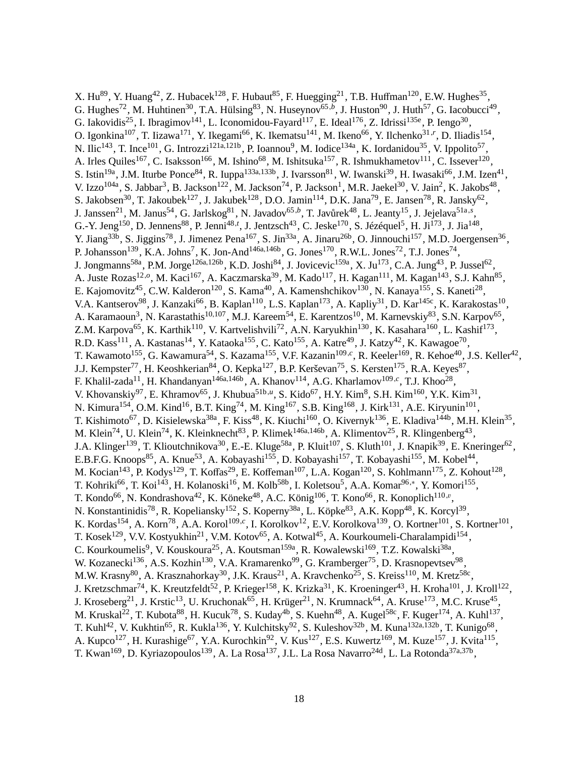X. Hu[89], Y. Huang[42], Z. Hubacek[128], F. Hubaut[85], F. Huegging[21], T.B. Huffman[120], E.W. Hughes[35], G. Hughes[72], M. Huhtinen[30], T.A. Hülsing[83], N. Huseynov[65,b], J. Huston[90], J. Huth[57], G. Iacobucci[49], G. Iakovidis[25], I. Ibragimov[141], L. Iconomidou-Fayard[117], E. Ideal[176], Z. Idrissi[135e], P. Iengo[30], O. Igonkina[107], T. Iizawa[171], Y. Ikegami[66], K. Ikematsu[141], M. Ikeno[66], Y. Ilchenko[31,r], D. Iliadis[154], N. Ilic[143], T. Ince[101], G. Introzzi[121a,121b], P. Ioannou[9], M. Iodice[134a], K. Iordanidou[35], V. Ippolito[57], A. Irles Quiles[167], C. Isaksson[166], M. Ishino[68], M. Ishitsuka[157], R. Ishmukhametov[111], C. Issever[120], S. Istin[19a], J.M. Iturbe Ponce[84], R. Iuppa[133a,133b], J. Ivarsson[81], W. Iwanski[39], H. Iwasaki[66], J.M. Izen[41], V. Izzo[104a], S. Jabbar[3], B. Jackson[122], M. Jackson[74], P. Jackson[1], M.R. Jaekel[30], V. Jain[2], K. Jakobs[48], S. Jakobsen[30], T. Jakoubek[127], J. Jakubek[128], D.O. Jamin[114], D.K. Jana[79], E. Jansen[78], R. Jansky[62], J. Janssen[21], M. Janus[54], G. Jarlskog[81], N. Javadov[65,b], T. Javůrek[48], L. Jeanty[15], J. Jejelava[51a,s], G.-Y. Jeng[150], D. Jennens[88], P. Jenni[48,t], J. Jentzsch[43], C. Jeske[170], S. Jézéquel[5], H. Ji[173], J. Jia[148], Y. Jiang[33b], S. Jiggins[78], J. Jimenez Pena[167], S. Jin[33a], A. Jinaru[26b], O. Jinnouchi[157], M.D. Joergensen[36], P. Johansson[139], K.A. Johns[7], K. Jon-And[146a,146b], G. Jones[170], R.W.L. Jones[72], T.J. Jones[74], J. Jongmanns[58a], P.M. Jorge[126a,126b], K.D. Joshi[84], J. Jovicevic[159a], X. Ju[173], C.A. Jung[43], P. Jussel[62], A. Juste Rozas[12,o], M. Kaci[167], A. Kaczmarska[39], M. Kado[117], H. Kagan[111], M. Kagan[143], S.J. Kahn[85], E. Kajomovitz[45], C.W. Kalderon[120], S. Kama[40], A. Kamenshchikov[130], N. Kanaya[155], S. Kaneti[28], V.A. Kantserov[98], J. Kanzaki[66], B. Kaplan[110], L.S. Kaplan[173], A. Kapliy[31], D. Kar[145c], K. Karakostas[10], A. Karamaoun[3], N. Karastathis[10,107], M.J. Kareem[54], E. Karentzos[10], M. Karnevskiy[83], S.N. Karpov[65], Z.M. Karpova[65], K. Karthik[110], V. Kartvelishvili[72], A.N. Karyukhin[130], K. Kasahara[160], L. Kashif[173], R.D. Kass[111], A. Kastanas[14], Y. Kataoka[155], C. Kato[155], A. Katre[49], J. Katzy[42], K. Kawagoe[70], T. Kawamoto[155], G. Kawamura[54], S. Kazama[155], V.F. Kazanin[109,c], R. Keeler[169], R. Kehoe[40], J.S. Keller[42], J.J. Kempster[77], H. Keoshkerian[84], O. Kepka[127], B.P. Kerševan[75], S. Kersten[175], R.A. Keyes[87], F. Khalil-zada[11], H. Khandanyan[146a,146b], A. Khanov[114], A.G. Kharlamov[109,c], T.J. Khoo[28], V. Khovanskiy[97], E. Khramov[65], J. Khubua[51b,u], S. Kido[67], H.Y. Kim[8], S.H. Kim[160], Y.K. Kim[31], N. Kimura[154], O.M. Kind[16], B.T. King[74], M. King[167], S.B. King[168], J. Kirk[131], A.E. Kiryunin[101], T. Kishimoto[67], D. Kisielewska[38a], F. Kiss[48], K. Kiuchi[160], O. Kivernyk[136], E. Kladiva[144b], M.H. Klein[35], M. Klein[74], U. Klein[74], K. Kleinknecht[83], P. Klimek[146a,146b], A. Klimentov[25], R. Klingenberg[43], J.A. Klinger[139], T. Klioutchnikova[30], E.-E. Kluge[58a], P. Kluit[107], S. Kluth[101], J. Knapik[39], E. Kneringer[62], E.B.F.G. Knoops[85], A. Knue[53], A. Kobayashi[155], D. Kobayashi[157], T. Kobayashi[155], M. Kobel[44], M. Kocian[143], P. Kodys[129], T. Koffas[29], E. Koffeman[107], L.A. Kogan[120], S. Kohlmann[175], Z. Kohout[128], T. Kohriki[66], T. Koi[143], H. Kolanoski[16], M. Kolb[58b], I. Koletsou[5], A.A. Komar[96,*], Y. Komori[155], T. Kondo[66], N. Kondrashova[42], K. Köneke[48], A.C. König[106], T. Kono[66], R. Konoplich[110,v], N. Konstantinidis[78], R. Kopeliansky[152], S. Koperny[38a], L. Köpke[83], A.K. Kopp[48], K. Korcyl[39], K. Kordas[154], A. Korn[78], A.A. Korol[109,c], I. Korolkov[12], E.V. Korolkova[139], O. Kortner[101], S. Kortner[101], T. Kosek[129], V.V. Kostyukhin[21], V.M. Kotov[65], A. Kotwal[45], A. Kourkoumeli-Charalampidi[154], C. Kourkoumelis[9], V. Kouskoura[25], A. Koutsman[159a], R. Kowalewski[169], T.Z. Kowalski[38a], W. Kozanecki[136], A.S. Kozhin[130], V.A. Kramarenko[99], G. Kramberger[75], D. Krasnopevtsev[98], M.W. Krasny[80], A. Krasznahorkay[30], J.K. Kraus[21], A. Kravchenko[25], S. Kreiss[110], M. Kretz[58c], J. Kretzschmar[74], K. Kreutzfeldt[52], P. Krieger[158], K. Krizka[31], K. Kroeninger[43], H. Kroha[101], J. Kroll[122], J. Kroseberg[21], J. Krstic[13], U. Kruchonak[65], H. Krüger[21], N. Krumnack[64], A. Kruse[173], M.C. Kruse[45], M. Kruskal[22], T. Kubota[88], H. Kucuk[78], S. Kuday[4b], S. Kuehn[48], A. Kugel[58c], F. Kuger[174], A. Kuhl[137], T. Kuhl[42], V. Kukhtin[65], R. Kukla[136], Y. Kulchitsky[92], S. Kuleshov[32b], M. Kuna[132a,132b], T. Kunigo[68], A. Kupco[127], H. Kurashige[67], Y.A. Kurochkin[92], V. Kus[127], E.S. Kuwertz[169], M. Kuze[157], J. Kvita[115], T. Kwan[169], D. Kyriazopoulos[139], A. La Rosa[137], J.L. La Rosa Navarro[24d], L. La Rotonda[37a,37b],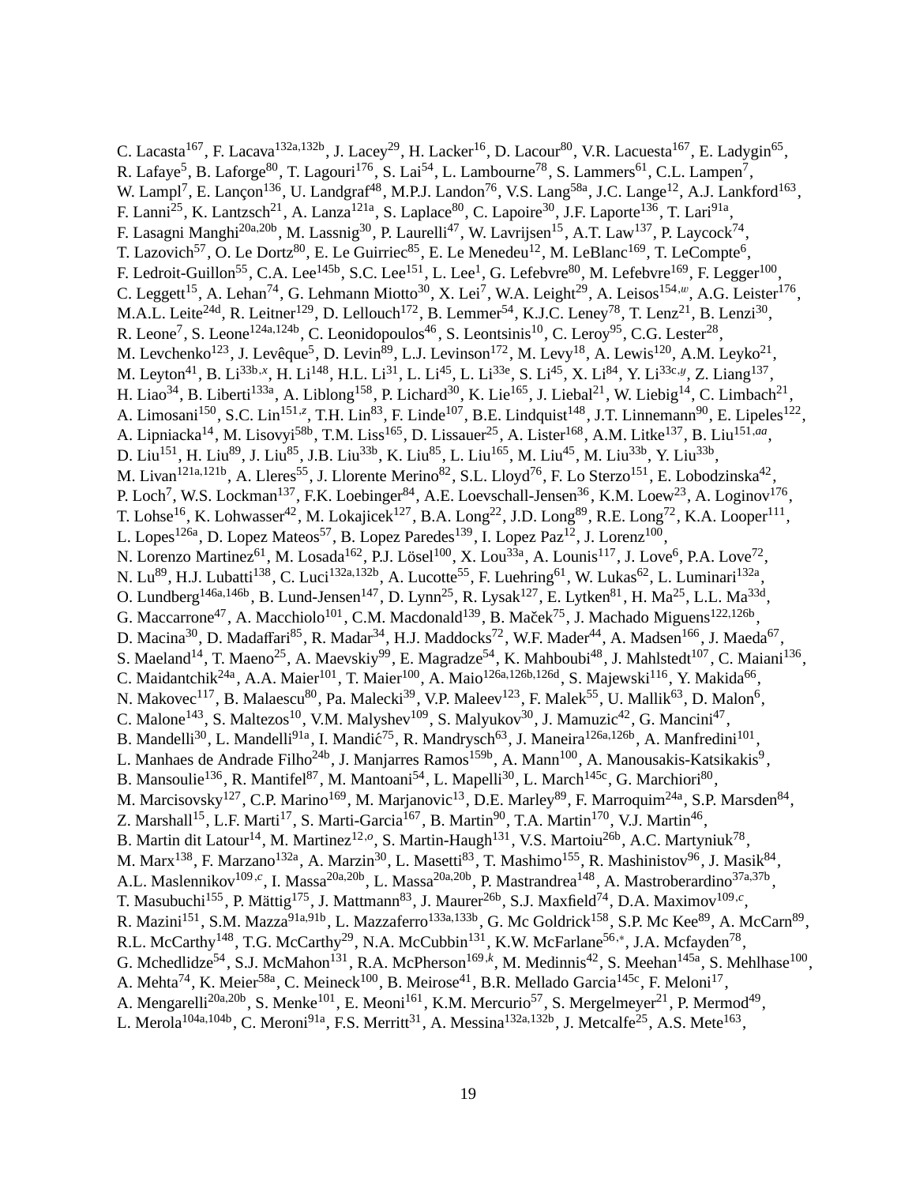C. Lacasta[167], F. Lacava[132a,132b], J. Lacey[29], H. Lacker[16], D. Lacour[80], V.R. Lacuesta[167], E. Ladygin[65], R. Lafaye[5], B. Laforge[80], T. Lagouri[176], S. Lai[54], L. Lambourne[78], S. Lammers[61], C.L. Lampen[7], W. Lampl[7], E. Lançon[136], U. Landgraf[48], M.P.J. Landon[76], V.S. Lang[58a], J.C. Lange[12], A.J. Lankford[163], F. Lanni[25], K. Lantzsch[21], A. Lanza[121a], S. Laplace[80], C. Lapoire[30], J.F. Laporte[136], T. Lari[91a], F. Lasagni Manghi[20a,20b], M. Lassnig[30], P. Laurelli[47], W. Lavrijsen[15], A.T. Law[137], P. Laycock[74], T. Lazovich[57], O. Le Dortz[80], E. Le Guirriec[85], E. Le Menedeu[12], M. LeBlanc[169], T. LeCompte[6], F. Ledroit-Guillon[55], C.A. Lee[145b], S.C. Lee[151], L. Lee[1], G. Lefebvre[80], M. Lefebvre[169], F. Legger[100], C. Leggett[15], A. Lehan[74], G. Lehmann Miotto[30], X. Lei[7], W.A. Leight[29], A. Leisos[154,w], A.G. Leister[176], M.A.L. Leite[24d], R. Leitner[129], D. Lellouch[172], B. Lemmer[54], K.J.C. Leney[78], T. Lenz[21], B. Lenzi[30], R. Leone[7], S. Leone[124a,124b], C. Leonidopoulos[46], S. Leontsinis[10], C. Leroy[95], C.G. Lester[28], M. Levchenko[123], J. Levêque[5], D. Levin[89], L.J. Levinson[172], M. Levy[18], A. Lewis[120], A.M. Leyko[21], M. Leyton[41], B. Li[33b,x], H. Li[148], H.L. Li[31], L. Li[45], L. Li[33e], S. Li[45], X. Li[84], Y. Li[33c,y], Z. Liang[137], H. Liao[34], B. Liberti[133a], A. Liblong[158], P. Lichard[30], K. Lie[165], J. Liebal[21], W. Liebig[14], C. Limbach[21], A. Limosani[150], S.C. Lin[151,z], T.H. Lin[83], F. Linde[107], B.E. Lindquist[148], J.T. Linnemann[90], E. Lipeles[122], A. Lipniacka[14], M. Lisovyi[58b], T.M. Liss[165], D. Lissauer[25], A. Lister[168], A.M. Litke[137], B. Liu[151,aa], D. Liu[151], H. Liu[89], J. Liu[85], J.B. Liu[33b], K. Liu[85], L. Liu[165], M. Liu[45], M. Liu[33b], Y. Liu[33b], M. Livan[121a,121b], A. Lleres[55], J. Llorente Merino[82], S.L. Lloyd[76], F. Lo Sterzo[151], E. Lobodzinska[42], P. Loch[7], W.S. Lockman[137], F.K. Loebinger[84], A.E. Loevschall-Jensen[36], K.M. Loew[23], A. Loginov[176], T. Lohse[16], K. Lohwasser[42], M. Lokajicek[127], B.A. Long[22], J.D. Long[89], R.E. Long[72], K.A. Looper[111], L. Lopes[126a], D. Lopez Mateos[57], B. Lopez Paredes[139], I. Lopez Paz[12], J. Lorenz[100], N. Lorenzo Martinez[61], M. Losada[162], P.J. Lösel[100], X. Lou[33a], A. Lounis[117], J. Love[6], P.A. Love[72], N. Lu[89], H.J. Lubatti[138], C. Luci[132a,132b], A. Lucotte[55], F. Luehring[61], W. Lukas[62], L. Luminari[132a], O. Lundberg[146a,146b], B. Lund-Jensen[147], D. Lynn[25], R. Lysak[127], E. Lytken[81], H. Ma[25], L.L. Ma[33d], G. Maccarrone[47], A. Macchiolo[101], C.M. Macdonald[139], B. Maček[75], J. Machado Miguens[122,126b], D. Macina[30], D. Madaffari[85], R. Madar[34], H.J. Maddocks[72], W.F. Mader[44], A. Madsen[166], J. Maeda[67], S. Maeland[14], T. Maeno[25], A. Maevskiy[99], E. Magradze[54], K. Mahboubi[48], J. Mahlstedt[107], C. Maiani[136], C. Maidantchik[24a], A.A. Maier[101], T. Maier[100], A. Maio[126a,126b,126d], S. Majewski[116], Y. Makida[66], N. Makovec[117], B. Malaescu[80], Pa. Malecki[39], V.P. Maleev[123], F. Malek[55], U. Mallik[63], D. Malon[6], C. Malone[143], S. Maltezos[10], V.M. Malyshev[109], S. Malyukov[30], J. Mamuzic[42], G. Mancini[47], B. Mandelli[30], L. Mandelli[91a], I. Mandić[75], R. Mandrysch[63], J. Maneira[126a,126b], A. Manfredini[101], L. Manhaes de Andrade Filho[24b], J. Manjarres Ramos[159b], A. Mann[100], A. Manousakis-Katsikakis[9], B. Mansoulie[136], R. Mantifel[87], M. Mantoani[54], L. Mapelli[30], L. March[145c], G. Marchiori[80], M. Marcisovsky[127], C.P. Marino[169], M. Marjanovic[13], D.E. Marley[89], F. Marroquim[24a], S.P. Marsden[84], Z. Marshall[15], L.F. Marti[17], S. Marti-Garcia[167], B. Martin[90], T.A. Martin[170], V.J. Martin[46], B. Martin dit Latour[14], M. Martinez[12,o], S. Martin-Haugh[131], V.S. Martoiu[26b], A.C. Martyniuk[78], M. Marx[138], F. Marzano[132a], A. Marzin[30], L. Masetti[83], T. Mashimo[155], R. Mashinistov[96], J. Masik[84], A.L. Maslennikov[109,c], I. Massa[20a,20b], L. Massa[20a,20b], P. Mastrandrea[148], A. Mastroberardino[37a,37b], T. Masubuchi[155], P. Mättig[175], J. Mattmann[83], J. Maurer[26b], S.J. Maxfield[74], D.A. Maximov[109,c], R. Mazini[151], S.M. Mazza[91a,91b], L. Mazzaferro[133a,133b], G. Mc Goldrick[158], S.P. Mc Kee[89], A. McCarn[89], R.L. McCarthy[148], T.G. McCarthy[29], N.A. McCubbin[131], K.W. McFarlane[56,*], J.A. Mcfayden[78], G. Mchedlidze[54], S.J. McMahon[131], R.A. McPherson[169,k], M. Medinnis[42], S. Meehan[145a], S. Mehlhase[100], A. Mehta[74], K. Meier[58a], C. Meineck[100], B. Meirose[41], B.R. Mellado Garcia[145c], F. Meloni[17], A. Mengarelli[20a,20b], S. Menke[101], E. Meoni[161], K.M. Mercurio[57], S. Mergelmeyer[21], P. Mermod[49], L. Merola[104a,104b], C. Meroni[91a], F.S. Merritt[31], A. Messina[132a,132b], J. Metcalfe[25], A.S. Mete[163],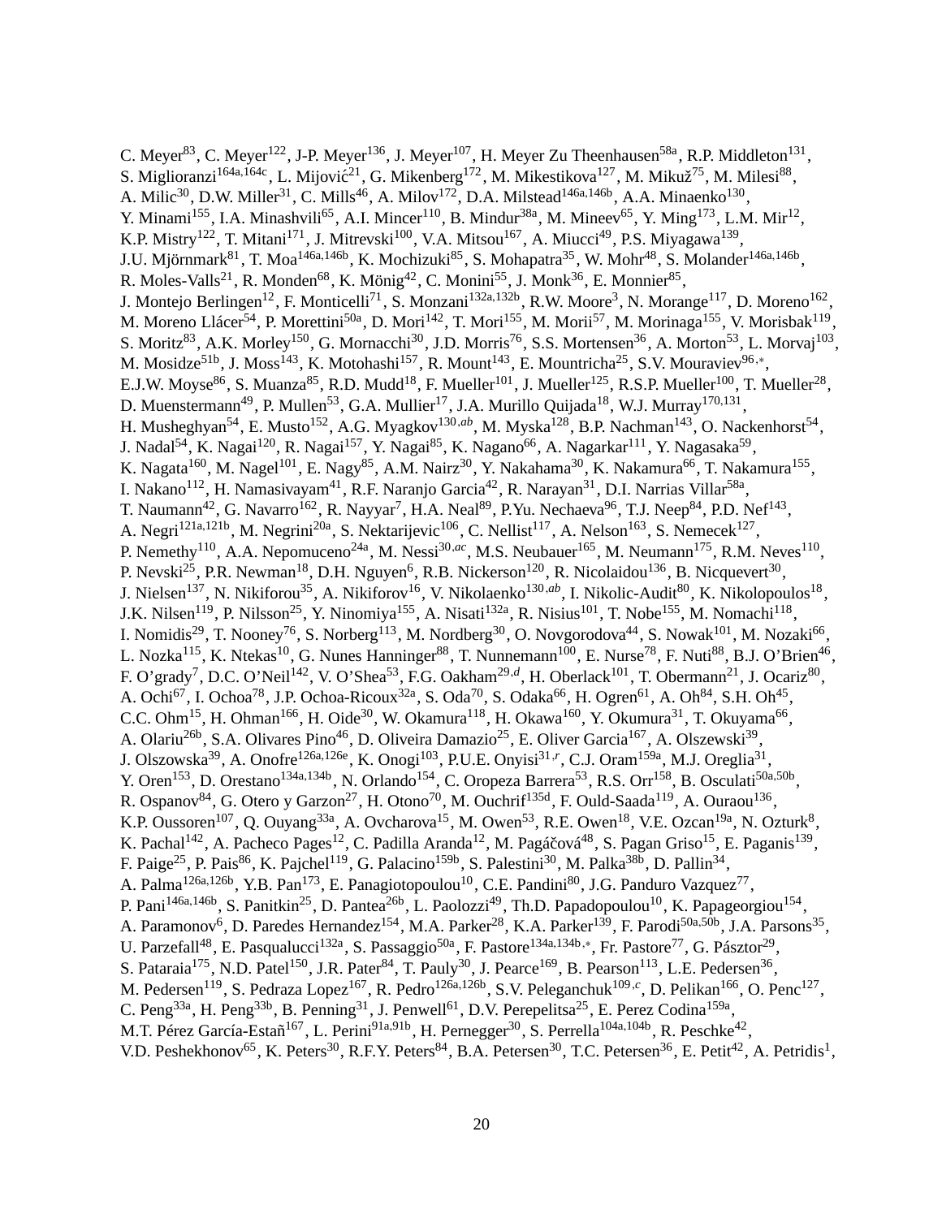C. Meyer[83], C. Meyer[122], J-P. Meyer[136], J. Meyer[107], H. Meyer Zu Theenhausen[58a], R.P. Middleton[131], S. Miglioranzi[164a,164c], L. Mijović[21], G. Mikenberg[172], M. Mikestikova[127], M. Mikuž[75], M. Milesi[88], A. Milic[30], D.W. Miller[31], C. Mills[46], A. Milov[172], D.A. Milstead[146a,146b], A.A. Minaenko[130], Y. Minami[155], I.A. Minashvili[65], A.I. Mincer[110], B. Mindur[38a], M. Mineev[65], Y. Ming[173], L.M. Mir[12], K.P. Mistry[122], T. Mitani[171], J. Mitrevski[100], V.A. Mitsou[167], A. Miucci[49], P.S. Miyagawa[139], J.U. Mjörnmark[81], T. Moa[146a,146b], K. Mochizuki[85], S. Mohapatra[35], W. Mohr[48], S. Molander[146a,146b], R. Moles-Valls[21], R. Monden[68], K. Mönig[42], C. Monini[55], J. Monk[36], E. Monnier[85], J. Montejo Berlingen[12], F. Monticelli[71], S. Monzani[132a,132b], R.W. Moore[3], N. Morange[117], D. Moreno[162], M. Moreno Llácer[54], P. Morettini[50a], D. Mori[142], T. Mori[155], M. Morii[57], M. Morinaga[155], V. Morisbak[119], S. Moritz[83], A.K. Morley[150], G. Mornacchi[30], J.D. Morris[76], S.S. Mortensen[36], A. Morton[53], L. Morvaj[103], M. Mosidze[51b], J. Moss[143], K. Motohashi[157], R. Mount[143], E. Mountricha[25], S.V. Mouraviev[96,*], E.J.W. Moyse[86], S. Muanza[85], R.D. Mudd[18], F. Mueller[101], J. Mueller[125], R.S.P. Mueller[100], T. Mueller[28], D. Muenstermann[49], P. Mullen[53], G.A. Mullier[17], J.A. Murillo Quijada[18], W.J. Murray[170,131], H. Musheghyan[54], E. Musto[152], A.G. Myagkov[130,ab], M. Myska[128], B.P. Nachman[143], O. Nackenhorst[54], J. Nadal[54], K. Nagai[120], R. Nagai[157], Y. Nagai[85], K. Nagano[66], A. Nagarkar[111], Y. Nagasaka[59], K. Nagata[160], M. Nagel[101], E. Nagy[85], A.M. Nairz[30], Y. Nakahama[30], K. Nakamura[66], T. Nakamura[155], I. Nakano[112], H. Namasivayam[41], R.F. Naranjo Garcia[42], R. Narayan[31], D.I. Narrias Villar[58a], T. Naumann[42], G. Navarro[162], R. Nayyar[7], H.A. Neal[89], P.Yu. Nechaeva[96], T.J. Neep[84], P.D. Nef[143], A. Negri[121a,121b], M. Negrini[20a], S. Nektarijevic[106], C. Nellist[117], A. Nelson[163], S. Nemecek[127], P. Nemethy[110], A.A. Nepomuceno[24a], M. Nessi[30,ac], M.S. Neubauer[165], M. Neumann[175], R.M. Neves[110], P. Nevski[25], P.R. Newman[18], D.H. Nguyen[6], R.B. Nickerson[120], R. Nicolaidou[136], B. Nicquevert[30], J. Nielsen[137], N. Nikiforou[35], A. Nikiforov[16], V. Nikolaenko[130,ab], I. Nikolic-Audit[80], K. Nikolopoulos[18], J.K. Nilsen[119], P. Nilsson[25], Y. Ninomiya[155], A. Nisati[132a], R. Nisius[101], T. Nobe[155], M. Nomachi[118], I. Nomidis[29], T. Nooney[76], S. Norberg[113], M. Nordberg[30], O. Novgorodova[44], S. Nowak[101], M. Nozaki[66], L. Nozka[115], K. Ntekas[10], G. Nunes Hanninger[88], T. Nunnemann[100], E. Nurse[78], F. Nuti[88], B.J. O'Brien[46], F. O'grady[7], D.C. O'Neil[142], V. O'Shea[53], F.G. Oakham[29,d], H. Oberlack[101], T. Obermann[21], J. Ocariz[80], A. Ochi[67], I. Ochoa[78], J.P. Ochoa-Ricoux[32a], S. Oda[70], S. Odaka[66], H. Ogren[61], A. Oh[84], S.H. Oh[45], C.C. Ohm[15], H. Ohman[166], H. Oide[30], W. Okamura[118], H. Okawa[160], Y. Okumura[31], T. Okuyama[66], A. Olariu[26b], S.A. Olivares Pino[46], D. Oliveira Damazio[25], E. Oliver Garcia[167], A. Olszewski[39], J. Olszowska[39], A. Onofre[126a,126e], K. Onogi[103], P.U.E. Onyisi[31,r], C.J. Oram[159a], M.J. Oreglia[31], Y. Oren[153], D. Orestano[134a,134b], N. Orlando[154], C. Oropeza Barrera[53], R.S. Orr[158], B. Osculati[50a,50b], R. Ospanov[84], G. Otero y Garzon[27], H. Otono[70], M. Ouchrif[135d], F. Ould-Saada[119], A. Ouraou[136], K.P. Oussoren[107], Q. Ouyang[33a], A. Ovcharova[15], M. Owen[53], R.E. Owen[18], V.E. Ozcan[19a], N. Ozturk[8], K. Pachal[142], A. Pacheco Pages[12], C. Padilla Aranda[12], M. Pagáčová[48], S. Pagan Griso[15], E. Paganis[139], F. Paige[25], P. Pais[86], K. Pajchel[119], G. Palacino[159b], S. Palestini[30], M. Palka[38b], D. Pallin[34], A. Palma[126a,126b], Y.B. Pan[173], E. Panagiotopoulou[10], C.E. Pandini[80], J.G. Panduro Vazquez[77], P. Pani[146a,146b], S. Panitkin[25], D. Pantea[26b], L. Paolozzi[49], Th.D. Papadopoulou[10], K. Papageorgiou[154], A. Paramonov[6], D. Paredes Hernandez[154], M.A. Parker[28], K.A. Parker[139], F. Parodi[50a,50b], J.A. Parsons[35], U. Parzefall[48], E. Pasqualucci[132a], S. Passaggio[50a], F. Pastore[134a,134b,*], Fr. Pastore[77], G. Pásztor[29], S. Pataraia[175], N.D. Patel[150], J.R. Pater[84], T. Pauly[30], J. Pearce[169], B. Pearson[113], L.E. Pedersen[36], M. Pedersen[119], S. Pedraza Lopez[167], R. Pedro[126a,126b], S.V. Peleganchuk[109,c], D. Pelikan[166], O. Penc[127], C. Peng[33a], H. Peng[33b], B. Penning[31], J. Penwell[61], D.V. Perepelitsa[25], E. Perez Codina[159a], M.T. Pérez García-Estañ[167], L. Perini[91a,91b], H. Pernegger[30], S. Perrella[104a,104b], R. Peschke[42], V.D. Peshekhonov[65], K. Peters[30], R.F.Y. Peters[84], B.A. Petersen[30], T.C. Petersen[36], E. Petit[42], A. Petridis[1],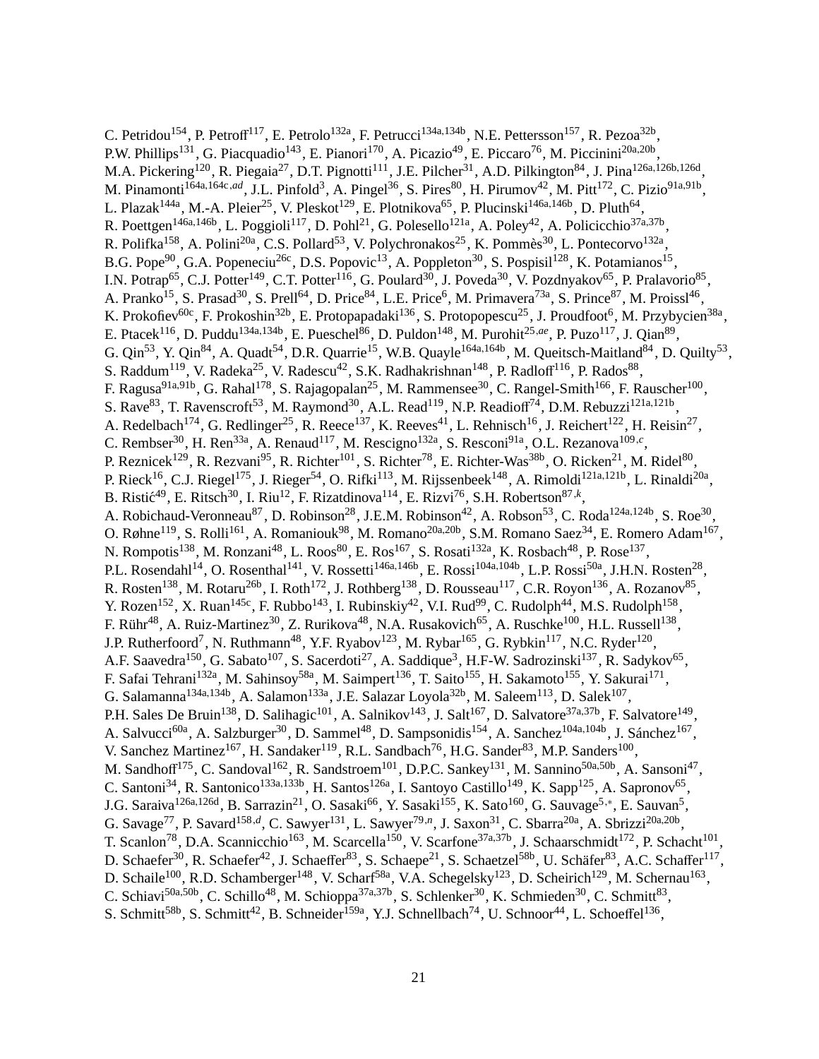C. Petridou[154], P. Petroff[117], E. Petrolo[132a], F. Petrucci[134a,134b], N.E. Pettersson[157], R. Pezoa[32b], P.W. Phillips[131], G. Piacquadio[143], E. Pianori[170], A. Picazio[49], E. Piccaro[76], M. Piccinini[20a,20b], M.A. Pickering[120], R. Piegaia[27], D.T. Pignotti[111], J.E. Pilcher[31], A.D. Pilkington[84], J. Pina[126a,126b,126d], M. Pinamonti[164a,164c,ad], J.L. Pinfold[3], A. Pingel[36], S. Pires[80], H. Pirumov[42], M. Pitt[172], C. Pizio[91a,91b], L. Plazak[144a], M.-A. Pleier[25], V. Pleskot[129], E. Plotnikova[65], P. Plucinski[146a,146b], D. Pluth[64], R. Poettgen[146a,146b], L. Poggioli[117], D. Pohl[21], G. Polesello[121a], A. Poley[42], A. Policicchio[37a,37b], R. Polifka[158], A. Polini[20a], C.S. Pollard[53], V. Polychronakos[25], K. Pommès[30], L. Pontecorvo[132a], B.G. Pope[90], G.A. Popeneciu[26c], D.S. Popovic[13], A. Poppleton[30], S. Pospisil[128], K. Potamianos[15], I.N. Potrap[65], C.J. Potter[149], C.T. Potter[116], G. Poulard[30], J. Poveda[30], V. Pozdnyakov[65], P. Pralavorio[85], A. Pranko[15], S. Prasad[30], S. Prell[64], D. Price[84], L.E. Price[6], M. Primavera[73a], S. Prince[87], M. Proissl[46], K. Prokofiev[60c], F. Prokoshin[32b], E. Protopapadaki[136], S. Protopopescu[25], J. Proudfoot[6], M. Przybycien[38a], E. Ptacek[116], D. Puddu[134a,134b], E. Pueschel[86], D. Puldon[148], M. Purohit[25,ae], P. Puzo[117], J. Qian[89], G. Qin[53], Y. Qin[84], A. Quadt[54], D.R. Quarrie[15], W.B. Quayle[164a,164b], M. Queitsch-Maitland[84], D. Quilty[53], S. Raddum[119], V. Radeka[25], V. Radescu[42], S.K. Radhakrishnan[148], P. Radloff[116], P. Rados[88], F. Ragusa[91a,91b], G. Rahal[178], S. Rajagopalan[25], M. Rammensee[30], C. Rangel-Smith[166], F. Rauscher[100], S. Rave[83], T. Ravenscroft[53], M. Raymond[30], A.L. Read[119], N.P. Readioff[74], D.M. Rebuzzi[121a,121b], A. Redelbach[174], G. Redlinger[25], R. Reece[137], K. Reeves[41], L. Rehnisch[16], J. Reichert[122], H. Reisin[27], C. Rembser[30], H. Ren[33a], A. Renaud[117], M. Rescigno[132a], S. Resconi[91a], O.L. Rezanova[109,c], P. Reznicek[129], R. Rezvani[95], R. Richter[101], S. Richter[78], E. Richter-Was[38b], O. Ricken[21], M. Ridel[80], P. Rieck[16], C.J. Riegel[175], J. Rieger[54], O. Rifki[113], M. Rijssenbeek[148], A. Rimoldi[121a,121b], L. Rinaldi[20a], B. Ristić[49], E. Ritsch[30], I. Riu[12], F. Rizatdinova[114], E. Rizvi[76], S.H. Robertson[87,k], A. Robichaud-Veronneau[87], D. Robinson[28], J.E.M. Robinson[42], A. Robson[53], C. Roda[124a,124b], S. Roe[30], O. Røhne[119], S. Rolli[161], A. Romaniouk[98], M. Romano[20a,20b], S.M. Romano Saez[34], E. Romero Adam[167], N. Rompotis[138], M. Ronzani[48], L. Roos[80], E. Ros[167], S. Rosati[132a], K. Rosbach[48], P. Rose[137], P.L. Rosendahl[14], O. Rosenthal[141], V. Rossetti[146a,146b], E. Rossi[104a,104b], L.P. Rossi[50a], J.H.N. Rosten[28], R. Rosten[138], M. Rotaru[26b], I. Roth[172], J. Rothberg[138], D. Rousseau[117], C.R. Royon[136], A. Rozanov[85], Y. Rozen[152], X. Ruan[145c], F. Rubbo[143], I. Rubinskiy[42], V.I. Rud[99], C. Rudolph[44], M.S. Rudolph[158], F. Rühr[48], A. Ruiz-Martinez[30], Z. Rurikova[48], N.A. Rusakovich[65], A. Ruschke[100], H.L. Russell[138], J.P. Rutherfoord[7], N. Ruthmann[48], Y.F. Ryabov[123], M. Rybar[165], G. Rybkin[117], N.C. Ryder[120], A.F. Saavedra[150], G. Sabato[107], S. Sacerdoti[27], A. Saddique[3], H.F-W. Sadrozinski[137], R. Sadykov[65], F. Safai Tehrani[132a], M. Sahinsoy[58a], M. Saimpert[136], T. Saito[155], H. Sakamoto[155], Y. Sakurai[171], G. Salamanna[134a,134b], A. Salamon[133a], J.E. Salazar Loyola[32b], M. Saleem[113], D. Salek[107], P.H. Sales De Bruin[138], D. Salihagic[101], A. Salnikov[143], J. Salt[167], D. Salvatore[37a,37b], F. Salvatore[149], A. Salvucci[60a], A. Salzburger[30], D. Sammel[48], D. Sampsonidis[154], A. Sanchez[104a,104b], J. Sánchez[167], V. Sanchez Martinez[167], H. Sandaker[119], R.L. Sandbach[76], H.G. Sander[83], M.P. Sanders[100], M. Sandhoff[175], C. Sandoval[162], R. Sandstroem[101], D.P.C. Sankey[131], M. Sannino[50a,50b], A. Sansoni[47], C. Santoni[34], R. Santonico[133a,133b], H. Santos[126a], I. Santoyo Castillo[149], K. Sapp[125], A. Sapronov[65], J.G. Saraiva[126a,126d], B. Sarrazin[21], O. Sasaki[66], Y. Sasaki[155], K. Sato[160], G. Sauvage[5,*], E. Sauvan[5], G. Savage[77], P. Savard[158,d], C. Sawyer[131], L. Sawyer[79,n], J. Saxon[31], C. Sbarra[20a], A. Sbrizzi[20a,20b], T. Scanlon[78], D.A. Scannicchio[163], M. Scarcella[150], V. Scarfone[37a,37b], J. Schaarschmidt[172], P. Schacht[101], D. Schaefer[30], R. Schaefer[42], J. Schaeffer[83], S. Schaepe[21], S. Schaetzel[58b], U. Schäfer[83], A.C. Schaffer[117], D. Schaile[100], R.D. Schamberger[148], V. Scharf[58a], V.A. Schegelsky[123], D. Scheirich[129], M. Schernau[163], C. Schiavi[50a,50b], C. Schillo[48], M. Schioppa[37a,37b], S. Schlenker[30], K. Schmieden[30], C. Schmitt[83], S. Schmitt[58b], S. Schmitt[42], B. Schneider[159a], Y.J. Schnellbach[74], U. Schnoor[44], L. Schoeffel[136],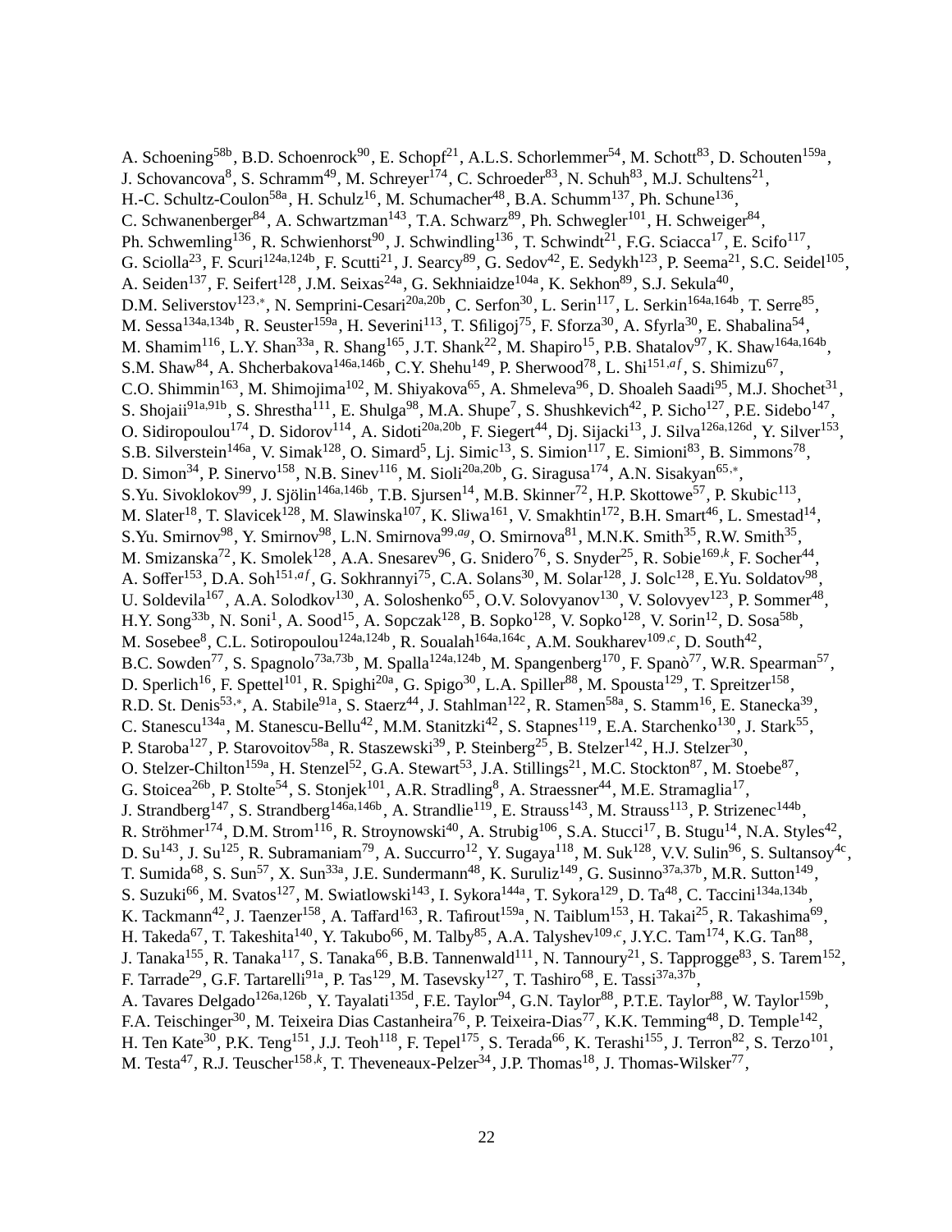A. Schoening[58b], B.D. Schoenrock[90], E. Schopf[21], A.L.S. Schorlemmer[54], M. Schott[83], D. Schouten[159a], J. Schovancova[8], S. Schramm[49], M. Schreyer[174], C. Schroeder[83], N. Schuh[83], M.J. Schultens[21], H.-C. Schultz-Coulon[58a], H. Schulz[16], M. Schumacher[48], B.A. Schumm[137], Ph. Schune[136], C. Schwanenberger[84], A. Schwartzman[143], T.A. Schwarz[89], Ph. Schwegler[101], H. Schweiger[84], Ph. Schwemling[136], R. Schwienhorst[90], J. Schwindling[136], T. Schwindt[21], F.G. Sciacca[17], E. Scifo[117], G. Sciolla[23], F. Scuri[124a,124b], F. Scutti[21], J. Searcy[89], G. Sedov[42], E. Sedykh[123], P. Seema[21], S.C. Seidel[105], A. Seiden[137], F. Seifert[128], J.M. Seixas[24a], G. Sekhniaidze[104a], K. Sekhon[89], S.J. Sekula[40], D.M. Seliverstov[123,*], N. Semprini-Cesari[20a,20b], C. Serfon[30], L. Serin[117], L. Serkin[164a,164b], T. Serre[85], M. Sessa[134a,134b], R. Seuster[159a], H. Severini[113], T. Sfiligoj[75], F. Sforza[30], A. Sfyrla[30], E. Shabalina[54], M. Shamim[116], L.Y. Shan[33a], R. Shang[165], J.T. Shank[22], M. Shapiro[15], P.B. Shatalov[97], K. Shaw[164a,164b], S.M. Shaw[84], A. Shcherbakova[146a,146b], C.Y. Shehu[149], P. Sherwood[78], L. Shi[151,af], S. Shimizu[67], C.O. Shimmin[163], M. Shimojima[102], M. Shiyakova[65], A. Shmeleva[96], D. Shoaleh Saadi[95], M.J. Shochet[31], S. Shojaii[91a,91b], S. Shrestha[111], E. Shulga[98], M.A. Shupe[7], S. Shushkevich[42], P. Sicho[127], P.E. Sidebo[147], O. Sidiropoulou[174], D. Sidorov[114], A. Sidoti[20a,20b], F. Siegert[44], Dj. Sijacki[13], J. Silva[126a,126d], Y. Silver[153], S.B. Silverstein[146a], V. Simak[128], O. Simard[5], Lj. Simic[13], S. Simion[117], E. Simioni[83], B. Simmons[78], D. Simon[34], P. Sinervo[158], N.B. Sinev[116], M. Sioli[20a,20b], G. Siragusa[174], A.N. Sisakyan[65,*], S.Yu. Sivoklokov[99], J. Sjölin[146a,146b], T.B. Sjursen[14], M.B. Skinner[72], H.P. Skottowe[57], P. Skubic[113], M. Slater[18], T. Slavicek[128], M. Slawinska[107], K. Sliwa[161], V. Smakhtin[172], B.H. Smart[46], L. Smestad[14], S.Yu. Smirnov[98], Y. Smirnov[98], L.N. Smirnova[99,ag], O. Smirnova[81], M.N.K. Smith[35], R.W. Smith[35], M. Smizanska[72], K. Smolek[128], A.A. Snesarev[96], G. Snidero[76], S. Snyder[25], R. Sobie[169,k], F. Socher[44], A. Soffer[153], D.A. Soh[151,af], G. Sokhrannyi[75], C.A. Solans[30], M. Solar[128], J. Solc[128], E.Yu. Soldatov[98], U. Soldevila[167], A.A. Solodkov[130], A. Soloshenko[65], O.V. Solovyanov[130], V. Solovyev[123], P. Sommer[48], H.Y. Song[33b], N. Soni[1], A. Sood[15], A. Sopczak[128], B. Sopko[128], V. Sopko[128], V. Sorin[12], D. Sosa[58b], M. Sosebee[8], C.L. Sotiropoulou[124a,124b], R. Soualah[164a,164c], A.M. Soukharev[109,c], D. South[42], B.C. Sowden[77], S. Spagnolo[73a,73b], M. Spalla[124a,124b], M. Spangenberg[170], F. Spanò[77], W.R. Spearman[57], D. Sperlich[16], F. Spettel[101], R. Spighi[20a], G. Spigo[30], L.A. Spiller[88], M. Spousta[129], T. Spreitzer[158], R.D. St. Denis[53,*], A. Stabile[91a], S. Staerz[44], J. Stahlman[122], R. Stamen[58a], S. Stamm[16], E. Stanecka[39], C. Stanescu[134a], M. Stanescu-Bellu[42], M.M. Stanitzki[42], S. Stapnes[119], E.A. Starchenko[130], J. Stark[55], P. Staroba[127], P. Starovoitov[58a], R. Staszewski[39], P. Steinberg[25], B. Stelzer[142], H.J. Stelzer[30], O. Stelzer-Chilton[159a], H. Stenzel[52], G.A. Stewart[53], J.A. Stillings[21], M.C. Stockton[87], M. Stoebe[87], G. Stoicea[26b], P. Stolte[54], S. Stonjek[101], A.R. Stradling[8], A. Straessner[44], M.E. Stramaglia[17], J. Strandberg[147], S. Strandberg[146a,146b], A. Strandlie[119], E. Strauss[143], M. Strauss[113], P. Strizenec[144b], R. Ströhmer[174], D.M. Strom[116], R. Stroynowski[40], A. Strubig[106], S.A. Stucci[17], B. Stugu[14], N.A. Styles[42], D. Su[143], J. Su[125], R. Subramaniam[79], A. Succurro[12], Y. Sugaya[118], M. Suk[128], V.V. Sulin[96], S. Sultansoy[4c], T. Sumida[68], S. Sun[57], X. Sun[33a], J.E. Sundermann[48], K. Suruliz[149], G. Susinno[37a,37b], M.R. Sutton[149], S. Suzuki[66], M. Svatos[127], M. Swiatlowski[143], I. Sykora[144a], T. Sykora[129], D. Ta[48], C. Taccini[134a,134b], K. Tackmann[42], J. Taenzer[158], A. Taffard[163], R. Tafirout[159a], N. Taiblum[153], H. Takai[25], R. Takashima[69], H. Takeda[67], T. Takeshita[140], Y. Takubo[66], M. Talby[85], A.A. Talyshev[109,c], J.Y.C. Tam[174], K.G. Tan[88], J. Tanaka[155], R. Tanaka[117], S. Tanaka[66], B.B. Tannenwald[111], N. Tannoury[21], S. Tapprogge[83], S. Tarem[152], F. Tarrade[29], G.F. Tartarelli[91a], P. Tas[129], M. Tasevsky[127], T. Tashiro[68], E. Tassi[37a,37b], A. Tavares Delgado[126a,126b], Y. Tayalati[135d], F.E. Taylor[94], G.N. Taylor[88], P.T.E. Taylor[88], W. Taylor[159b], F.A. Teischinger[30], M. Teixeira Dias Castanheira[76], P. Teixeira-Dias[77], K.K. Temming[48], D. Temple[142], H. Ten Kate[30], P.K. Teng[151], J.J. Teoh[118], F. Tepel[175], S. Terada[66], K. Terashi[155], J. Terron[82], S. Terzo[101], M. Testa[47], R.J. Teuscher[158,k], T. Theveneaux-Pelzer[34], J.P. Thomas[18], J. Thomas-Wilsker[77],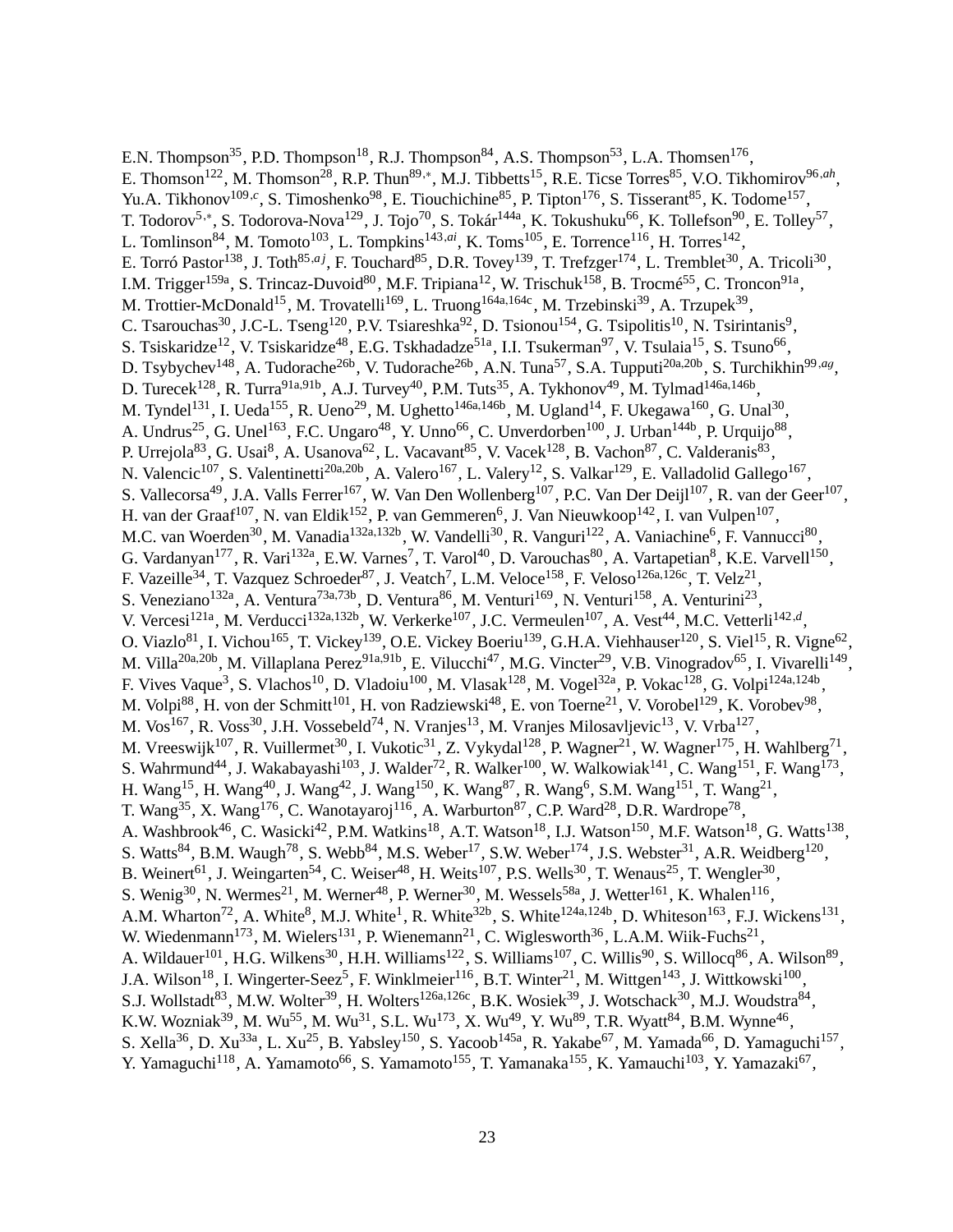E.N. Thompson[35], P.D. Thompson[18], R.J. Thompson[84], A.S. Thompson[53], L.A. Thomsen[176], E. Thomson[122], M. Thomson[28], R.P. Thun[89,*], M.J. Tibbetts[15], R.E. Ticse Torres[85], V.O. Tikhomirov[96,ah], Yu.A. Tikhonov[109,c], S. Timoshenko[98], E. Tiouchichine[85], P. Tipton[176], S. Tisserant[85], K. Todome[157], T. Todorov[5,*], S. Todorova-Nova[129], J. Tojo[70], S. Tokár[144a], K. Tokushuku[66], K. Tollefson[90], E. Tolley[57], L. Tomlinson[84], M. Tomoto[103], L. Tompkins[143,ai], K. Toms[105], E. Torrence[116], H. Torres[142], E. Torró Pastor[138], J. Toth[85,aj], F. Touchard[85], D.R. Tovey[139], T. Trefzger[174], L. Tremblet[30], A. Tricoli[30], I.M. Trigger[159a], S. Trincaz-Duvoid[80], M.F. Tripiana[12], W. Trischuk[158], B. Trocmé[55], C. Troncon[91a], M. Trottier-McDonald[15], M. Trovatelli[169], L. Truong[164a,164c], M. Trzebinski[39], A. Trzupek[39], C. Tsarouchas[30], J.C-L. Tseng[120], P.V. Tsiareshka[92], D. Tsionou[154], G. Tsipolitis[10], N. Tsirintanis[9], S. Tsiskaridze[12], V. Tsiskaridze[48], E.G. Tskhadadze[51a], I.I. Tsukerman[97], V. Tsulaia[15], S. Tsuno[66], D. Tsybychev[148], A. Tudorache[26b], V. Tudorache[26b], A.N. Tuna[57], S.A. Tupputi[20a,20b], S. Turchikhin[99,ag], D. Turecek[128], R. Turra[91a,91b], A.J. Turvey[40], P.M. Tuts[35], A. Tykhonov[49], M. Tylmad[146a,146b], M. Tyndel[131], I. Ueda[155], R. Ueno[29], M. Ughetto[146a,146b], M. Ugland[14], F. Ukegawa[160], G. Unal[30], A. Undrus[25], G. Unel[163], F.C. Ungaro[48], Y. Unno[66], C. Unverdorben[100], J. Urban[144b], P. Urquijo[88], P. Urrejola[83], G. Usai[8], A. Usanova[62], L. Vacavant[85], V. Vacek[128], B. Vachon[87], C. Valderanis[83], N. Valencic[107], S. Valentinetti[20a,20b], A. Valero[167], L. Valery[12], S. Valkar[129], E. Valladolid Gallego[167], S. Vallecorsa[49], J.A. Valls Ferrer[167], W. Van Den Wollenberg[107], P.C. Van Der Deijl[107], R. van der Geer[107], H. van der Graaf[107], N. van Eldik[152], P. van Gemmeren[6], J. Van Nieuwkoop[142], I. van Vulpen[107], M.C. van Woerden[30], M. Vanadia[132a,132b], W. Vandelli[30], R. Vanguri[122], A. Vaniachine[6], F. Vannucci[80], G. Vardanyan[177], R. Vari[132a], E.W. Varnes[7], T. Varol[40], D. Varouchas[80], A. Vartapetian[8], K.E. Varvell[150], F. Vazeille[34], T. Vazquez Schroeder[87], J. Veatch[7], L.M. Veloce[158], F. Veloso[126a,126c], T. Velz[21], S. Veneziano[132a], A. Ventura[73a,73b], D. Ventura[86], M. Venturi[169], N. Venturi[158], A. Venturini[23], V. Vercesi[121a], M. Verducci[132a,132b], W. Verkerke[107], J.C. Vermeulen[107], A. Vest[44], M.C. Vetterli[142,d], O. Viazlo[81], I. Vichou[165], T. Vickey[139], O.E. Vickey Boeriu[139], G.H.A. Viehhauser[120], S. Viel[15], R. Vigne[62], M. Villa[20a,20b], M. Villaplana Perez[91a,91b], E. Vilucchi[47], M.G. Vincter[29], V.B. Vinogradov[65], I. Vivarelli[149], F. Vives Vaque[3], S. Vlachos[10], D. Vladoiu[100], M. Vlasak[128], M. Vogel[32a], P. Vokac[128], G. Volpi[124a,124b], M. Volpi[88], H. von der Schmitt[101], H. von Radziewski[48], E. von Toerne[21], V. Vorobel[129], K. Vorobev[98], M. Vos[167], R. Voss[30], J.H. Vossebeld[74], N. Vranjes[13], M. Vranjes Milosavljevic[13], V. Vrba[127], M. Vreeswijk[107], R. Vuillermet[30], I. Vukotic[31], Z. Vykydal[128], P. Wagner[21], W. Wagner[175], H. Wahlberg[71], S. Wahrmund[44], J. Wakabayashi[103], J. Walder[72], R. Walker[100], W. Walkowiak[141], C. Wang[151], F. Wang[173], H. Wang[15], H. Wang[40], J. Wang[42], J. Wang[150], K. Wang[87], R. Wang[6], S.M. Wang[151], T. Wang[21], T. Wang[35], X. Wang[176], C. Wanotayaroj[116], A. Warburton[87], C.P. Ward[28], D.R. Wardrope[78], A. Washbrook[46], C. Wasicki[42], P.M. Watkins[18], A.T. Watson[18], I.J. Watson[150], M.F. Watson[18], G. Watts[138], S. Watts[84], B.M. Waugh[78], S. Webb[84], M.S. Weber[17], S.W. Weber[174], J.S. Webster[31], A.R. Weidberg[120], B. Weinert[61], J. Weingarten[54], C. Weiser[48], H. Weits[107], P.S. Wells[30], T. Wenaus[25], T. Wengler[30], S. Wenig[30], N. Wermes[21], M. Werner[48], P. Werner[30], M. Wessels[58a], J. Wetter[161], K. Whalen[116], A.M. Wharton[72], A. White[8], M.J. White[1], R. White[32b], S. White[124a,124b], D. Whiteson[163], F.J. Wickens[131], W. Wiedenmann[173], M. Wielers[131], P. Wienemann[21], C. Wiglesworth[36], L.A.M. Wiik-Fuchs[21], A. Wildauer[101], H.G. Wilkens[30], H.H. Williams[122], S. Williams[107], C. Willis[90], S. Willocq[86], A. Wilson[89], J.A. Wilson[18], I. Wingerter-Seez[5], F. Winklmeier[116], B.T. Winter[21], M. Wittgen[143], J. Wittkowski[100], S.J. Wollstadt[83], M.W. Wolter[39], H. Wolters[126a,126c], B.K. Wosiek[39], J. Wotschack[30], M.J. Woudstra[84], K.W. Wozniak[39], M. Wu[55], M. Wu[31], S.L. Wu[173], X. Wu[49], Y. Wu[89], T.R. Wyatt[84], B.M. Wynne[46], S. Xella[36], D. Xu[33a], L. Xu[25], B. Yabsley[150], S. Yacoob[145a], R. Yakabe[67], M. Yamada[66], D. Yamaguchi[157], Y. Yamaguchi[118], A. Yamamoto[66], S. Yamamoto[155], T. Yamanaka[155], K. Yamauchi[103], Y. Yamazaki[67],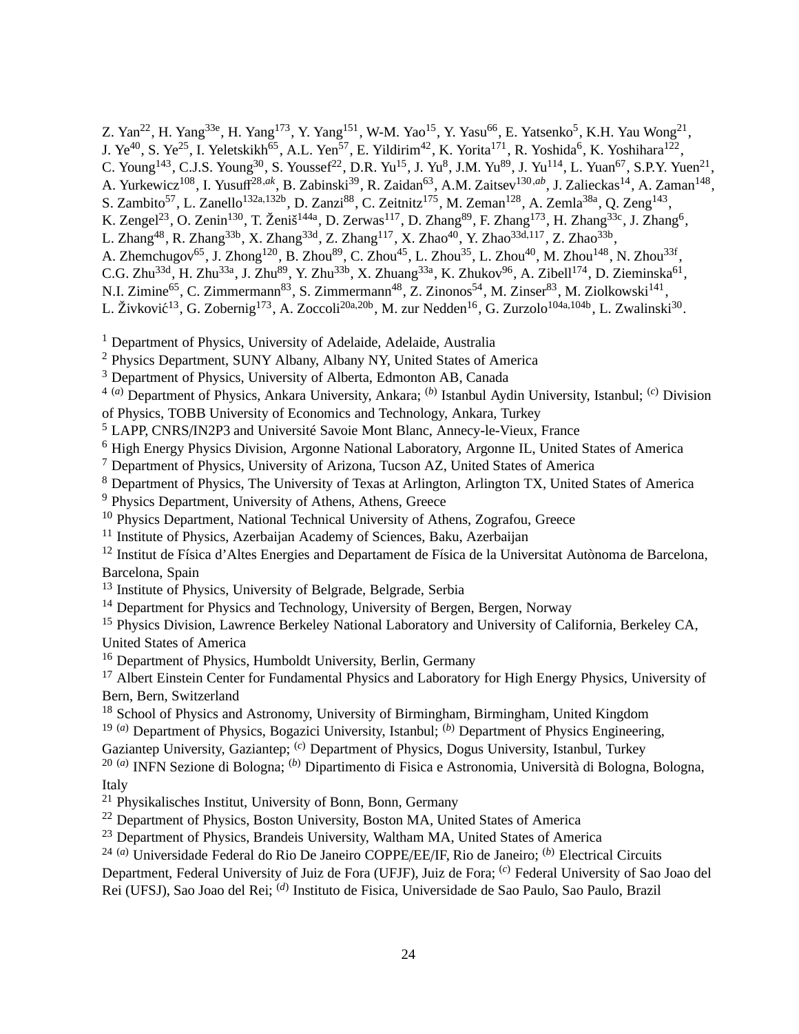Z. Yan[22], H. Yang[33e], H. Yang[173], Y. Yang[151], W-M. Yao[15], Y. Yasu[66], E. Yatsenko[5], K.H. Yau Wong[21], J. Ye[40], S. Ye[25], I. Yeletskikh[65], A.L. Yen[57], E. Yildirim[42], K. Yorita[171], R. Yoshida[6], K. Yoshihara[122], C. Young[143], C.J.S. Young[30], S. Youssef[22], D.R. Yu[15], J. Yu[8], J.M. Yu[89], J. Yu[114], L. Yuan[67], S.P.Y. Yuen[21], A. Yurkewicz[108], I. Yusuff[28,ak], B. Zabinski[39], R. Zaidan[63], A.M. Zaitsev[130,ab], J. Zalieckas[14], A. Zaman[148], S. Zambito[57], L. Zanello[132a,132b], D. Zanzi[88], C. Zeitnitz[175], M. Zeman[128], A. Zemla[38a], Q. Zeng[143], K. Zengel[23], O. Zenin[130], T. Ženiš[144a], D. Zerwas[117], D. Zhang[89], F. Zhang[173], H. Zhang[33c], J. Zhang[6], L. Zhang[48], R. Zhang[33b], X. Zhang[33d], Z. Zhang[117], X. Zhao[40], Y. Zhao[33d,117], Z. Zhao[33b], A. Zhemchugov[65], J. Zhong[120], B. Zhou[89], C. Zhou[45], L. Zhou[35], L. Zhou[40], M. Zhou[148], N. Zhou[33f], C.G. Zhu[33d], H. Zhu[33a], J. Zhu[89], Y. Zhu[33b], X. Zhuang[33a], K. Zhukov[96], A. Zibell[174], D. Zieminska[61], N.I. Zimine[65], C. Zimmermann[83], S. Zimmermann[48], Z. Zinonos[54], M. Zinser[83], M. Ziolkowski[141], L. Živković[13], G. Zobernig[173], A. Zoccoli[20a,20b], M. zur Nedden[16], G. Zurzolo[104a,104b], L. Zwalinski[30].

[1] Department of Physics, University of Adelaide, Adelaide, Australia
[2] Physics Department, SUNY Albany, Albany NY, United States of America
[3] Department of Physics, University of Alberta, Edmonton AB, Canada
[4] [(a)] Department of Physics, Ankara University, Ankara; [(b)] Istanbul Aydin University, Istanbul; [(c)] Division of Physics, TOBB University of Economics and Technology, Ankara, Turkey
[5] LAPP, CNRS/IN2P3 and Université Savoie Mont Blanc, Annecy-le-Vieux, France
[6] High Energy Physics Division, Argonne National Laboratory, Argonne IL, United States of America
[7] Department of Physics, University of Arizona, Tucson AZ, United States of America
[8] Department of Physics, The University of Texas at Arlington, Arlington TX, United States of America
[9] Physics Department, University of Athens, Athens, Greece
[10] Physics Department, National Technical University of Athens, Zografou, Greece
[11] Institute of Physics, Azerbaijan Academy of Sciences, Baku, Azerbaijan
[12] Institut de Física d'Altes Energies and Departament de Física de la Universitat Autònoma de Barcelona, Barcelona, Spain
[13] Institute of Physics, University of Belgrade, Belgrade, Serbia
[14] Department for Physics and Technology, University of Bergen, Bergen, Norway
[15] Physics Division, Lawrence Berkeley National Laboratory and University of California, Berkeley CA, United States of America
[16] Department of Physics, Humboldt University, Berlin, Germany
[17] Albert Einstein Center for Fundamental Physics and Laboratory for High Energy Physics, University of Bern, Bern, Switzerland
[18] School of Physics and Astronomy, University of Birmingham, Birmingham, United Kingdom
[19] [(a)] Department of Physics, Bogazici University, Istanbul; [(b)] Department of Physics Engineering, Gaziantep University, Gaziantep; [(c)] Department of Physics, Dogus University, Istanbul, Turkey
[20] [(a)] INFN Sezione di Bologna; [(b)] Dipartimento di Fisica e Astronomia, Università di Bologna, Bologna, Italy
[21] Physikalisches Institut, University of Bonn, Bonn, Germany
[22] Department of Physics, Boston University, Boston MA, United States of America
[23] Department of Physics, Brandeis University, Waltham MA, United States of America
[24] [(a)] Universidade Federal do Rio De Janeiro COPPE/EE/IF, Rio de Janeiro; [(b)] Electrical Circuits Department, Federal University of Juiz de Fora (UFJF), Juiz de Fora; [(c)] Federal University of Sao Joao del Rei (UFSJ), Sao Joao del Rei; [(d)] Instituto de Fisica, Universidade de Sao Paulo, Sao Paulo, Brazil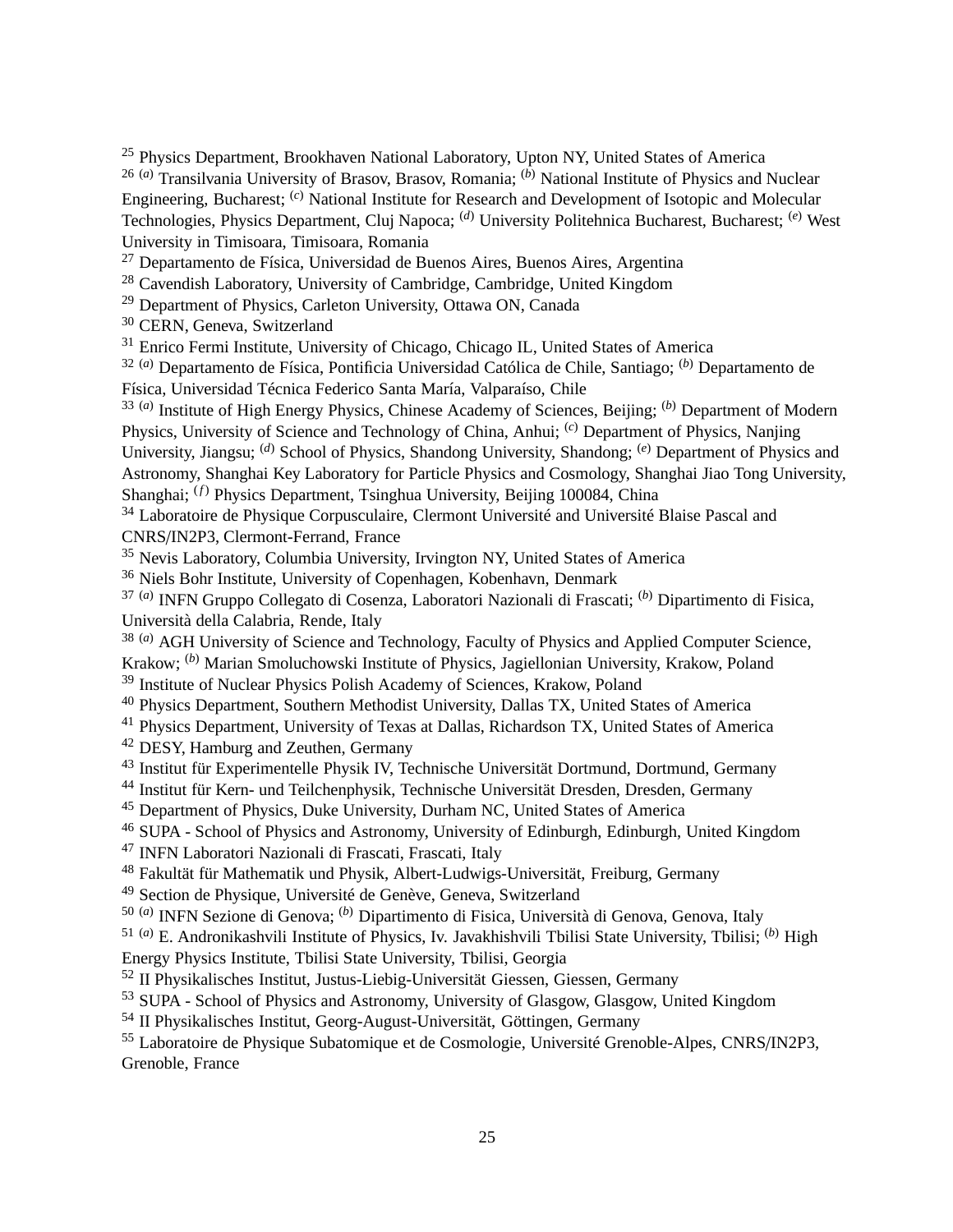[25] Physics Department, Brookhaven National Laboratory, Upton NY, United States of America
[26] [(a)] Transilvania University of Brasov, Brasov, Romania; [(b)] National Institute of Physics and Nuclear Engineering, Bucharest; [(c)] National Institute for Research and Development of Isotopic and Molecular Technologies, Physics Department, Cluj Napoca; [(d)] University Politehnica Bucharest, Bucharest; [(e)] West University in Timisoara, Timisoara, Romania
[27] Departamento de Física, Universidad de Buenos Aires, Buenos Aires, Argentina
[28] Cavendish Laboratory, University of Cambridge, Cambridge, United Kingdom
[29] Department of Physics, Carleton University, Ottawa ON, Canada
[30] CERN, Geneva, Switzerland
[31] Enrico Fermi Institute, University of Chicago, Chicago IL, United States of America
[32] [(a)] Departamento de Física, Pontificia Universidad Católica de Chile, Santiago; [(b)] Departamento de Física, Universidad Técnica Federico Santa María, Valparaíso, Chile
[33] [(a)] Institute of High Energy Physics, Chinese Academy of Sciences, Beijing; [(b)] Department of Modern Physics, University of Science and Technology of China, Anhui; [(c)] Department of Physics, Nanjing University, Jiangsu; [(d)] School of Physics, Shandong University, Shandong; [(e)] Department of Physics and Astronomy, Shanghai Key Laboratory for Particle Physics and Cosmology, Shanghai Jiao Tong University, Shanghai; [(f)] Physics Department, Tsinghua University, Beijing 100084, China
[34] Laboratoire de Physique Corpusculaire, Clermont Université and Université Blaise Pascal and CNRS/IN2P3, Clermont-Ferrand, France
[35] Nevis Laboratory, Columbia University, Irvington NY, United States of America
[36] Niels Bohr Institute, University of Copenhagen, Kobenhavn, Denmark
[37] [(a)] INFN Gruppo Collegato di Cosenza, Laboratori Nazionali di Frascati; [(b)] Dipartimento di Fisica, Università della Calabria, Rende, Italy
[38] [(a)] AGH University of Science and Technology, Faculty of Physics and Applied Computer Science, Krakow; [(b)] Marian Smoluchowski Institute of Physics, Jagiellonian University, Krakow, Poland
[39] Institute of Nuclear Physics Polish Academy of Sciences, Krakow, Poland
[40] Physics Department, Southern Methodist University, Dallas TX, United States of America
[41] Physics Department, University of Texas at Dallas, Richardson TX, United States of America
[42] DESY, Hamburg and Zeuthen, Germany
[43] Institut für Experimentelle Physik IV, Technische Universität Dortmund, Dortmund, Germany
[44] Institut für Kern- und Teilchenphysik, Technische Universität Dresden, Dresden, Germany
[45] Department of Physics, Duke University, Durham NC, United States of America
[46] SUPA - School of Physics and Astronomy, University of Edinburgh, Edinburgh, United Kingdom
[47] INFN Laboratori Nazionali di Frascati, Frascati, Italy
[48] Fakultät für Mathematik und Physik, Albert-Ludwigs-Universität, Freiburg, Germany
[49] Section de Physique, Université de Genève, Geneva, Switzerland
[50] [(a)] INFN Sezione di Genova; [(b)] Dipartimento di Fisica, Università di Genova, Genova, Italy
[51] [(a)] E. Andronikashvili Institute of Physics, Iv. Javakhishvili Tbilisi State University, Tbilisi; [(b)] High Energy Physics Institute, Tbilisi State University, Tbilisi, Georgia
[52] II Physikalisches Institut, Justus-Liebig-Universität Giessen, Giessen, Germany
[53] SUPA - School of Physics and Astronomy, University of Glasgow, Glasgow, United Kingdom
[54] II Physikalisches Institut, Georg-August-Universität, Göttingen, Germany
[55] Laboratoire de Physique Subatomique et de Cosmologie, Université Grenoble-Alpes, CNRS/IN2P3, Grenoble, France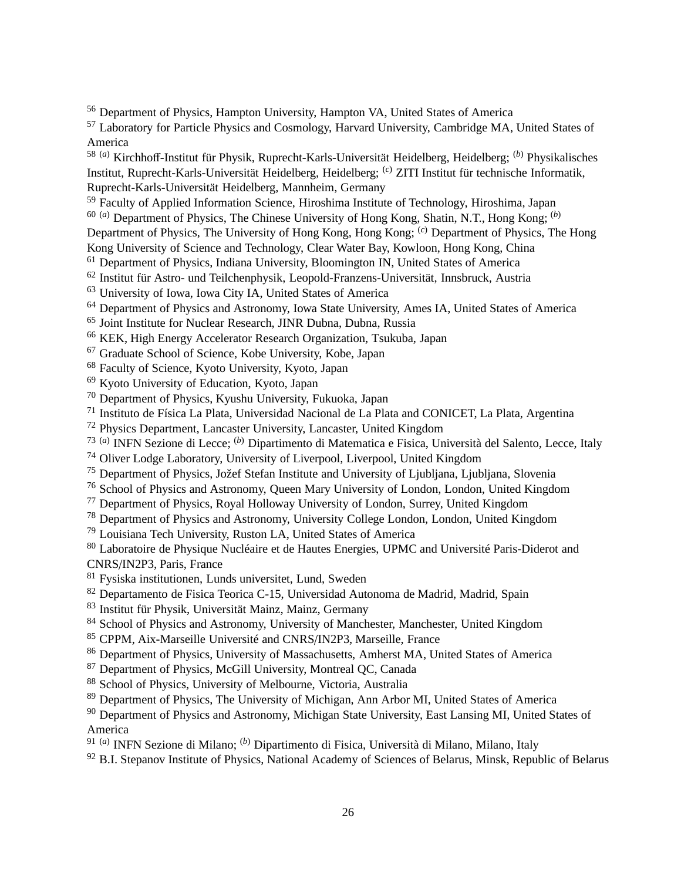[56] Department of Physics, Hampton University, Hampton VA, United States of America
[57] Laboratory for Particle Physics and Cosmology, Harvard University, Cambridge MA, United States of America
[58] [(a)] Kirchhoff-Institut für Physik, Ruprecht-Karls-Universität Heidelberg, Heidelberg; [(b)] Physikalisches Institut, Ruprecht-Karls-Universität Heidelberg, Heidelberg; [(c)] ZITI Institut für technische Informatik, Ruprecht-Karls-Universität Heidelberg, Mannheim, Germany
[59] Faculty of Applied Information Science, Hiroshima Institute of Technology, Hiroshima, Japan
[60] [(a)] Department of Physics, The Chinese University of Hong Kong, Shatin, N.T., Hong Kong; [(b)] Department of Physics, The University of Hong Kong, Hong Kong; [(c)] Department of Physics, The Hong Kong University of Science and Technology, Clear Water Bay, Kowloon, Hong Kong, China
[61] Department of Physics, Indiana University, Bloomington IN, United States of America
[62] Institut für Astro- und Teilchenphysik, Leopold-Franzens-Universität, Innsbruck, Austria
[63] University of Iowa, Iowa City IA, United States of America
[64] Department of Physics and Astronomy, Iowa State University, Ames IA, United States of America
[65] Joint Institute for Nuclear Research, JINR Dubna, Dubna, Russia
[66] KEK, High Energy Accelerator Research Organization, Tsukuba, Japan
[67] Graduate School of Science, Kobe University, Kobe, Japan
[68] Faculty of Science, Kyoto University, Kyoto, Japan
[69] Kyoto University of Education, Kyoto, Japan
[70] Department of Physics, Kyushu University, Fukuoka, Japan
[71] Instituto de Física La Plata, Universidad Nacional de La Plata and CONICET, La Plata, Argentina
[72] Physics Department, Lancaster University, Lancaster, United Kingdom
[73] [(a)] INFN Sezione di Lecce; [(b)] Dipartimento di Matematica e Fisica, Università del Salento, Lecce, Italy
[74] Oliver Lodge Laboratory, University of Liverpool, Liverpool, United Kingdom
[75] Department of Physics, Jožef Stefan Institute and University of Ljubljana, Ljubljana, Slovenia
[76] School of Physics and Astronomy, Queen Mary University of London, London, United Kingdom
[77] Department of Physics, Royal Holloway University of London, Surrey, United Kingdom
[78] Department of Physics and Astronomy, University College London, London, United Kingdom
[79] Louisiana Tech University, Ruston LA, United States of America
[80] Laboratoire de Physique Nucléaire et de Hautes Energies, UPMC and Université Paris-Diderot and CNRS/IN2P3, Paris, France
[81] Fysiska institutionen, Lunds universitet, Lund, Sweden
[82] Departamento de Fisica Teorica C-15, Universidad Autonoma de Madrid, Madrid, Spain
[83] Institut für Physik, Universität Mainz, Mainz, Germany
[84] School of Physics and Astronomy, University of Manchester, Manchester, United Kingdom
[85] CPPM, Aix-Marseille Université and CNRS/IN2P3, Marseille, France
[86] Department of Physics, University of Massachusetts, Amherst MA, United States of America
[87] Department of Physics, McGill University, Montreal QC, Canada
[88] School of Physics, University of Melbourne, Victoria, Australia
[89] Department of Physics, The University of Michigan, Ann Arbor MI, United States of America
[90] Department of Physics and Astronomy, Michigan State University, East Lansing MI, United States of America
[91] [(a)] INFN Sezione di Milano; [(b)] Dipartimento di Fisica, Università di Milano, Milano, Italy
[92] B.I. Stepanov Institute of Physics, National Academy of Sciences of Belarus, Minsk, Republic of Belarus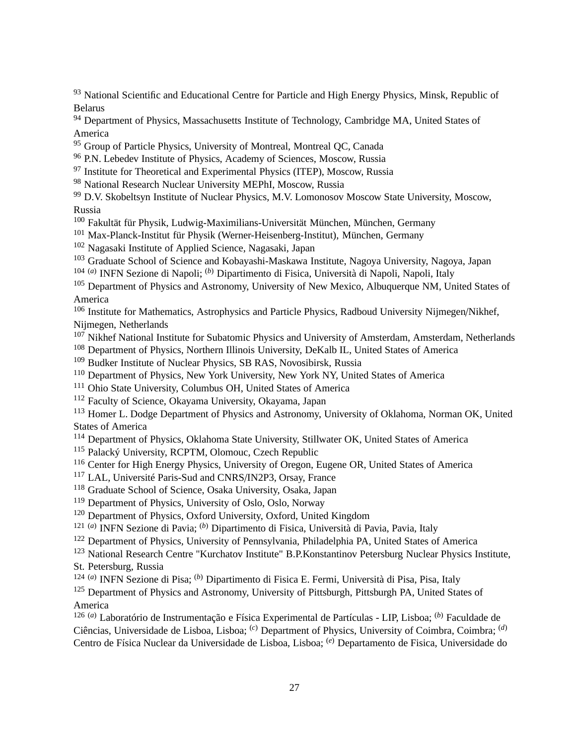[93] National Scientific and Educational Centre for Particle and High Energy Physics, Minsk, Republic of Belarus
[94] Department of Physics, Massachusetts Institute of Technology, Cambridge MA, United States of America
[95] Group of Particle Physics, University of Montreal, Montreal QC, Canada
[96] P.N. Lebedev Institute of Physics, Academy of Sciences, Moscow, Russia
[97] Institute for Theoretical and Experimental Physics (ITEP), Moscow, Russia
[98] National Research Nuclear University MEPhI, Moscow, Russia
[99] D.V. Skobeltsyn Institute of Nuclear Physics, M.V. Lomonosov Moscow State University, Moscow, Russia
[100] Fakultät für Physik, Ludwig-Maximilians-Universität München, München, Germany
[101] Max-Planck-Institut für Physik (Werner-Heisenberg-Institut), München, Germany
[102] Nagasaki Institute of Applied Science, Nagasaki, Japan
[103] Graduate School of Science and Kobayashi-Maskawa Institute, Nagoya University, Nagoya, Japan
[104] [(a)] INFN Sezione di Napoli; [(b)] Dipartimento di Fisica, Università di Napoli, Napoli, Italy
[105] Department of Physics and Astronomy, University of New Mexico, Albuquerque NM, United States of America
[106] Institute for Mathematics, Astrophysics and Particle Physics, Radboud University Nijmegen/Nikhef, Nijmegen, Netherlands
[107] Nikhef National Institute for Subatomic Physics and University of Amsterdam, Amsterdam, Netherlands
[108] Department of Physics, Northern Illinois University, DeKalb IL, United States of America
[109] Budker Institute of Nuclear Physics, SB RAS, Novosibirsk, Russia
[110] Department of Physics, New York University, New York NY, United States of America
[111] Ohio State University, Columbus OH, United States of America
[112] Faculty of Science, Okayama University, Okayama, Japan
[113] Homer L. Dodge Department of Physics and Astronomy, University of Oklahoma, Norman OK, United States of America
[114] Department of Physics, Oklahoma State University, Stillwater OK, United States of America
[115] Palacký University, RCPTM, Olomouc, Czech Republic
[116] Center for High Energy Physics, University of Oregon, Eugene OR, United States of America
[117] LAL, Université Paris-Sud and CNRS/IN2P3, Orsay, France
[118] Graduate School of Science, Osaka University, Osaka, Japan
[119] Department of Physics, University of Oslo, Oslo, Norway
[120] Department of Physics, Oxford University, Oxford, United Kingdom
[121] [(a)] INFN Sezione di Pavia; [(b)] Dipartimento di Fisica, Università di Pavia, Pavia, Italy
[122] Department of Physics, University of Pennsylvania, Philadelphia PA, United States of America
[123] National Research Centre "Kurchatov Institute" B.P.Konstantinov Petersburg Nuclear Physics Institute, St. Petersburg, Russia
[124] [(a)] INFN Sezione di Pisa; [(b)] Dipartimento di Fisica E. Fermi, Università di Pisa, Pisa, Italy
[125] Department of Physics and Astronomy, University of Pittsburgh, Pittsburgh PA, United States of America
[126] [(a)] Laboratório de Instrumentação e Física Experimental de Partículas - LIP, Lisboa; [(b)] Faculdade de Ciências, Universidade de Lisboa, Lisboa; [(c)] Department of Physics, University of Coimbra, Coimbra; [(d)] Centro de Física Nuclear da Universidade de Lisboa, Lisboa; [(e)] Departamento de Fisica, Universidade do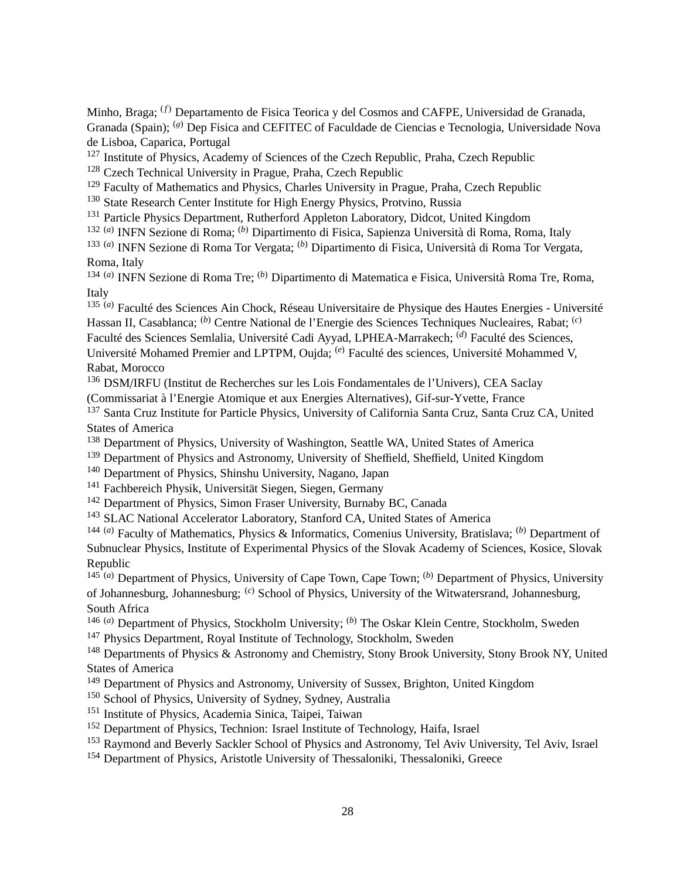Minho, Braga; [(f)] Departamento de Fisica Teorica y del Cosmos and CAFPE, Universidad de Granada, Granada (Spain); [(g)] Dep Fisica and CEFITEC of Faculdade de Ciencias e Tecnologia, Universidade Nova de Lisboa, Caparica, Portugal

[127] Institute of Physics, Academy of Sciences of the Czech Republic, Praha, Czech Republic

[128] Czech Technical University in Prague, Praha, Czech Republic

[129] Faculty of Mathematics and Physics, Charles University in Prague, Praha, Czech Republic

[130] State Research Center Institute for High Energy Physics, Protvino, Russia

[131] Particle Physics Department, Rutherford Appleton Laboratory, Didcot, United Kingdom

[132] [(a)] INFN Sezione di Roma; [(b)] Dipartimento di Fisica, Sapienza Università di Roma, Roma, Italy

[133] [(a)] INFN Sezione di Roma Tor Vergata; [(b)] Dipartimento di Fisica, Università di Roma Tor Vergata, Roma, Italy

[134] [(a)] INFN Sezione di Roma Tre; [(b)] Dipartimento di Matematica e Fisica, Università Roma Tre, Roma, Italy

[135] [(a)] Faculté des Sciences Ain Chock, Réseau Universitaire de Physique des Hautes Energies - Université Hassan II, Casablanca; [(b)] Centre National de l'Energie des Sciences Techniques Nucleaires, Rabat; [(c)] Faculté des Sciences Semlalia, Université Cadi Ayyad, LPHEA-Marrakech; [(d)] Faculté des Sciences, Université Mohamed Premier and LPTPM, Oujda; [(e)] Faculté des sciences, Université Mohammed V, Rabat, Morocco

[136] DSM/IRFU (Institut de Recherches sur les Lois Fondamentales de l'Univers), CEA Saclay (Commissariat à l'Energie Atomique et aux Energies Alternatives), Gif-sur-Yvette, France

[137] Santa Cruz Institute for Particle Physics, University of California Santa Cruz, Santa Cruz CA, United States of America

[138] Department of Physics, University of Washington, Seattle WA, United States of America

[139] Department of Physics and Astronomy, University of Sheffield, Sheffield, United Kingdom

[140] Department of Physics, Shinshu University, Nagano, Japan

[141] Fachbereich Physik, Universität Siegen, Siegen, Germany

[142] Department of Physics, Simon Fraser University, Burnaby BC, Canada

[143] SLAC National Accelerator Laboratory, Stanford CA, United States of America

[144] [(a)] Faculty of Mathematics, Physics & Informatics, Comenius University, Bratislava; [(b)] Department of Subnuclear Physics, Institute of Experimental Physics of the Slovak Academy of Sciences, Kosice, Slovak Republic

[145] [(a)] Department of Physics, University of Cape Town, Cape Town; [(b)] Department of Physics, University of Johannesburg, Johannesburg; [(c)] School of Physics, University of the Witwatersrand, Johannesburg, South Africa

[146] [(a)] Department of Physics, Stockholm University; [(b)] The Oskar Klein Centre, Stockholm, Sweden

[147] Physics Department, Royal Institute of Technology, Stockholm, Sweden

[148] Departments of Physics & Astronomy and Chemistry, Stony Brook University, Stony Brook NY, United States of America

[149] Department of Physics and Astronomy, University of Sussex, Brighton, United Kingdom

[150] School of Physics, University of Sydney, Sydney, Australia

[151] Institute of Physics, Academia Sinica, Taipei, Taiwan

[152] Department of Physics, Technion: Israel Institute of Technology, Haifa, Israel

[153] Raymond and Beverly Sackler School of Physics and Astronomy, Tel Aviv University, Tel Aviv, Israel

[154] Department of Physics, Aristotle University of Thessaloniki, Thessaloniki, Greece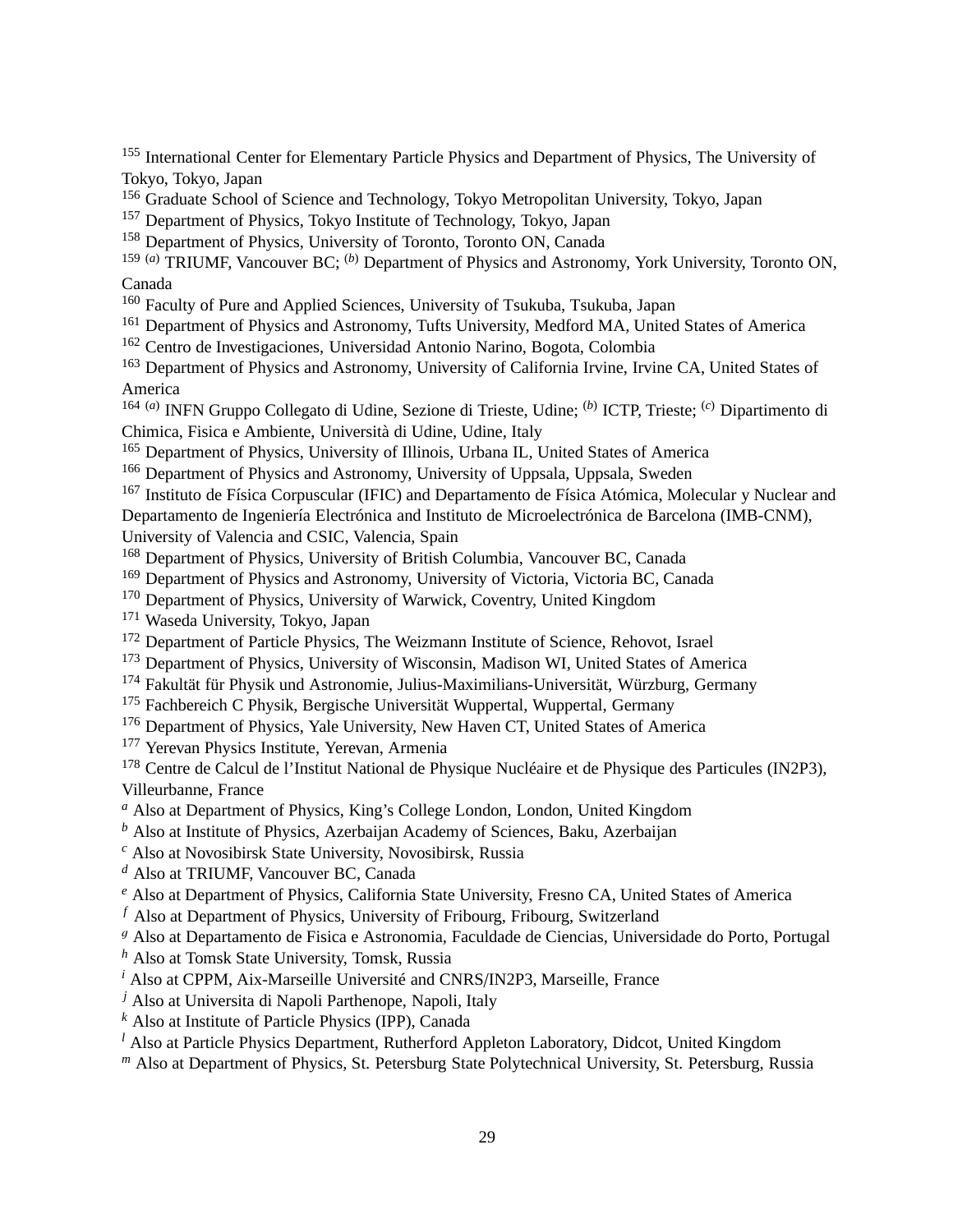[155] International Center for Elementary Particle Physics and Department of Physics, The University of Tokyo, Tokyo, Japan
[156] Graduate School of Science and Technology, Tokyo Metropolitan University, Tokyo, Japan
[157] Department of Physics, Tokyo Institute of Technology, Tokyo, Japan
[158] Department of Physics, University of Toronto, Toronto ON, Canada
[159] [(a)] TRIUMF, Vancouver BC; [(b)] Department of Physics and Astronomy, York University, Toronto ON, Canada
[160] Faculty of Pure and Applied Sciences, University of Tsukuba, Tsukuba, Japan
[161] Department of Physics and Astronomy, Tufts University, Medford MA, United States of America
[162] Centro de Investigaciones, Universidad Antonio Narino, Bogota, Colombia
[163] Department of Physics and Astronomy, University of California Irvine, Irvine CA, United States of America
[164] [(a)] INFN Gruppo Collegato di Udine, Sezione di Trieste, Udine; [(b)] ICTP, Trieste; [(c)] Dipartimento di Chimica, Fisica e Ambiente, Università di Udine, Udine, Italy
[165] Department of Physics, University of Illinois, Urbana IL, United States of America
[166] Department of Physics and Astronomy, University of Uppsala, Uppsala, Sweden
[167] Instituto de Física Corpuscular (IFIC) and Departamento de Física Atómica, Molecular y Nuclear and Departamento de Ingeniería Electrónica and Instituto de Microelectrónica de Barcelona (IMB-CNM), University of Valencia and CSIC, Valencia, Spain
[168] Department of Physics, University of British Columbia, Vancouver BC, Canada
[169] Department of Physics and Astronomy, University of Victoria, Victoria BC, Canada
[170] Department of Physics, University of Warwick, Coventry, United Kingdom
[171] Waseda University, Tokyo, Japan
[172] Department of Particle Physics, The Weizmann Institute of Science, Rehovot, Israel
[173] Department of Physics, University of Wisconsin, Madison WI, United States of America
[174] Fakultät für Physik und Astronomie, Julius-Maximilians-Universität, Würzburg, Germany
[175] Fachbereich C Physik, Bergische Universität Wuppertal, Wuppertal, Germany
[176] Department of Physics, Yale University, New Haven CT, United States of America
[177] Yerevan Physics Institute, Yerevan, Armenia
[178] Centre de Calcul de l'Institut National de Physique Nucléaire et de Physique des Particules (IN2P3), Villeurbanne, France
[a] Also at Department of Physics, King's College London, London, United Kingdom
[b] Also at Institute of Physics, Azerbaijan Academy of Sciences, Baku, Azerbaijan
[c] Also at Novosibirsk State University, Novosibirsk, Russia
[d] Also at TRIUMF, Vancouver BC, Canada
[e] Also at Department of Physics, California State University, Fresno CA, United States of America
[f] Also at Department of Physics, University of Fribourg, Fribourg, Switzerland
[g] Also at Departamento de Fisica e Astronomia, Faculdade de Ciencias, Universidade do Porto, Portugal
[h] Also at Tomsk State University, Tomsk, Russia
[i] Also at CPPM, Aix-Marseille Université and CNRS/IN2P3, Marseille, France
[j] Also at Universita di Napoli Parthenope, Napoli, Italy
[k] Also at Institute of Particle Physics (IPP), Canada
[l] Also at Particle Physics Department, Rutherford Appleton Laboratory, Didcot, United Kingdom
[m] Also at Department of Physics, St. Petersburg State Polytechnical University, St. Petersburg, Russia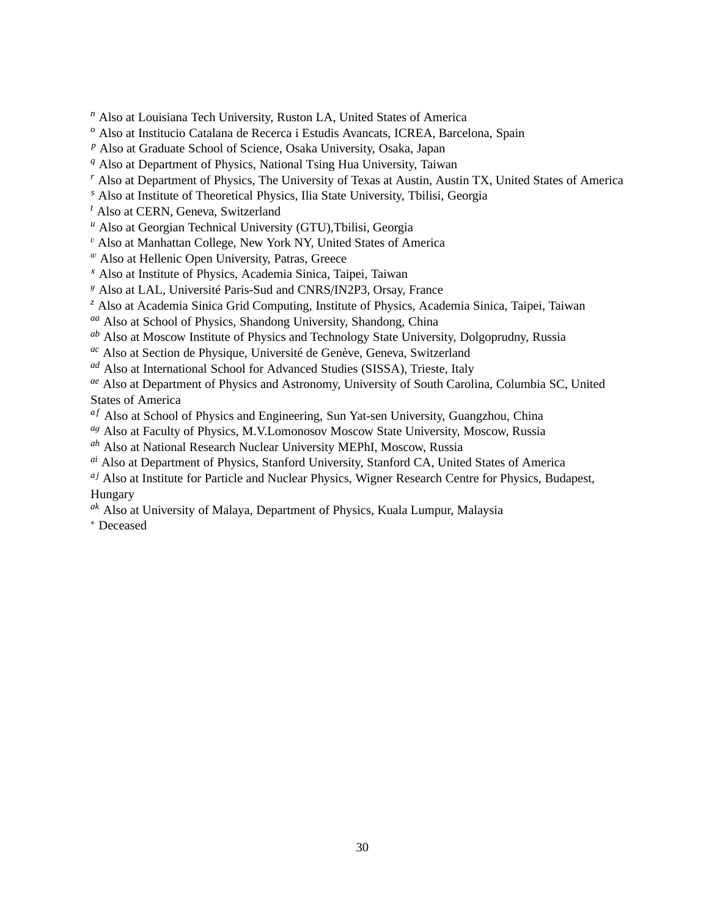[n] Also at Louisiana Tech University, Ruston LA, United States of America
[o] Also at Institucio Catalana de Recerca i Estudis Avancats, ICREA, Barcelona, Spain
[p] Also at Graduate School of Science, Osaka University, Osaka, Japan
[q] Also at Department of Physics, National Tsing Hua University, Taiwan
[r] Also at Department of Physics, The University of Texas at Austin, Austin TX, United States of America
[s] Also at Institute of Theoretical Physics, Ilia State University, Tbilisi, Georgia
[t] Also at CERN, Geneva, Switzerland
[u] Also at Georgian Technical University (GTU),Tbilisi, Georgia
[v] Also at Manhattan College, New York NY, United States of America
[w] Also at Hellenic Open University, Patras, Greece
[x] Also at Institute of Physics, Academia Sinica, Taipei, Taiwan
[y] Also at LAL, Université Paris-Sud and CNRS/IN2P3, Orsay, France
[z] Also at Academia Sinica Grid Computing, Institute of Physics, Academia Sinica, Taipei, Taiwan
[aa] Also at School of Physics, Shandong University, Shandong, China
[ab] Also at Moscow Institute of Physics and Technology State University, Dolgoprudny, Russia
[ac] Also at Section de Physique, Université de Genève, Geneva, Switzerland
[ad] Also at International School for Advanced Studies (SISSA), Trieste, Italy
[ae] Also at Department of Physics and Astronomy, University of South Carolina, Columbia SC, United States of America
[af] Also at School of Physics and Engineering, Sun Yat-sen University, Guangzhou, China
[ag] Also at Faculty of Physics, M.V.Lomonosov Moscow State University, Moscow, Russia
[ah] Also at National Research Nuclear University MEPhI, Moscow, Russia
[ai] Also at Department of Physics, Stanford University, Stanford CA, United States of America
[aj] Also at Institute for Particle and Nuclear Physics, Wigner Research Centre for Physics, Budapest, Hungary
[ak] Also at University of Malaya, Department of Physics, Kuala Lumpur, Malaysia
[*] Deceased